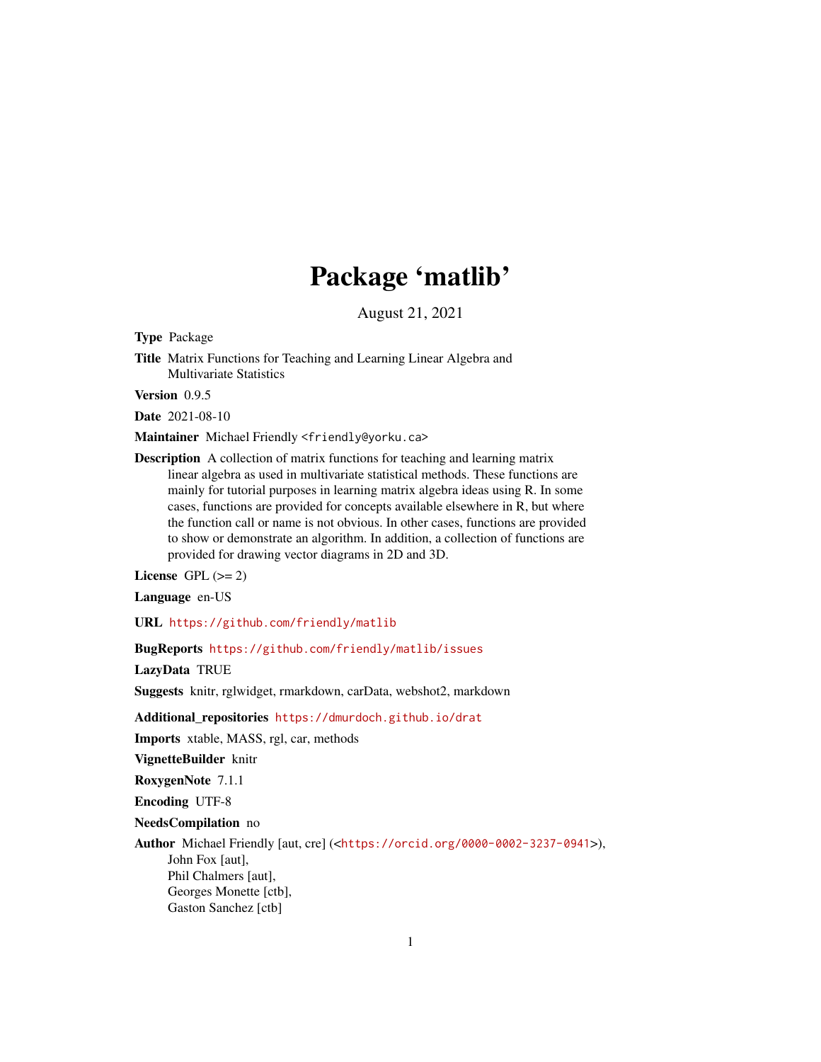# Package 'matlib'

August 21, 2021

**Type** Package

**Title** Matrix Functions for Teaching and Learning Linear Algebra and Multivariate Statistics

**Version** 0.9.5

**Date** 2021-08-10

**Maintainer** Michael Friendly <friendly@yorku.ca>

**Description** A collection of matrix functions for teaching and learning matrix linear algebra as used in multivariate statistical methods. These functions are mainly for tutorial purposes in learning matrix algebra ideas using R. In some cases, functions are provided for concepts available elsewhere in R, but where the function call or name is not obvious. In other cases, functions are provided to show or demonstrate an algorithm. In addition, a collection of functions are provided for drawing vector diagrams in 2D and 3D.

**License** GPL (>= 2)

**Language** en-US

**URL** https://github.com/friendly/matlib

**BugReports** https://github.com/friendly/matlib/issues

**LazyData** TRUE

**Suggests** knitr, rglwidget, rmarkdown, carData, webshot2, markdown

**Additional_repositories** https://dmurdoch.github.io/drat

**Imports** xtable, MASS, rgl, car, methods

**VignetteBuilder** knitr

**RoxygenNote** 7.1.1

**Encoding** UTF-8

**NeedsCompilation** no

**Author** Michael Friendly [aut, cre] (<https://orcid.org/0000-0002-3237-0941>),
John Fox [aut],
Phil Chalmers [aut],
Georges Monette [ctb],
Gaston Sanchez [ctb]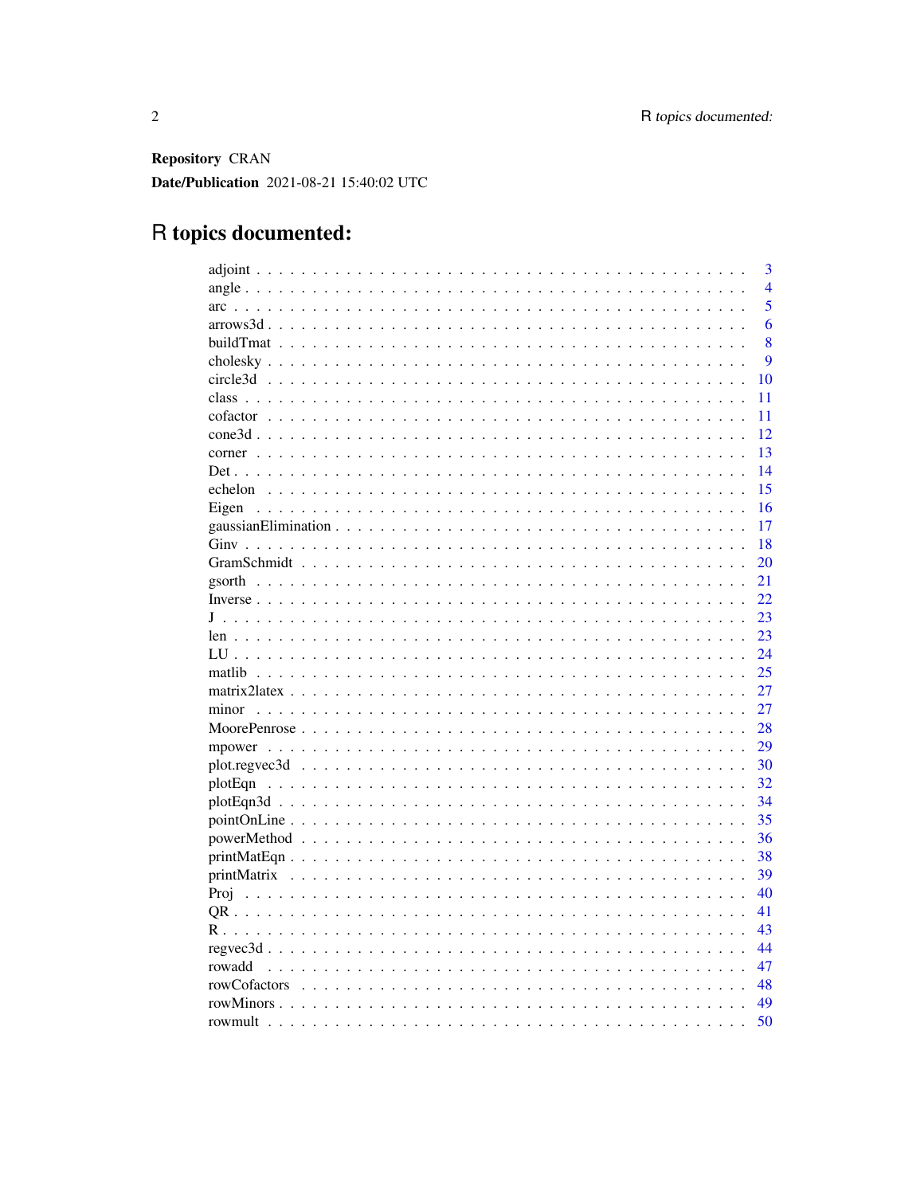**Repository** CRAN

**Date/Publication** 2021-08-21 15:40:02 UTC

# R topics documented:

| | |
|---|---|
| adjoint | 3 |
| angle | 4 |
| arc | 5 |
| arrows3d | 6 |
| buildTmat | 8 |
| cholesky | 9 |
| circle3d | 10 |
| class | 11 |
| cofactor | 11 |
| cone3d | 12 |
| corner | 13 |
| Det | 14 |
| echelon | 15 |
| Eigen | 16 |
| gaussianElimination | 17 |
| Ginv | 18 |
| GramSchmidt | 20 |
| gsorth | 21 |
| Inverse | 22 |
| J | 23 |
| len | 23 |
| LU | 24 |
| matlib | 25 |
| matrix2latex | 27 |
| minor | 27 |
| MoorePenrose | 28 |
| mpower | 29 |
| plot.regvec3d | 30 |
| plotEqn | 32 |
| plotEqn3d | 34 |
| pointOnLine | 35 |
| powerMethod | 36 |
| printMatEqn | 38 |
| printMatrix | 39 |
| Proj | 40 |
| QR | 41 |
| R | 43 |
| regvec3d | 44 |
| rowadd | 47 |
| rowCofactors | 48 |
| rowMinors | 49 |
| rowmult | 50 |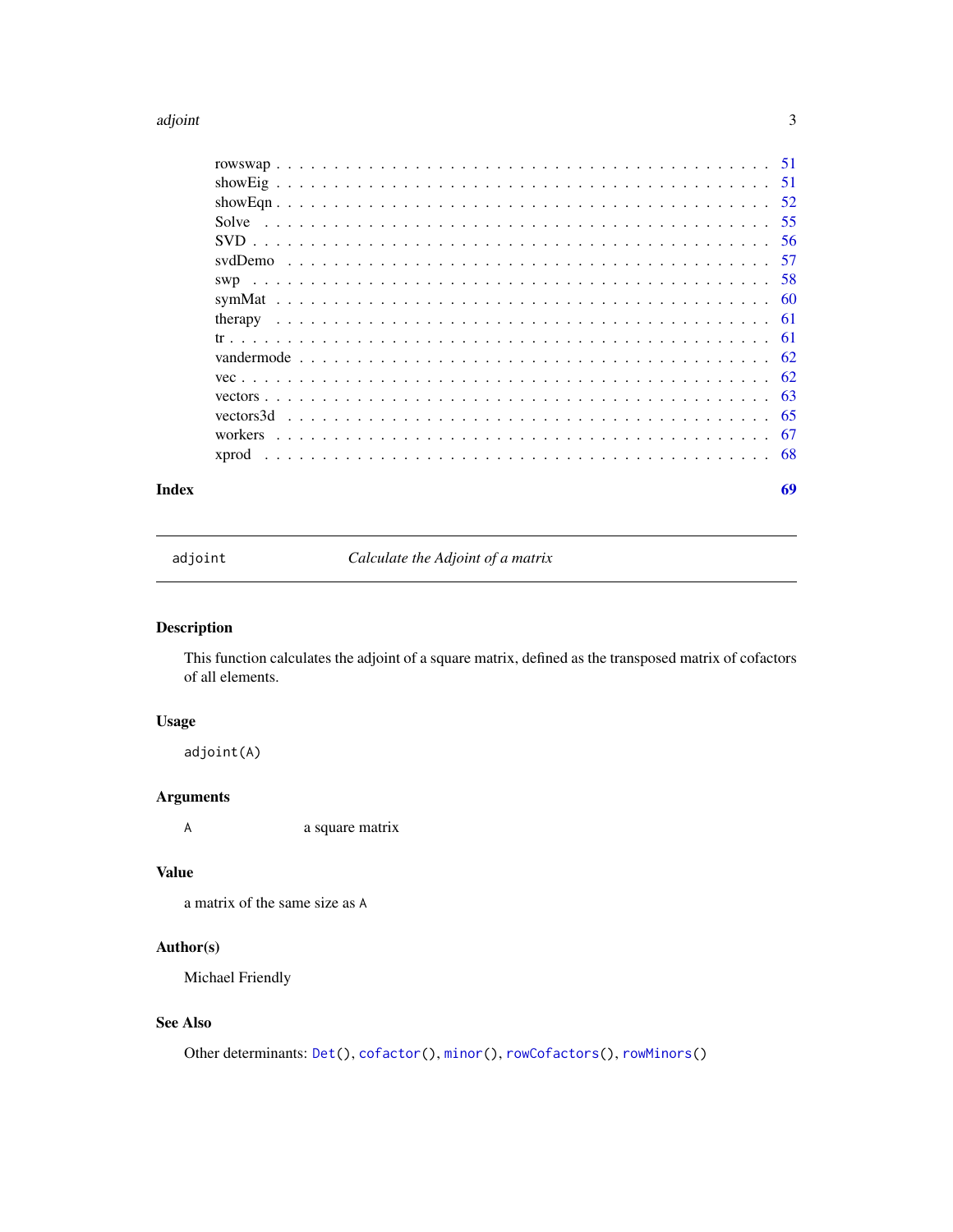rowswap . . . . . . . . . . . . . . . . . . . . . . . . . . . . . . . . . . . . . . . . 51
showEig . . . . . . . . . . . . . . . . . . . . . . . . . . . . . . . . . . . . . . . . 51
showEqn . . . . . . . . . . . . . . . . . . . . . . . . . . . . . . . . . . . . . . . . 52
Solve . . . . . . . . . . . . . . . . . . . . . . . . . . . . . . . . . . . . . . . . 55
SVD . . . . . . . . . . . . . . . . . . . . . . . . . . . . . . . . . . . . . . . . 56
svdDemo . . . . . . . . . . . . . . . . . . . . . . . . . . . . . . . . . . . . . . . . 57
swp . . . . . . . . . . . . . . . . . . . . . . . . . . . . . . . . . . . . . . . . 58
symMat . . . . . . . . . . . . . . . . . . . . . . . . . . . . . . . . . . . . . . . . 60
therapy . . . . . . . . . . . . . . . . . . . . . . . . . . . . . . . . . . . . . . . . 61
tr . . . . . . . . . . . . . . . . . . . . . . . . . . . . . . . . . . . . . . . . 61
vandermode . . . . . . . . . . . . . . . . . . . . . . . . . . . . . . . . . . . . . . . . 62
vec . . . . . . . . . . . . . . . . . . . . . . . . . . . . . . . . . . . . . . . . 62
vectors . . . . . . . . . . . . . . . . . . . . . . . . . . . . . . . . . . . . . . . . 63
vectors3d . . . . . . . . . . . . . . . . . . . . . . . . . . . . . . . . . . . . . . . . 65
workers . . . . . . . . . . . . . . . . . . . . . . . . . . . . . . . . . . . . . . . . 67
xprod . . . . . . . . . . . . . . . . . . . . . . . . . . . . . . . . . . . . . . . . 68

**Index** **69**

---

`adjoint` *Calculate the Adjoint of a matrix*

---

## Description

This function calculates the adjoint of a square matrix, defined as the transposed matrix of cofactors of all elements.

## Usage

```
adjoint(A)
```

## Arguments

`A` a square matrix

## Value

a matrix of the same size as `A`

## Author(s)

Michael Friendly

## See Also

Other determinants: `Det()`, `cofactor()`, `minor()`, `rowCofactors()`, `rowMinors()`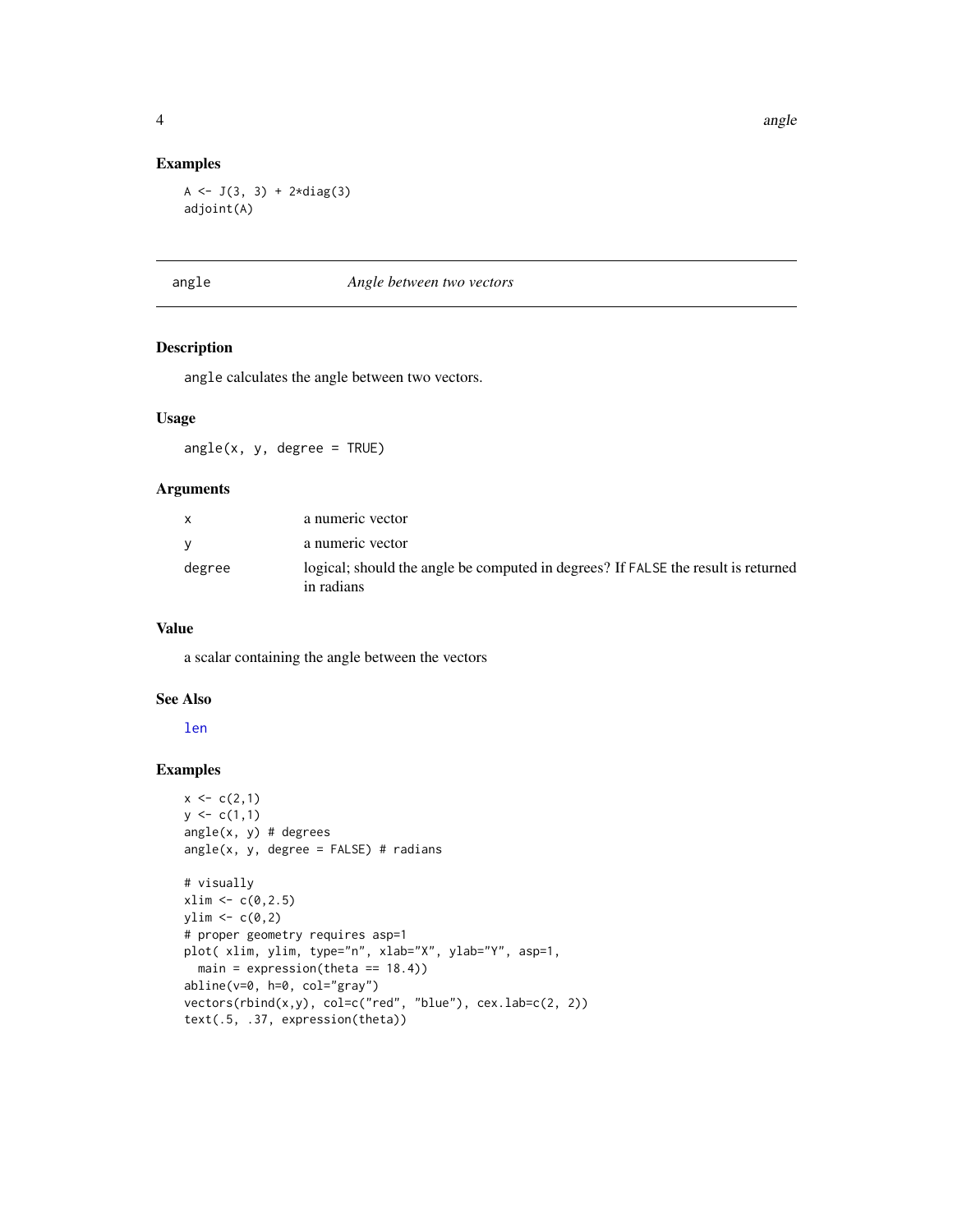## Examples

```
A <- J(3, 3) + 2*diag(3)
adjoint(A)
```

---

# angle *Angle between two vectors*

## Description

`angle` calculates the angle between two vectors.

## Usage

```
angle(x, y, degree = TRUE)
```

## Arguments

| | |
|---|---|
| `x` | a numeric vector |
| `y` | a numeric vector |
| `degree` | logical; should the angle be computed in degrees? If `FALSE` the result is returned in radians |

## Value

a scalar containing the angle between the vectors

## See Also

len

## Examples

```
x <- c(2,1)
y <- c(1,1)
angle(x, y) # degrees
angle(x, y, degree = FALSE) # radians

# visually
xlim <- c(0,2.5)
ylim <- c(0,2)
# proper geometry requires asp=1
plot( xlim, ylim, type="n", xlab="X", ylab="Y", asp=1,
  main = expression(theta == 18.4))
abline(v=0, h=0, col="gray")
vectors(rbind(x,y), col=c("red", "blue"), cex.lab=c(2, 2))
text(.5, .37, expression(theta))
```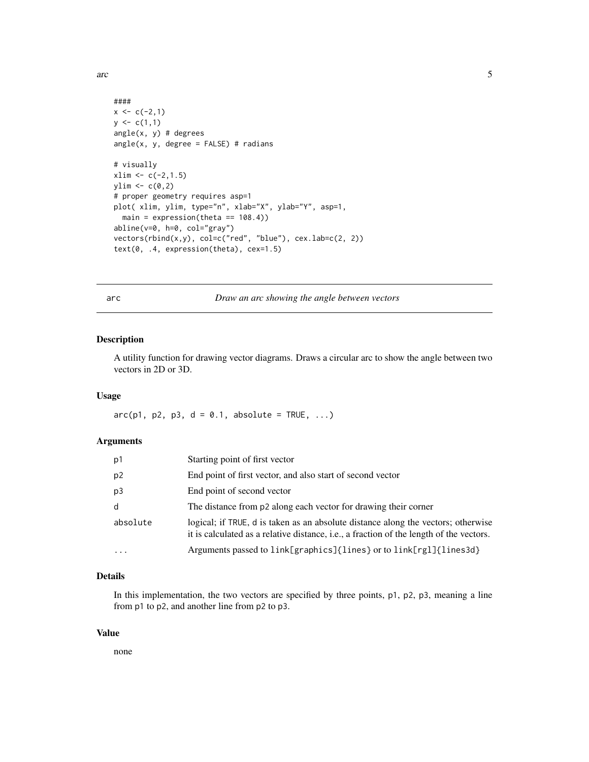```
####
x <- c(-2,1)
y <- c(1,1)
angle(x, y) # degrees
angle(x, y, degree = FALSE) # radians

# visually
xlim <- c(-2,1.5)
ylim <- c(0,2)
# proper geometry requires asp=1
plot( xlim, ylim, type="n", xlab="X", ylab="Y", asp=1,
  main = expression(theta == 108.4))
abline(v=0, h=0, col="gray")
vectors(rbind(x,y), col=c("red", "blue"), cex.lab=c(2, 2))
text(0, .4, expression(theta), cex=1.5)
```

---

## arc — *Draw an arc showing the angle between vectors*

---

### Description

A utility function for drawing vector diagrams. Draws a circular arc to show the angle between two vectors in 2D or 3D.

### Usage

```
arc(p1, p2, p3, d = 0.1, absolute = TRUE, ...)
```

### Arguments

| | |
|---|---|
| `p1` | Starting point of first vector |
| `p2` | End point of first vector, and also start of second vector |
| `p3` | End point of second vector |
| `d` | The distance from `p2` along each vector for drawing their corner |
| `absolute` | logical; if `TRUE`, `d` is taken as an absolute distance along the vectors; otherwise it is calculated as a relative distance, i.e., a fraction of the length of the vectors. |
| `...` | Arguments passed to `link[graphics]{lines}` or to `link[rgl]{lines3d}` |

### Details

In this implementation, the two vectors are specified by three points, `p1`, `p2`, `p3`, meaning a line from `p1` to `p2`, and another line from `p2` to `p3`.

### Value

none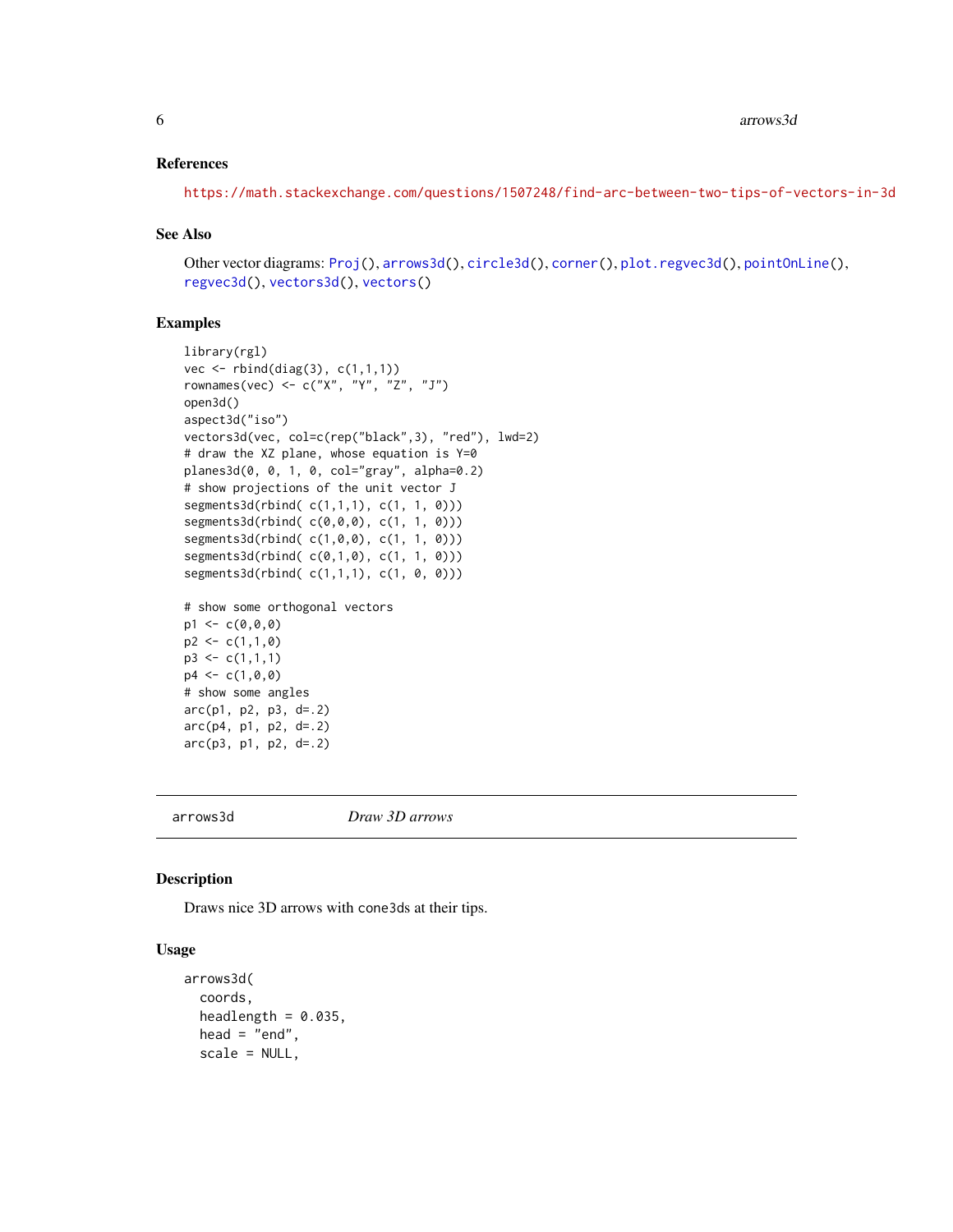### References

https://math.stackexchange.com/questions/1507248/find-arc-between-two-tips-of-vectors-in-3d

### See Also

Other vector diagrams: Proj(), arrows3d(), circle3d(), corner(), plot.regvec3d(), pointOnLine(), regvec3d(), vectors3d(), vectors()

### Examples

```
library(rgl)
vec <- rbind(diag(3), c(1,1,1))
rownames(vec) <- c("X", "Y", "Z", "J")
open3d()
aspect3d("iso")
vectors3d(vec, col=c(rep("black",3), "red"), lwd=2)
# draw the XZ plane, whose equation is Y=0
planes3d(0, 0, 1, 0, col="gray", alpha=0.2)
# show projections of the unit vector J
segments3d(rbind( c(1,1,1), c(1, 1, 0)))
segments3d(rbind( c(0,0,0), c(1, 1, 0)))
segments3d(rbind( c(1,0,0), c(1, 1, 0)))
segments3d(rbind( c(0,1,0), c(1, 1, 0)))
segments3d(rbind( c(1,1,1), c(1, 0, 0)))

# show some orthogonal vectors
p1 <- c(0,0,0)
p2 <- c(1,1,0)
p3 <- c(1,1,1)
p4 <- c(1,0,0)
# show some angles
arc(p1, p2, p3, d=.2)
arc(p4, p1, p2, d=.2)
arc(p3, p1, p2, d=.2)
```

---

## arrows3d — *Draw 3D arrows*

---

### Description

Draws nice 3D arrows with cone3ds at their tips.

### Usage

```
arrows3d(
  coords,
  headlength = 0.035,
  head = "end",
  scale = NULL,
```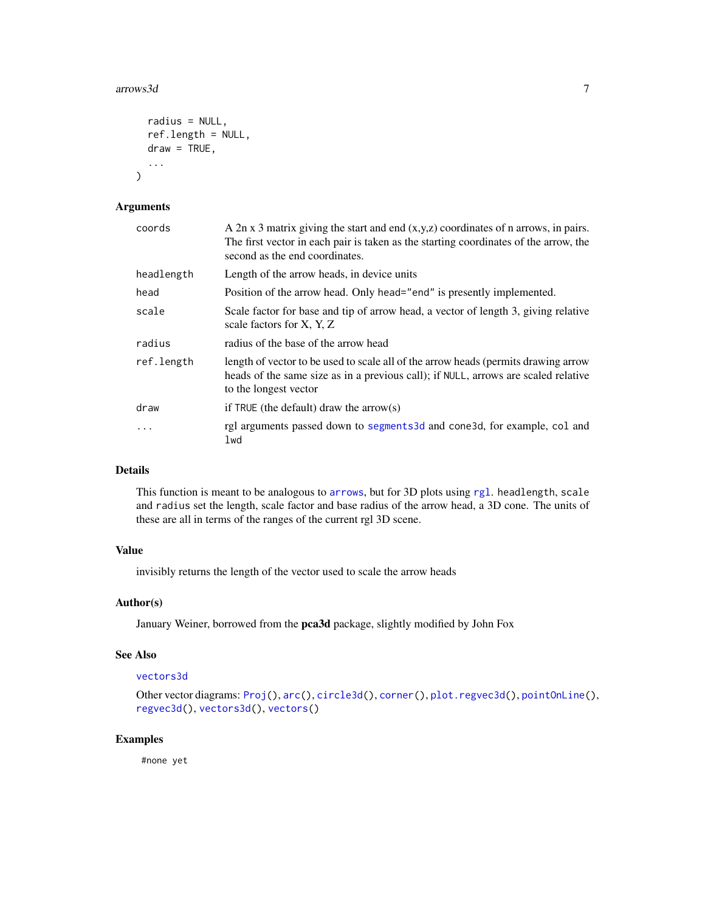```
  radius = NULL,
  ref.length = NULL,
  draw = TRUE,
  ...
)
```

## Arguments

| | |
|---|---|
| `coords` | A 2n x 3 matrix giving the start and end (x,y,z) coordinates of n arrows, in pairs. The first vector in each pair is taken as the starting coordinates of the arrow, the second as the end coordinates. |
| `headlength` | Length of the arrow heads, in device units |
| `head` | Position of the arrow head. Only `head="end"` is presently implemented. |
| `scale` | Scale factor for base and tip of arrow head, a vector of length 3, giving relative scale factors for X, Y, Z |
| `radius` | radius of the base of the arrow head |
| `ref.length` | length of vector to be used to scale all of the arrow heads (permits drawing arrow heads of the same size as in a previous call); if `NULL`, arrows are scaled relative to the longest vector |
| `draw` | if `TRUE` (the default) draw the arrow(s) |
| `...` | rgl arguments passed down to `segments3d` and `cone3d`, for example, `col` and `lwd` |

## Details

This function is meant to be analogous to `arrows`, but for 3D plots using `rgl`. `headlength`, `scale` and `radius` set the length, scale factor and base radius of the arrow head, a 3D cone. The units of these are all in terms of the ranges of the current rgl 3D scene.

## Value

invisibly returns the length of the vector used to scale the arrow heads

## Author(s)

January Weiner, borrowed from the **pca3d** package, slightly modified by John Fox

## See Also

`vectors3d`

Other vector diagrams: `Proj()`, `arc()`, `circle3d()`, `corner()`, `plot.regvec3d()`, `pointOnLine()`, `regvec3d()`, `vectors3d()`, `vectors()`

## Examples

```
#none yet
```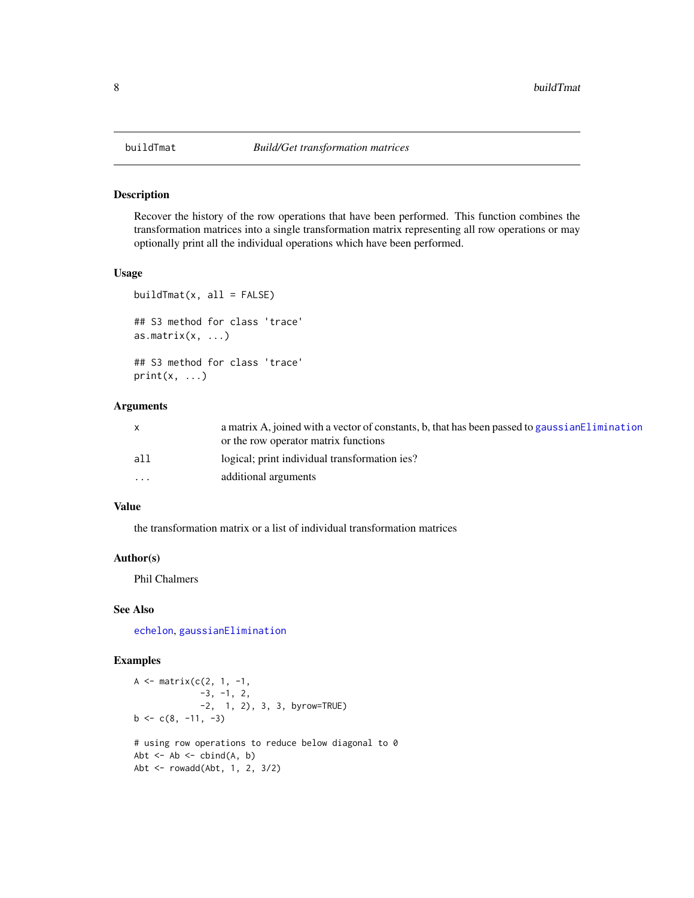## buildTmat — *Build/Get transformation matrices*

### Description

Recover the history of the row operations that have been performed. This function combines the transformation matrices into a single transformation matrix representing all row operations or may optionally print all the individual operations which have been performed.

### Usage

```
buildTmat(x, all = FALSE)

## S3 method for class 'trace'
as.matrix(x, ...)

## S3 method for class 'trace'
print(x, ...)
```

### Arguments

| | |
|---|---|
| x | a matrix A, joined with a vector of constants, b, that has been passed to gaussianElimination or the row operator matrix functions |
| all | logical; print individual transformation ies? |
| ... | additional arguments |

### Value

the transformation matrix or a list of individual transformation matrices

### Author(s)

Phil Chalmers

### See Also

echelon, gaussianElimination

### Examples

```
A <- matrix(c(2, 1, -1,
             -3, -1, 2,
             -2,  1, 2), 3, 3, byrow=TRUE)
b <- c(8, -11, -3)

# using row operations to reduce below diagonal to 0
Abt <- Ab <- cbind(A, b)
Abt <- rowadd(Abt, 1, 2, 3/2)
```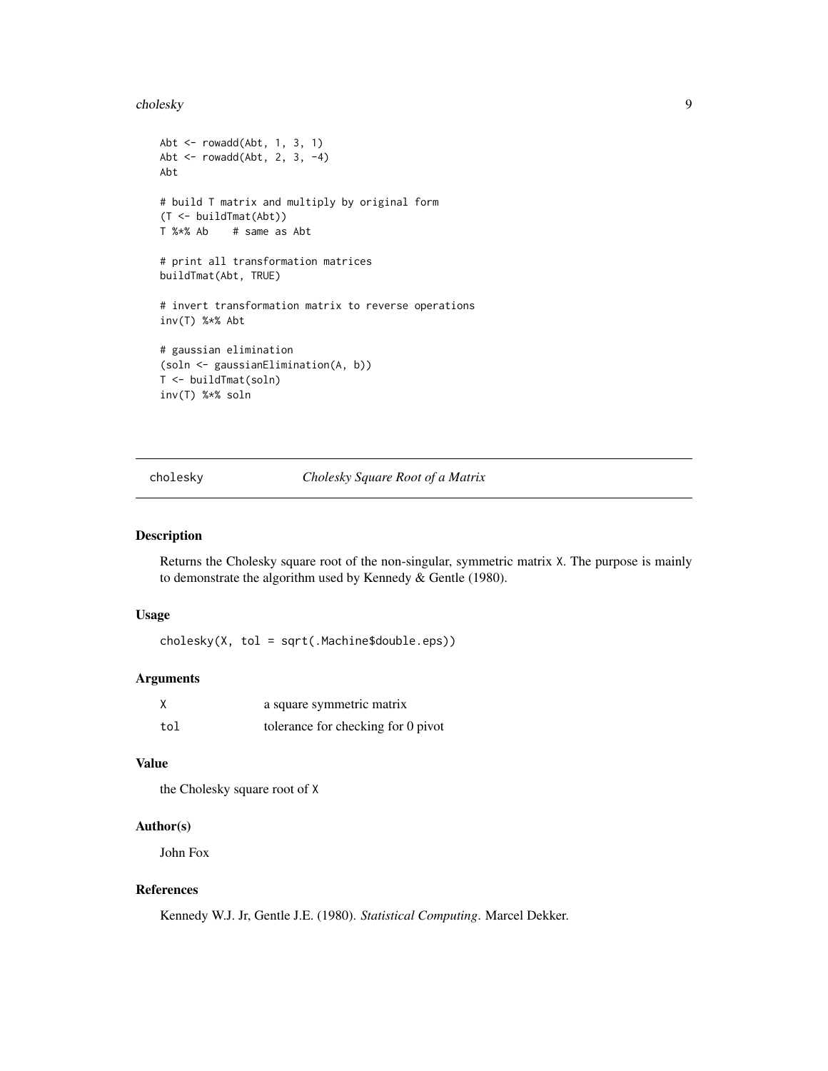```
Abt <- rowadd(Abt, 1, 3, 1)
Abt <- rowadd(Abt, 2, 3, -4)
Abt

# build T matrix and multiply by original form
(T <- buildTmat(Abt))
T %*% Ab    # same as Abt

# print all transformation matrices
buildTmat(Abt, TRUE)

# invert transformation matrix to reverse operations
inv(T) %*% Abt

# gaussian elimination
(soln <- gaussianElimination(A, b))
T <- buildTmat(soln)
inv(T) %*% soln
```

---

## cholesky    *Cholesky Square Root of a Matrix*

---

### Description

Returns the Cholesky square root of the non-singular, symmetric matrix X. The purpose is mainly to demonstrate the algorithm used by Kennedy & Gentle (1980).

### Usage

```
cholesky(X, tol = sqrt(.Machine$double.eps))
```

### Arguments

| | |
|---|---|
| X | a square symmetric matrix |
| tol | tolerance for checking for 0 pivot |

### Value

the Cholesky square root of X

### Author(s)

John Fox

### References

Kennedy W.J. Jr, Gentle J.E. (1980). *Statistical Computing*. Marcel Dekker.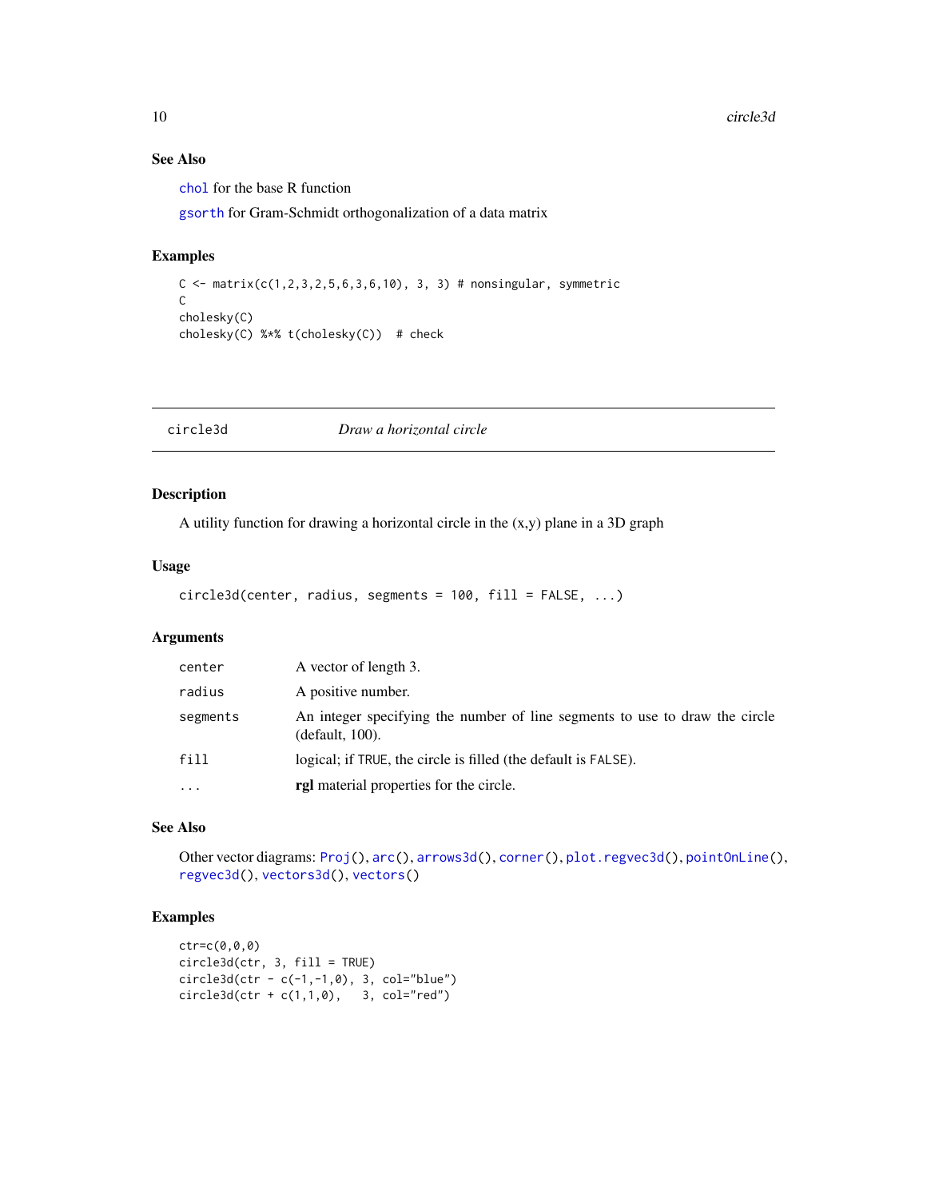## See Also

`chol` for the base R function

`gsorth` for Gram-Schmidt orthogonalization of a data matrix

## Examples

```
C <- matrix(c(1,2,3,2,5,6,3,6,10), 3, 3) # nonsingular, symmetric
C
cholesky(C)
cholesky(C) %*% t(cholesky(C))  # check
```

---

# circle3d *Draw a horizontal circle*

## Description

A utility function for drawing a horizontal circle in the (x,y) plane in a 3D graph

## Usage

```
circle3d(center, radius, segments = 100, fill = FALSE, ...)
```

## Arguments

| | |
|---|---|
| `center` | A vector of length 3. |
| `radius` | A positive number. |
| `segments` | An integer specifying the number of line segments to use to draw the circle (default, 100). |
| `fill` | logical; if `TRUE`, the circle is filled (the default is `FALSE`). |
| `...` | **rgl** material properties for the circle. |

## See Also

Other vector diagrams: `Proj()`, `arc()`, `arrows3d()`, `corner()`, `plot.regvec3d()`, `pointOnLine()`, `regvec3d()`, `vectors3d()`, `vectors()`

## Examples

```
ctr=c(0,0,0)
circle3d(ctr, 3, fill = TRUE)
circle3d(ctr - c(-1,-1,0), 3, col="blue")
circle3d(ctr + c(1,1,0),   3, col="red")
```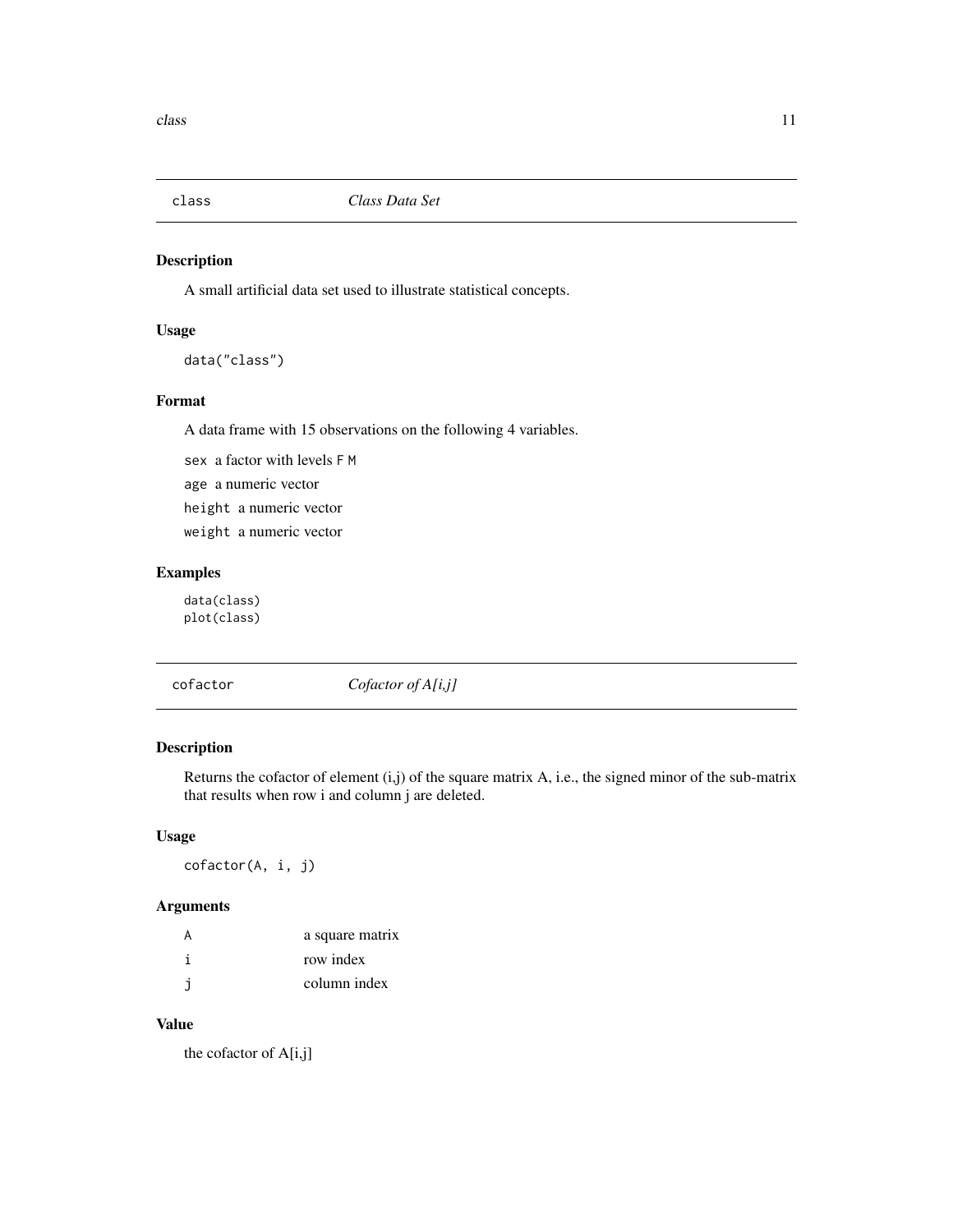## class — *Class Data Set*

### Description

A small artificial data set used to illustrate statistical concepts.

### Usage

```
data("class")
```

### Format

A data frame with 15 observations on the following 4 variables.

- `sex` a factor with levels `F` `M`
- `age` a numeric vector
- `height` a numeric vector
- `weight` a numeric vector

### Examples

```
data(class)
plot(class)
```

## cofactor — *Cofactor of A[i,j]*

### Description

Returns the cofactor of element (i,j) of the square matrix A, i.e., the signed minor of the sub-matrix that results when row i and column j are deleted.

### Usage

```
cofactor(A, i, j)
```

### Arguments

| | |
|---|---|
| `A` | a square matrix |
| `i` | row index |
| `j` | column index |

### Value

the cofactor of A[i,j]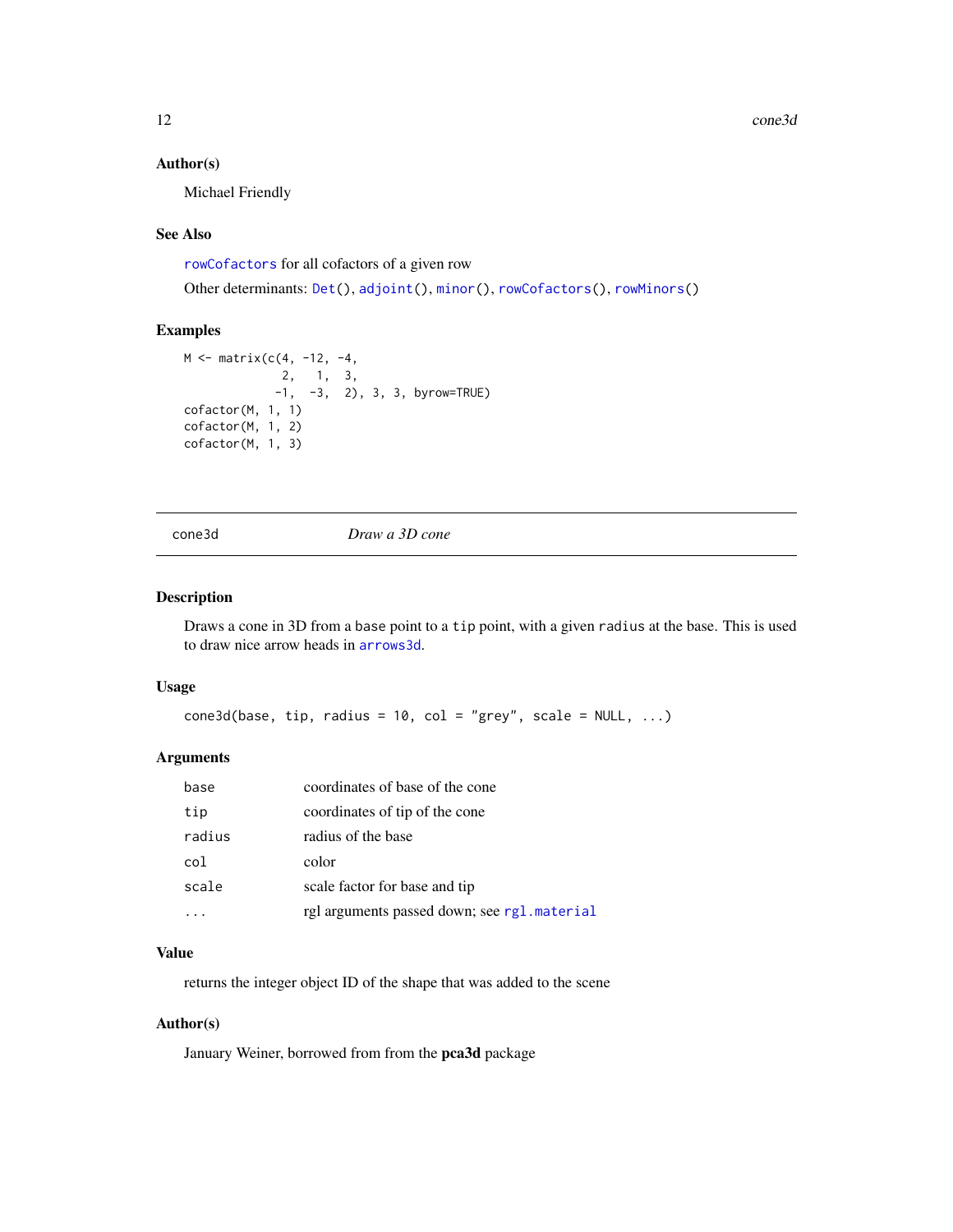### Author(s)

Michael Friendly

### See Also

`rowCofactors` for all cofactors of a given row

Other determinants: `Det()`, `adjoint()`, `minor()`, `rowCofactors()`, `rowMinors()`

### Examples

```
M <- matrix(c(4, -12, -4,
              2,   1,  3,
             -1,  -3,  2), 3, 3, byrow=TRUE)
cofactor(M, 1, 1)
cofactor(M, 1, 2)
cofactor(M, 1, 3)
```

---

## cone3d *Draw a 3D cone*

### Description

Draws a cone in 3D from a `base` point to a `tip` point, with a given `radius` at the base. This is used to draw nice arrow heads in `arrows3d`.

### Usage

```
cone3d(base, tip, radius = 10, col = "grey", scale = NULL, ...)
```

### Arguments

| | |
|---|---|
| `base` | coordinates of base of the cone |
| `tip` | coordinates of tip of the cone |
| `radius` | radius of the base |
| `col` | color |
| `scale` | scale factor for base and tip |
| `...` | rgl arguments passed down; see `rgl.material` |

### Value

returns the integer object ID of the shape that was added to the scene

### Author(s)

January Weiner, borrowed from from the **pca3d** package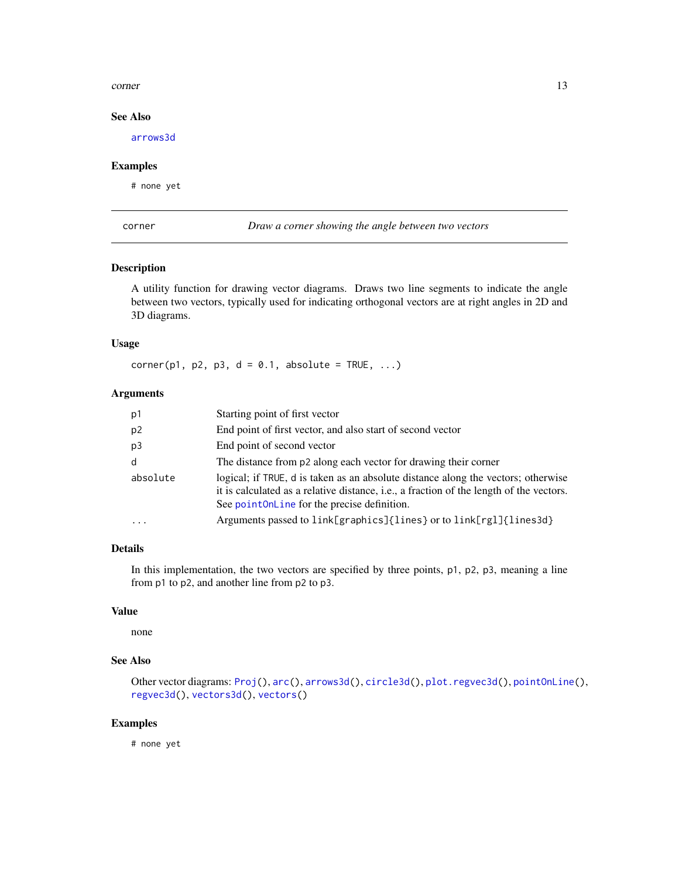### See Also

arrows3d

### Examples

```
# none yet
```

---

## corner — *Draw a corner showing the angle between two vectors*

### Description

A utility function for drawing vector diagrams. Draws two line segments to indicate the angle between two vectors, typically used for indicating orthogonal vectors are at right angles in 2D and 3D diagrams.

### Usage

```
corner(p1, p2, p3, d = 0.1, absolute = TRUE, ...)
```

### Arguments

| | |
|---|---|
| p1 | Starting point of first vector |
| p2 | End point of first vector, and also start of second vector |
| p3 | End point of second vector |
| d | The distance from p2 along each vector for drawing their corner |
| absolute | logical; if TRUE, d is taken as an absolute distance along the vectors; otherwise it is calculated as a relative distance, i.e., a fraction of the length of the vectors. See pointOnLine for the precise definition. |
| ... | Arguments passed to link[graphics]{lines} or to link[rgl]{lines3d} |

### Details

In this implementation, the two vectors are specified by three points, p1, p2, p3, meaning a line from p1 to p2, and another line from p2 to p3.

### Value

none

### See Also

Other vector diagrams: Proj(), arc(), arrows3d(), circle3d(), plot.regvec3d(), pointOnLine(), regvec3d(), vectors3d(), vectors()

### Examples

```
# none yet
```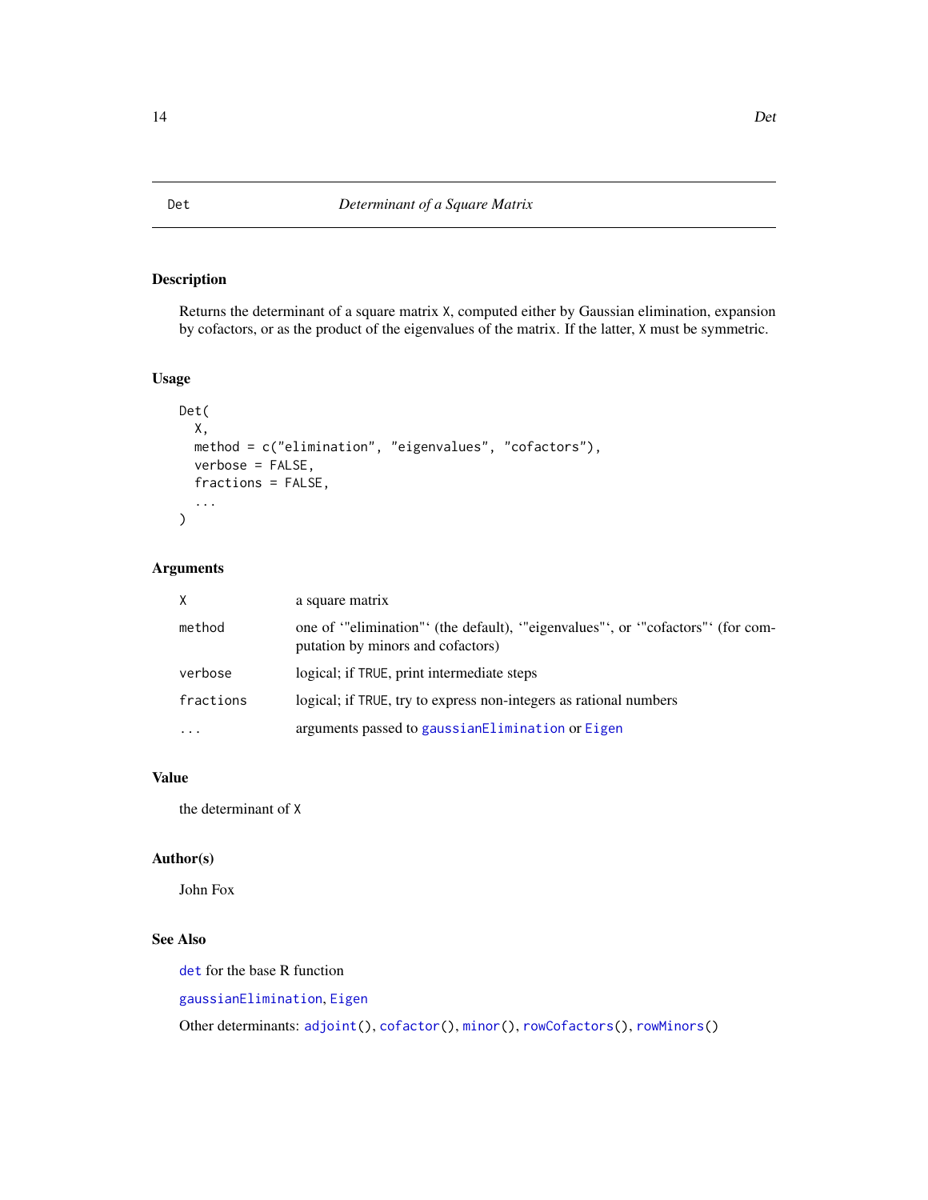# Det — Determinant of a Square Matrix

## Description

Returns the determinant of a square matrix `X`, computed either by Gaussian elimination, expansion by cofactors, or as the product of the eigenvalues of the matrix. If the latter, `X` must be symmetric.

## Usage

```
Det(
  X,
  method = c("elimination", "eigenvalues", "cofactors"),
  verbose = FALSE,
  fractions = FALSE,
  ...
)
```

## Arguments

| | |
|---|---|
| `X` | a square matrix |
| `method` | one of '"elimination"' (the default), '"eigenvalues"', or '"cofactors"' (for computation by minors and cofactors) |
| `verbose` | logical; if `TRUE`, print intermediate steps |
| `fractions` | logical; if `TRUE`, try to express non-integers as rational numbers |
| `...` | arguments passed to `gaussianElimination` or `Eigen` |

## Value

the determinant of `X`

## Author(s)

John Fox

## See Also

`det` for the base R function

`gaussianElimination`, `Eigen`

Other determinants: `adjoint()`, `cofactor()`, `minor()`, `rowCofactors()`, `rowMinors()`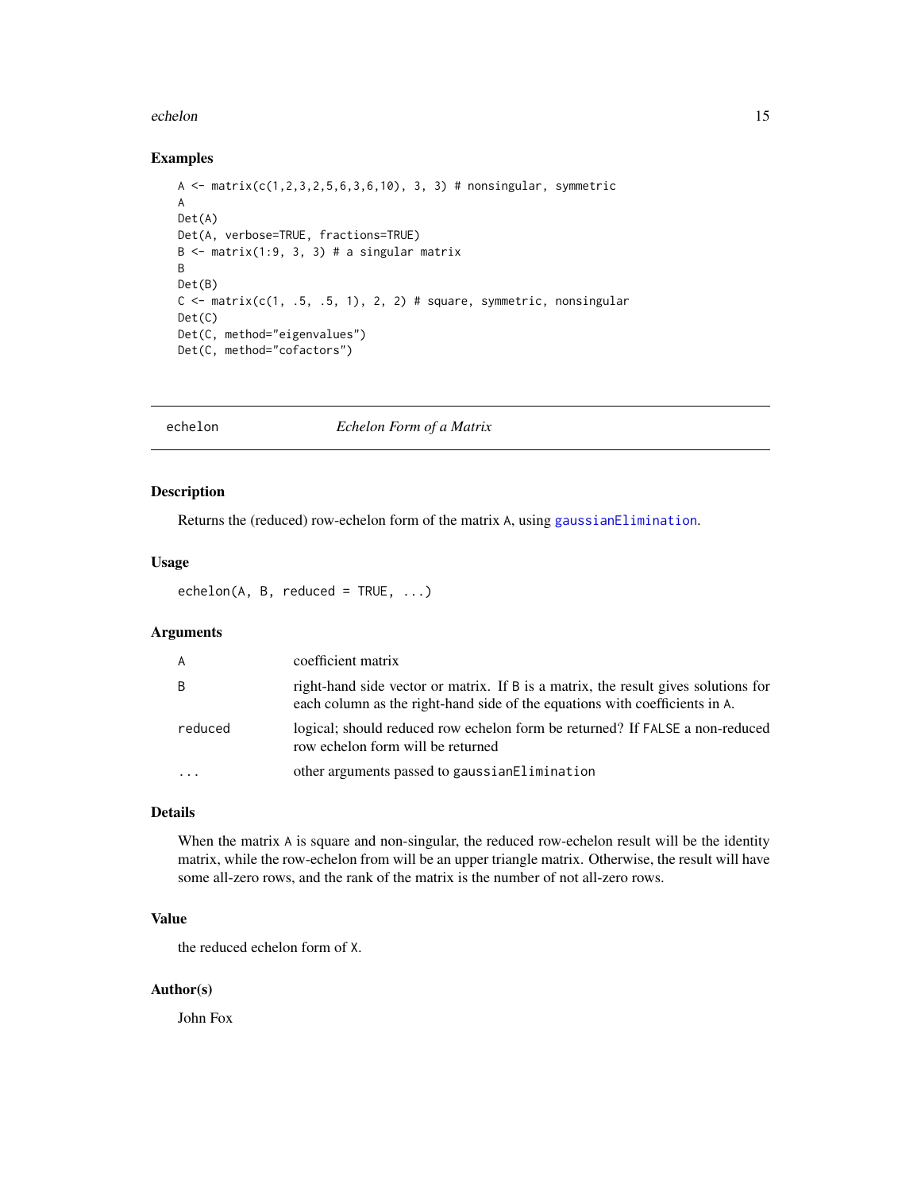### Examples

```
A <- matrix(c(1,2,3,2,5,6,3,6,10), 3, 3) # nonsingular, symmetric
A
Det(A)
Det(A, verbose=TRUE, fractions=TRUE)
B <- matrix(1:9, 3, 3) # a singular matrix
B
Det(B)
C <- matrix(c(1, .5, .5, 1), 2, 2) # square, symmetric, nonsingular
Det(C)
Det(C, method="eigenvalues")
Det(C, method="cofactors")
```

---

## echelon *Echelon Form of a Matrix*

---

### Description

Returns the (reduced) row-echelon form of the matrix A, using gaussianElimination.

### Usage

```
echelon(A, B, reduced = TRUE, ...)
```

### Arguments

| | |
|---|---|
| A | coefficient matrix |
| B | right-hand side vector or matrix. If B is a matrix, the result gives solutions for each column as the right-hand side of the equations with coefficients in A. |
| reduced | logical; should reduced row echelon form be returned? If FALSE a non-reduced row echelon form will be returned |
| ... | other arguments passed to gaussianElimination |

### Details

When the matrix A is square and non-singular, the reduced row-echelon result will be the identity matrix, while the row-echelon from will be an upper triangle matrix. Otherwise, the result will have some all-zero rows, and the rank of the matrix is the number of not all-zero rows.

### Value

the reduced echelon form of X.

### Author(s)

John Fox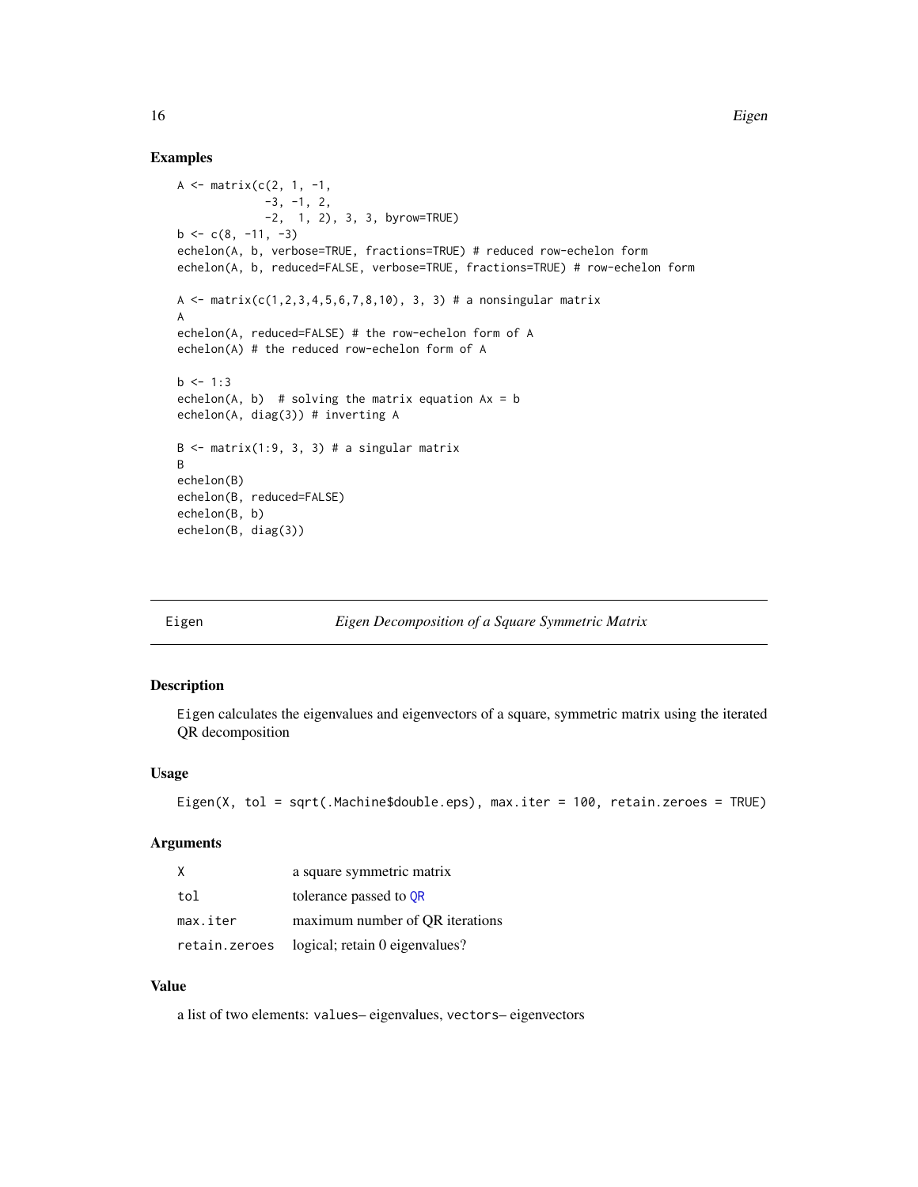## Examples

```
A <- matrix(c(2, 1, -1,
             -3, -1, 2,
             -2,  1, 2), 3, 3, byrow=TRUE)
b <- c(8, -11, -3)
echelon(A, b, verbose=TRUE, fractions=TRUE) # reduced row-echelon form
echelon(A, b, reduced=FALSE, verbose=TRUE, fractions=TRUE) # row-echelon form

A <- matrix(c(1,2,3,4,5,6,7,8,10), 3, 3) # a nonsingular matrix
A
echelon(A, reduced=FALSE) # the row-echelon form of A
echelon(A) # the reduced row-echelon form of A

b <- 1:3
echelon(A, b)  # solving the matrix equation Ax = b
echelon(A, diag(3)) # inverting A

B <- matrix(1:9, 3, 3) # a singular matrix
B
echelon(B)
echelon(B, reduced=FALSE)
echelon(B, b)
echelon(B, diag(3))
```

---

# Eigen — *Eigen Decomposition of a Square Symmetric Matrix*

## Description

Eigen calculates the eigenvalues and eigenvectors of a square, symmetric matrix using the iterated QR decomposition

## Usage

```
Eigen(X, tol = sqrt(.Machine$double.eps), max.iter = 100, retain.zeroes = TRUE)
```

## Arguments

| | |
|---|---|
| X | a square symmetric matrix |
| tol | tolerance passed to QR |
| max.iter | maximum number of QR iterations |
| retain.zeroes | logical; retain 0 eigenvalues? |

## Value

a list of two elements: values– eigenvalues, vectors– eigenvectors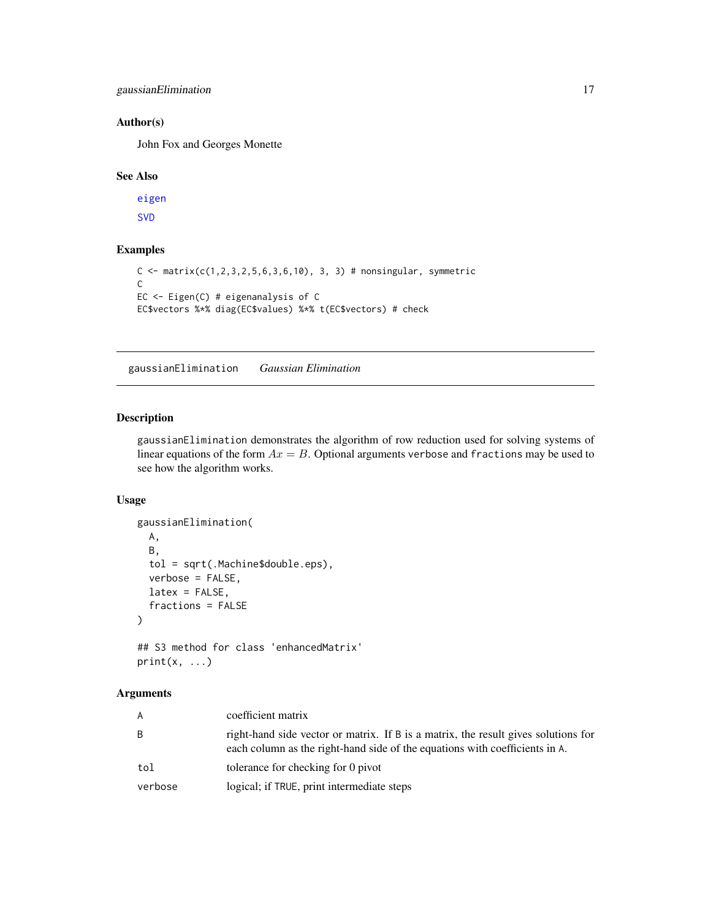### Author(s)

John Fox and Georges Monette

### See Also

eigen

SVD

### Examples

```
C <- matrix(c(1,2,3,2,5,6,3,6,10), 3, 3) # nonsingular, symmetric
C
EC <- Eigen(C) # eigenanalysis of C
EC$vectors %*% diag(EC$values) %*% t(EC$vectors) # check
```

---

## gaussianElimination *Gaussian Elimination*

### Description

gaussianElimination demonstrates the algorithm of row reduction used for solving systems of linear equations of the form $Ax = B$. Optional arguments verbose and fractions may be used to see how the algorithm works.

### Usage

```
gaussianElimination(
  A,
  B,
  tol = sqrt(.Machine$double.eps),
  verbose = FALSE,
  latex = FALSE,
  fractions = FALSE
)

## S3 method for class 'enhancedMatrix'
print(x, ...)
```

### Arguments

| | |
|---|---|
| A | coefficient matrix |
| B | right-hand side vector or matrix. If B is a matrix, the result gives solutions for each column as the right-hand side of the equations with coefficients in A. |
| tol | tolerance for checking for 0 pivot |
| verbose | logical; if TRUE, print intermediate steps |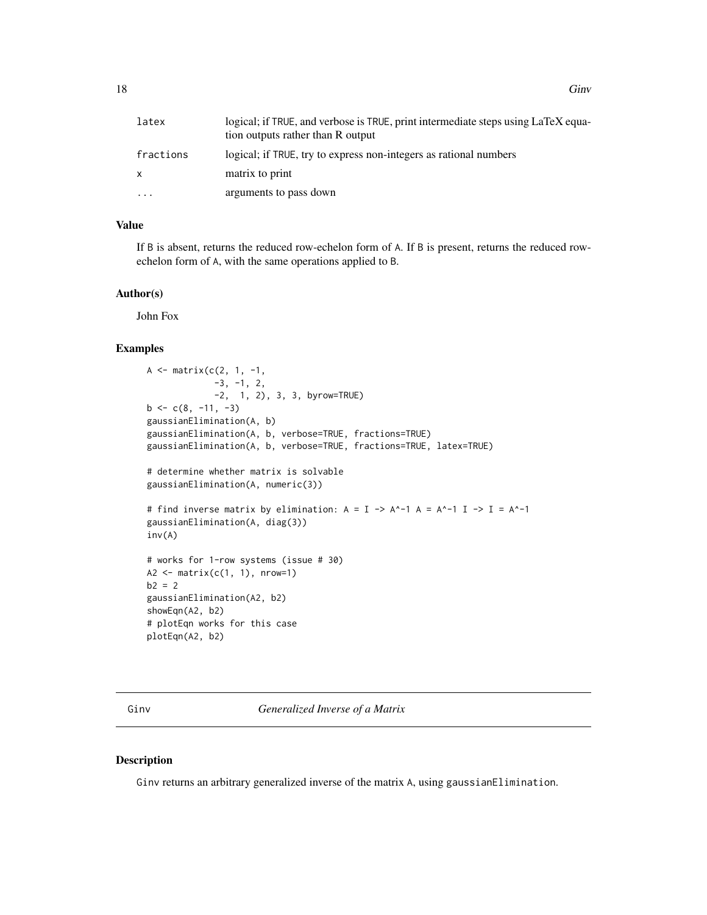| | |
|---|---|
| latex | logical; if TRUE, and verbose is TRUE, print intermediate steps using LaTeX equation outputs rather than R output |
| fractions | logical; if TRUE, try to express non-integers as rational numbers |
| x | matrix to print |
| ... | arguments to pass down |

## Value

If B is absent, returns the reduced row-echelon form of A. If B is present, returns the reduced row-echelon form of A, with the same operations applied to B.

## Author(s)

John Fox

## Examples

```
A <- matrix(c(2, 1, -1,
             -3, -1, 2,
             -2,  1, 2), 3, 3, byrow=TRUE)
b <- c(8, -11, -3)
gaussianElimination(A, b)
gaussianElimination(A, b, verbose=TRUE, fractions=TRUE)
gaussianElimination(A, b, verbose=TRUE, fractions=TRUE, latex=TRUE)

# determine whether matrix is solvable
gaussianElimination(A, numeric(3))

# find inverse matrix by elimination: A = I -> A^-1 A = A^-1 I -> I = A^-1
gaussianElimination(A, diag(3))
inv(A)

# works for 1-row systems (issue # 30)
A2 <- matrix(c(1, 1), nrow=1)
b2 = 2
gaussianElimination(A2, b2)
showEqn(A2, b2)
# plotEqn works for this case
plotEqn(A2, b2)
```

---

# Ginv *Generalized Inverse of a Matrix*

## Description

Ginv returns an arbitrary generalized inverse of the matrix A, using gaussianElimination.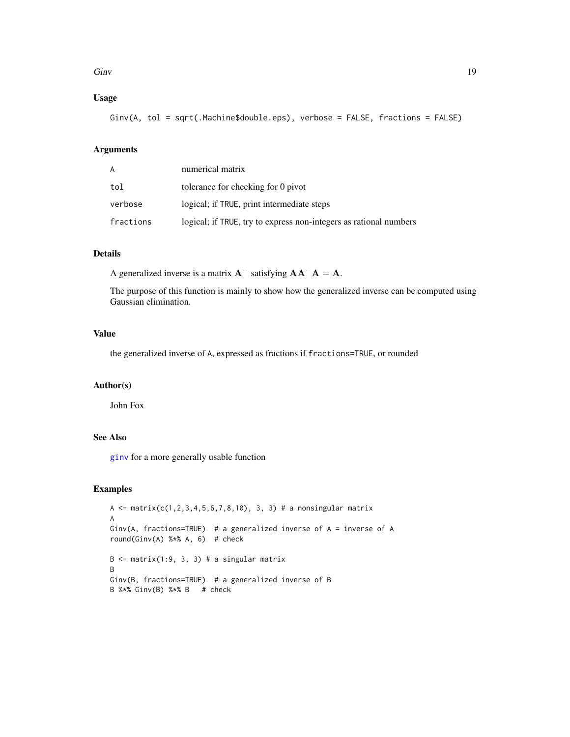## Usage

```
Ginv(A, tol = sqrt(.Machine$double.eps), verbose = FALSE, fractions = FALSE)
```

## Arguments

| | |
|---|---|
| A | numerical matrix |
| tol | tolerance for checking for 0 pivot |
| verbose | logical; if TRUE, print intermediate steps |
| fractions | logical; if TRUE, try to express non-integers as rational numbers |

## Details

A generalized inverse is a matrix $\mathbf{A}^-$ satisfying $\mathbf{A}\mathbf{A}^-\mathbf{A} = \mathbf{A}$.

The purpose of this function is mainly to show how the generalized inverse can be computed using Gaussian elimination.

## Value

the generalized inverse of A, expressed as fractions if fractions=TRUE, or rounded

## Author(s)

John Fox

## See Also

ginv for a more generally usable function

## Examples

```
A <- matrix(c(1,2,3,4,5,6,7,8,10), 3, 3) # a nonsingular matrix
A
Ginv(A, fractions=TRUE)  # a generalized inverse of A = inverse of A
round(Ginv(A) %*% A, 6)  # check

B <- matrix(1:9, 3, 3) # a singular matrix
B
Ginv(B, fractions=TRUE)  # a generalized inverse of B
B %*% Ginv(B) %*% B   # check
```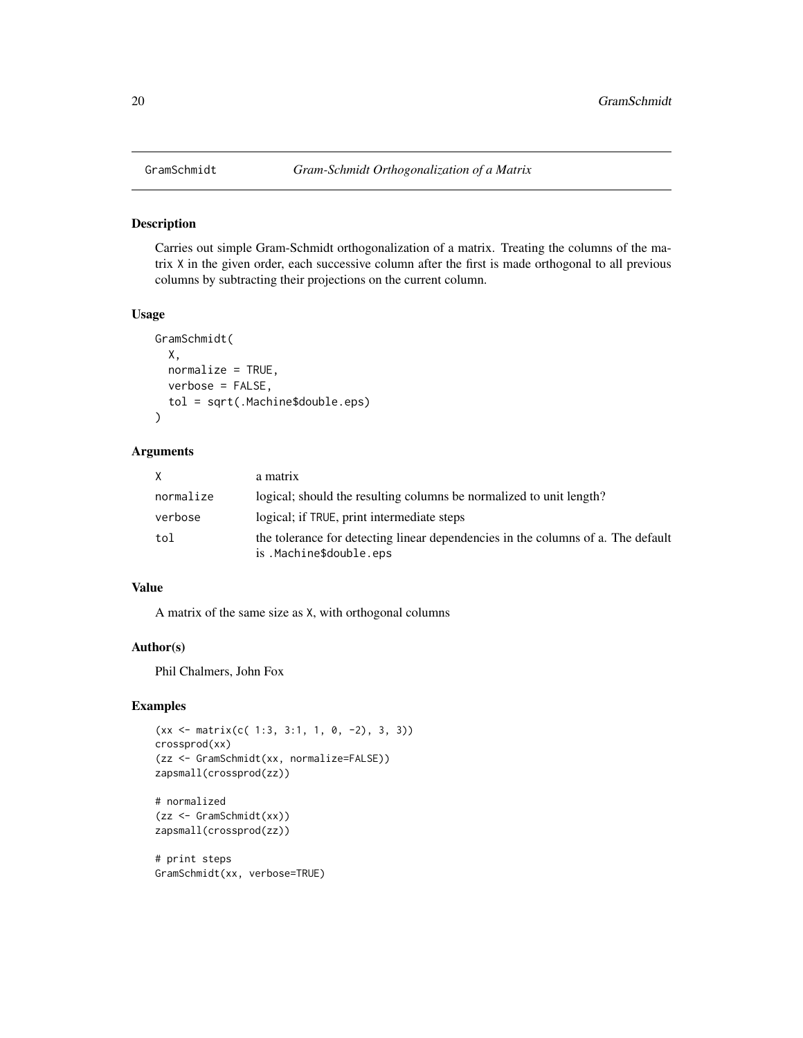## GramSchmidt *Gram-Schmidt Orthogonalization of a Matrix*

### Description

Carries out simple Gram-Schmidt orthogonalization of a matrix. Treating the columns of the matrix X in the given order, each successive column after the first is made orthogonal to all previous columns by subtracting their projections on the current column.

### Usage

```
GramSchmidt(
  X,
  normalize = TRUE,
  verbose = FALSE,
  tol = sqrt(.Machine$double.eps)
)
```

### Arguments

| | |
|---|---|
| X | a matrix |
| normalize | logical; should the resulting columns be normalized to unit length? |
| verbose | logical; if TRUE, print intermediate steps |
| tol | the tolerance for detecting linear dependencies in the columns of a. The default is .Machine$double.eps |

### Value

A matrix of the same size as X, with orthogonal columns

### Author(s)

Phil Chalmers, John Fox

### Examples

```
(xx <- matrix(c( 1:3, 3:1, 1, 0, -2), 3, 3))
crossprod(xx)
(zz <- GramSchmidt(xx, normalize=FALSE))
zapsmall(crossprod(zz))

# normalized
(zz <- GramSchmidt(xx))
zapsmall(crossprod(zz))

# print steps
GramSchmidt(xx, verbose=TRUE)
```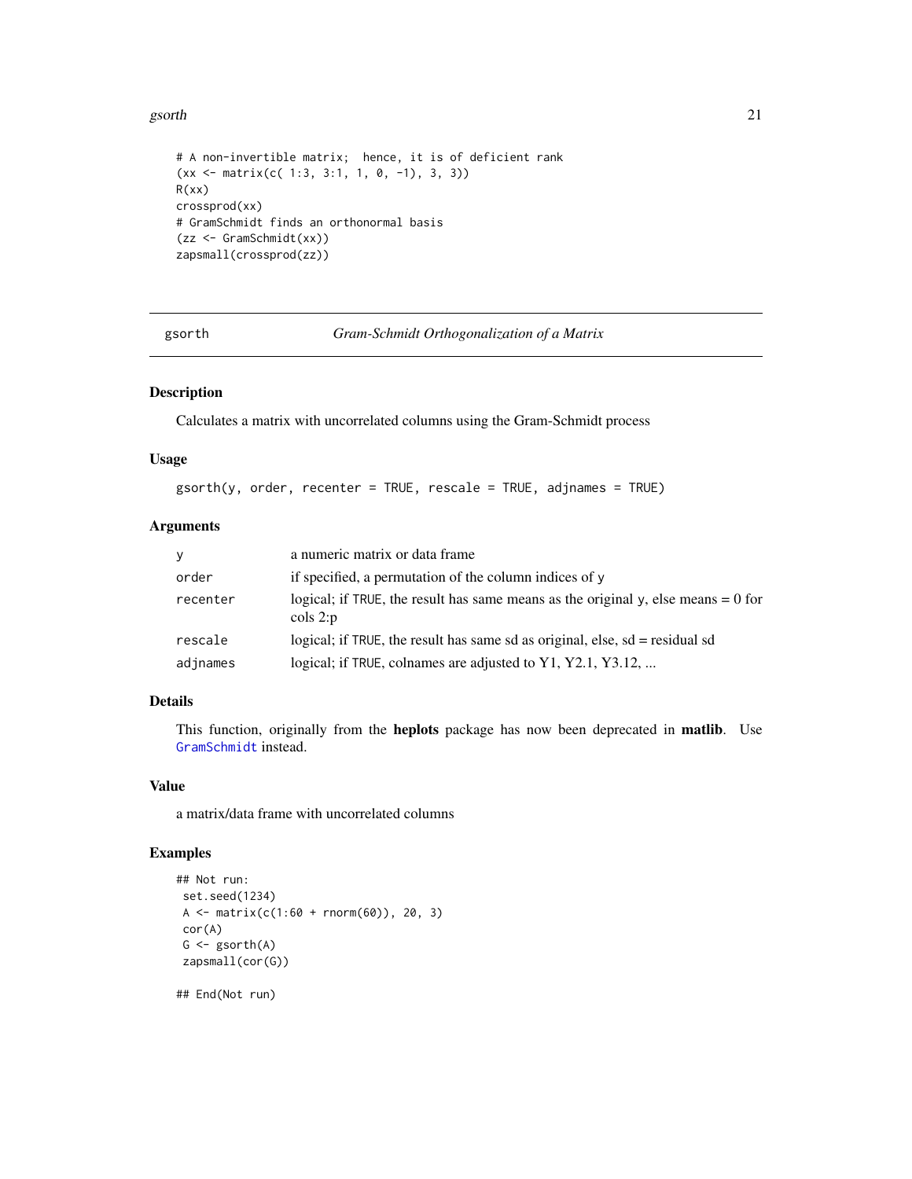```
# A non-invertible matrix;  hence, it is of deficient rank
(xx <- matrix(c( 1:3, 3:1, 1, 0, -1), 3, 3))
R(xx)
crossprod(xx)
# GramSchmidt finds an orthonormal basis
(zz <- GramSchmidt(xx))
zapsmall(crossprod(zz))
```

## gsorth — *Gram-Schmidt Orthogonalization of a Matrix*

### Description

Calculates a matrix with uncorrelated columns using the Gram-Schmidt process

### Usage

```
gsorth(y, order, recenter = TRUE, rescale = TRUE, adjnames = TRUE)
```

### Arguments

| | |
|---|---|
| `y` | a numeric matrix or data frame |
| `order` | if specified, a permutation of the column indices of `y` |
| `recenter` | logical; if `TRUE`, the result has same means as the original `y`, else means = 0 for cols 2:p |
| `rescale` | logical; if `TRUE`, the result has same sd as original, else, sd = residual sd |
| `adjnames` | logical; if `TRUE`, colnames are adjusted to Y1, Y2.1, Y3.12, ... |

### Details

This function, originally from the **heplots** package has now been deprecated in **matlib**. Use `GramSchmidt` instead.

### Value

a matrix/data frame with uncorrelated columns

### Examples

```
## Not run:
 set.seed(1234)
 A <- matrix(c(1:60 + rnorm(60)), 20, 3)
 cor(A)
 G <- gsorth(A)
 zapsmall(cor(G))

## End(Not run)
```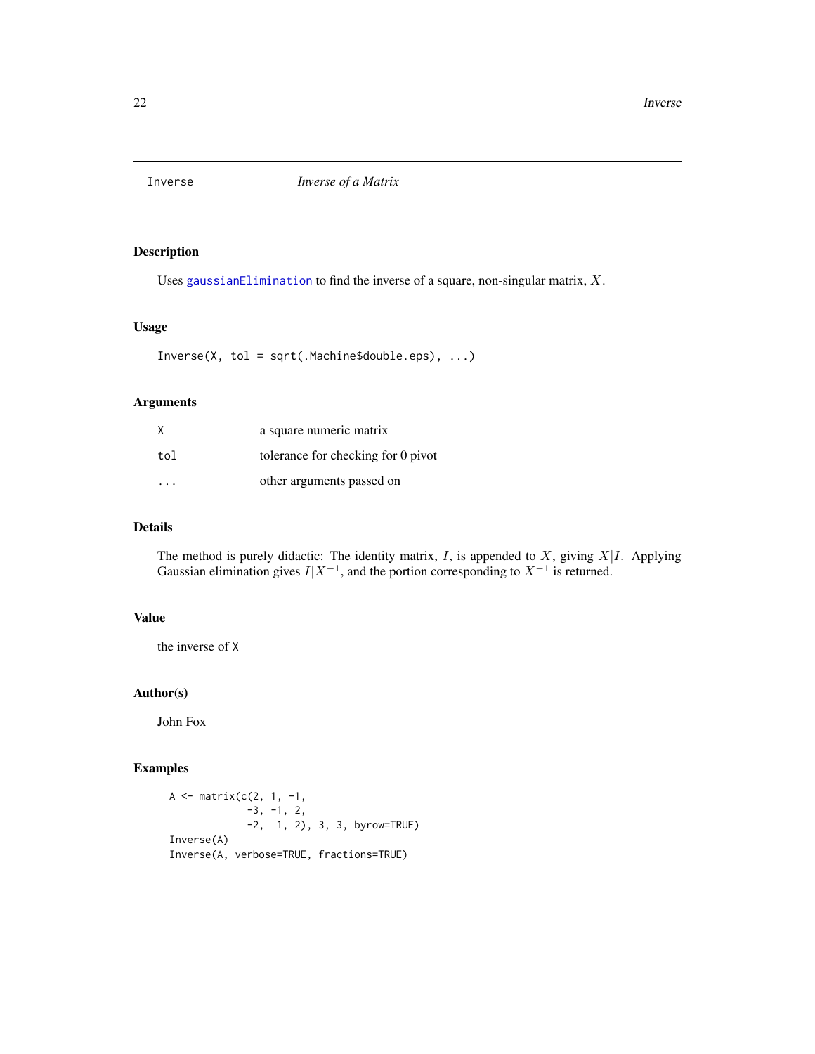# Inverse — *Inverse of a Matrix*

## Description

Uses gaussianElimination to find the inverse of a square, non-singular matrix, $X$.

## Usage

```
Inverse(X, tol = sqrt(.Machine$double.eps), ...)
```

## Arguments

| | |
|---|---|
| `X` | a square numeric matrix |
| `tol` | tolerance for checking for 0 pivot |
| `...` | other arguments passed on |

## Details

The method is purely didactic: The identity matrix, $I$, is appended to $X$, giving $X|I$. Applying Gaussian elimination gives $I|X^{-1}$, and the portion corresponding to $X^{-1}$ is returned.

## Value

the inverse of `X`

## Author(s)

John Fox

## Examples

```
A <- matrix(c(2, 1, -1,
             -3, -1, 2,
             -2,  1, 2), 3, 3, byrow=TRUE)
Inverse(A)
Inverse(A, verbose=TRUE, fractions=TRUE)
```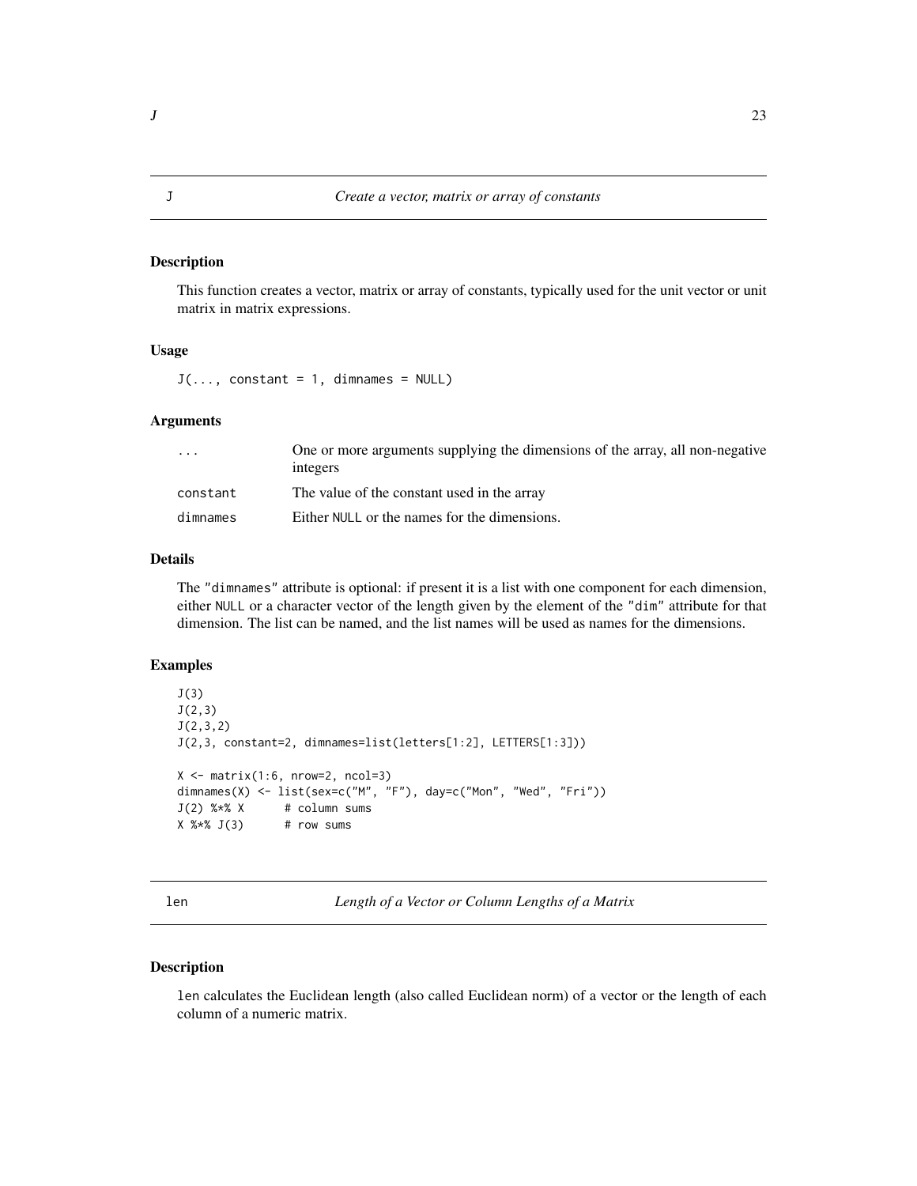## J — *Create a vector, matrix or array of constants*

### Description

This function creates a vector, matrix or array of constants, typically used for the unit vector or unit matrix in matrix expressions.

### Usage

```
J(..., constant = 1, dimnames = NULL)
```

### Arguments

| | |
|---|---|
| `...` | One or more arguments supplying the dimensions of the array, all non-negative integers |
| `constant` | The value of the constant used in the array |
| `dimnames` | Either `NULL` or the names for the dimensions. |

### Details

The `"dimnames"` attribute is optional: if present it is a list with one component for each dimension, either `NULL` or a character vector of the length given by the element of the `"dim"` attribute for that dimension. The list can be named, and the list names will be used as names for the dimensions.

### Examples

```
J(3)
J(2,3)
J(2,3,2)
J(2,3, constant=2, dimnames=list(letters[1:2], LETTERS[1:3]))

X <- matrix(1:6, nrow=2, ncol=3)
dimnames(X) <- list(sex=c("M", "F"), day=c("Mon", "Wed", "Fri"))
J(2) %*% X      # column sums
X %*% J(3)      # row sums
```

## len — *Length of a Vector or Column Lengths of a Matrix*

### Description

`len` calculates the Euclidean length (also called Euclidean norm) of a vector or the length of each column of a numeric matrix.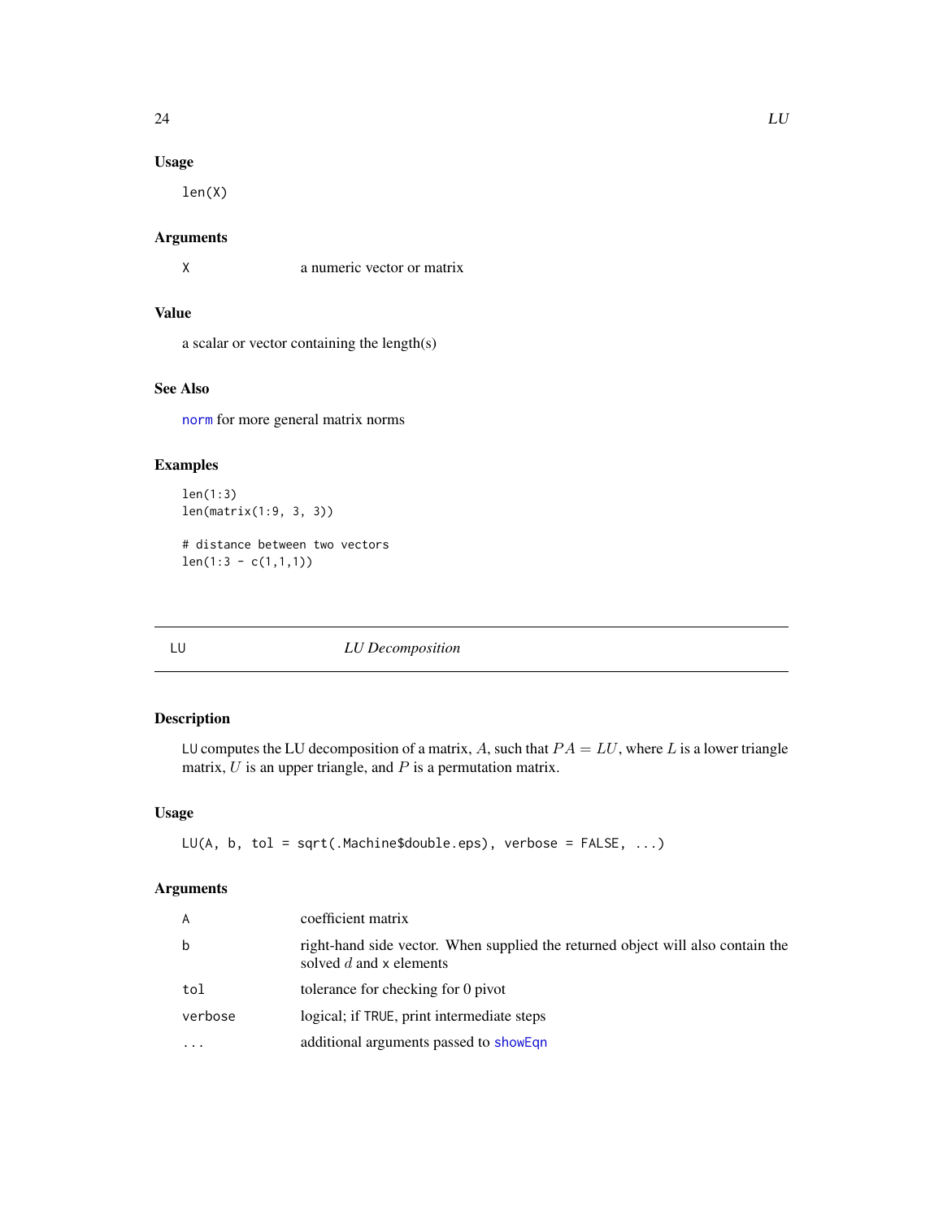### Usage

```
len(X)
```

### Arguments

| | |
|---|---|
| X | a numeric vector or matrix |

### Value

a scalar or vector containing the length(s)

### See Also

norm for more general matrix norms

### Examples

```
len(1:3)
len(matrix(1:9, 3, 3))

# distance between two vectors
len(1:3 - c(1,1,1))
```

---

## LU — *LU Decomposition*

---

### Description

LU computes the LU decomposition of a matrix, $A$, such that $PA = LU$, where $L$ is a lower triangle matrix, $U$ is an upper triangle, and $P$ is a permutation matrix.

### Usage

```
LU(A, b, tol = sqrt(.Machine$double.eps), verbose = FALSE, ...)
```

### Arguments

| | |
|---|---|
| A | coefficient matrix |
| b | right-hand side vector. When supplied the returned object will also contain the solved $d$ and x elements |
| tol | tolerance for checking for 0 pivot |
| verbose | logical; if TRUE, print intermediate steps |
| ... | additional arguments passed to showEqn |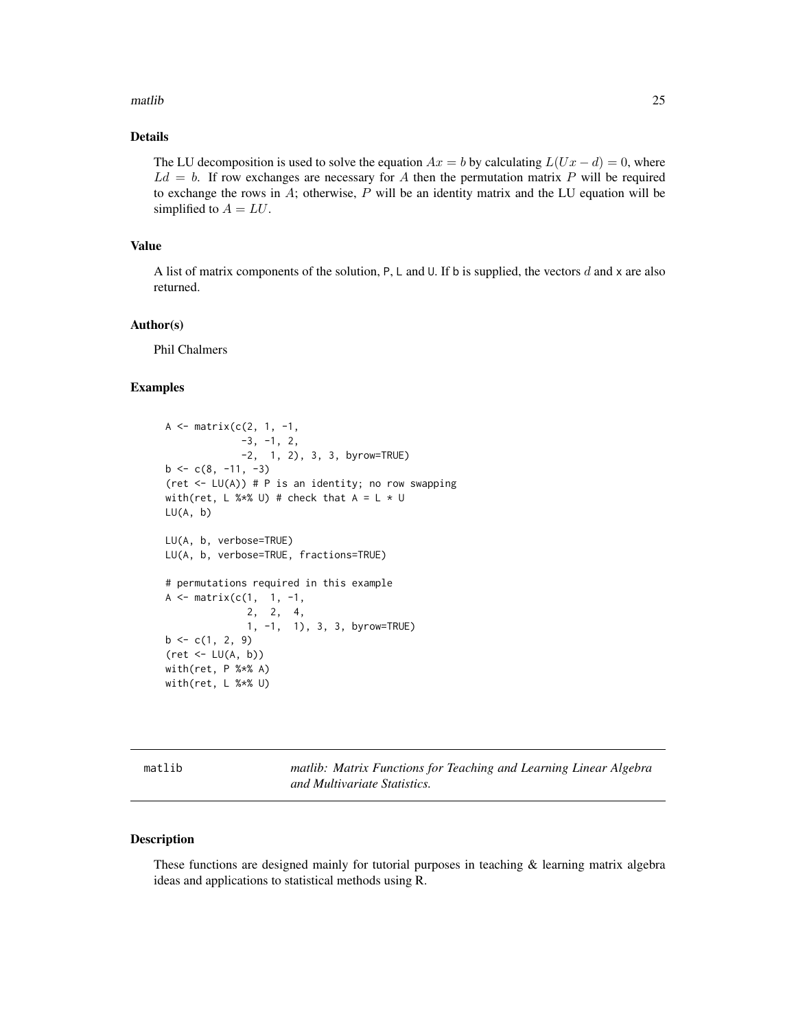### Details

The LU decomposition is used to solve the equation $Ax = b$ by calculating $L(Ux - d) = 0$, where $Ld = b$. If row exchanges are necessary for $A$ then the permutation matrix $P$ will be required to exchange the rows in $A$; otherwise, $P$ will be an identity matrix and the LU equation will be simplified to $A = LU$.

### Value

A list of matrix components of the solution, P, L and U. If b is supplied, the vectors $d$ and x are also returned.

### Author(s)

Phil Chalmers

### Examples

```
A <- matrix(c(2, 1, -1,
             -3, -1, 2,
             -2,  1, 2), 3, 3, byrow=TRUE)
b <- c(8, -11, -3)
(ret <- LU(A)) # P is an identity; no row swapping
with(ret, L %*% U) # check that A = L * U
LU(A, b)

LU(A, b, verbose=TRUE)
LU(A, b, verbose=TRUE, fractions=TRUE)

# permutations required in this example
A <- matrix(c(1,  1, -1,
              2,  2,  4,
              1, -1,  1), 3, 3, byrow=TRUE)
b <- c(1, 2, 9)
(ret <- LU(A, b))
with(ret, P %*% A)
with(ret, L %*% U)
```

---

## matlib — *matlib: Matrix Functions for Teaching and Learning Linear Algebra and Multivariate Statistics.*

### Description

These functions are designed mainly for tutorial purposes in teaching & learning matrix algebra ideas and applications to statistical methods using R.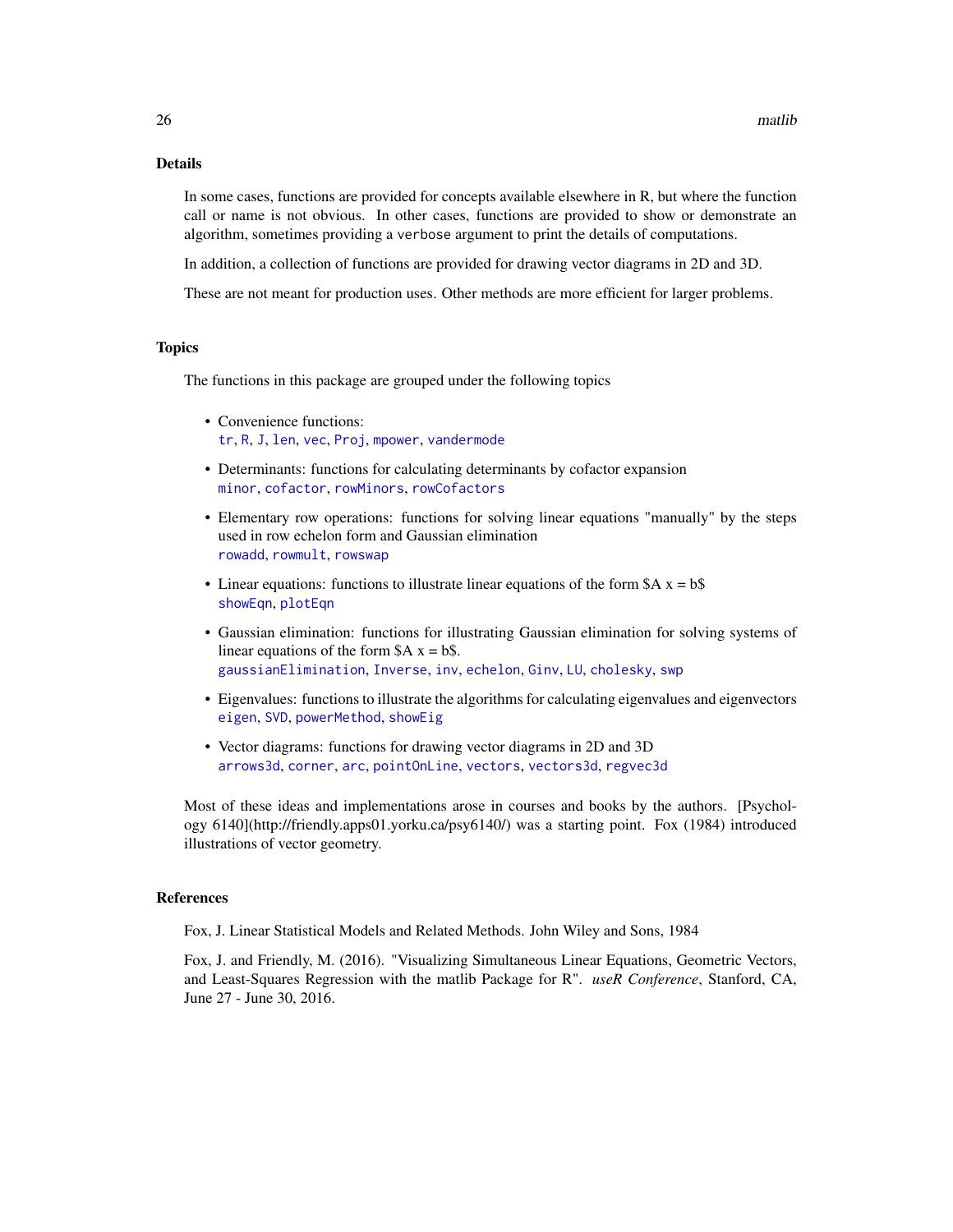## Details

In some cases, functions are provided for concepts available elsewhere in R, but where the function call or name is not obvious. In other cases, functions are provided to show or demonstrate an algorithm, sometimes providing a `verbose` argument to print the details of computations.

In addition, a collection of functions are provided for drawing vector diagrams in 2D and 3D.

These are not meant for production uses. Other methods are more efficient for larger problems.

## Topics

The functions in this package are grouped under the following topics

- Convenience functions:
  `tr`, `R`, `J`, `len`, `vec`, `Proj`, `mpower`, `vandermode`
- Determinants: functions for calculating determinants by cofactor expansion
  `minor`, `cofactor`, `rowMinors`, `rowCofactors`
- Elementary row operations: functions for solving linear equations "manually" by the steps used in row echelon form and Gaussian elimination
  `rowadd`, `rowmult`, `rowswap`
- Linear equations: functions to illustrate linear equations of the form $A x = b$
  `showEqn`, `plotEqn`
- Gaussian elimination: functions for illustrating Gaussian elimination for solving systems of linear equations of the form $A x = b$.
  `gaussianElimination`, `Inverse`, `inv`, `echelon`, `Ginv`, `LU`, `cholesky`, `swp`
- Eigenvalues: functions to illustrate the algorithms for calculating eigenvalues and eigenvectors
  `eigen`, `SVD`, `powerMethod`, `showEig`
- Vector diagrams: functions for drawing vector diagrams in 2D and 3D
  `arrows3d`, `corner`, `arc`, `pointOnLine`, `vectors`, `vectors3d`, `regvec3d`

Most of these ideas and implementations arose in courses and books by the authors. [Psychology 6140](http://friendly.apps01.yorku.ca/psy6140/) was a starting point. Fox (1984) introduced illustrations of vector geometry.

## References

Fox, J. Linear Statistical Models and Related Methods. John Wiley and Sons, 1984

Fox, J. and Friendly, M. (2016). "Visualizing Simultaneous Linear Equations, Geometric Vectors, and Least-Squares Regression with the matlib Package for R". *useR Conference*, Stanford, CA, June 27 - June 30, 2016.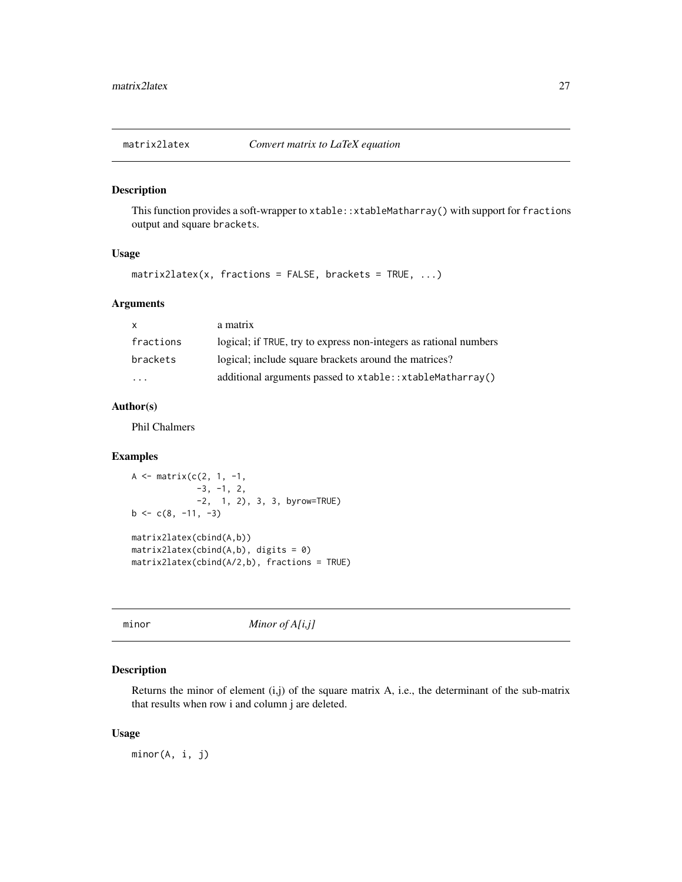## matrix2latex *Convert matrix to LaTeX equation*

### Description

This function provides a soft-wrapper to `xtable::xtableMatharray()` with support for `fractions` output and square `brackets`.

### Usage

```
matrix2latex(x, fractions = FALSE, brackets = TRUE, ...)
```

### Arguments

| | |
|---|---|
| `x` | a matrix |
| `fractions` | logical; if `TRUE`, try to express non-integers as rational numbers |
| `brackets` | logical; include square brackets around the matrices? |
| `...` | additional arguments passed to `xtable::xtableMatharray()` |

### Author(s)

Phil Chalmers

### Examples

```
A <- matrix(c(2, 1, -1,
             -3, -1, 2,
             -2,  1, 2), 3, 3, byrow=TRUE)
b <- c(8, -11, -3)

matrix2latex(cbind(A,b))
matrix2latex(cbind(A,b), digits = 0)
matrix2latex(cbind(A/2,b), fractions = TRUE)
```

## minor *Minor of A[i,j]*

### Description

Returns the minor of element (i,j) of the square matrix A, i.e., the determinant of the sub-matrix that results when row i and column j are deleted.

### Usage

```
minor(A, i, j)
```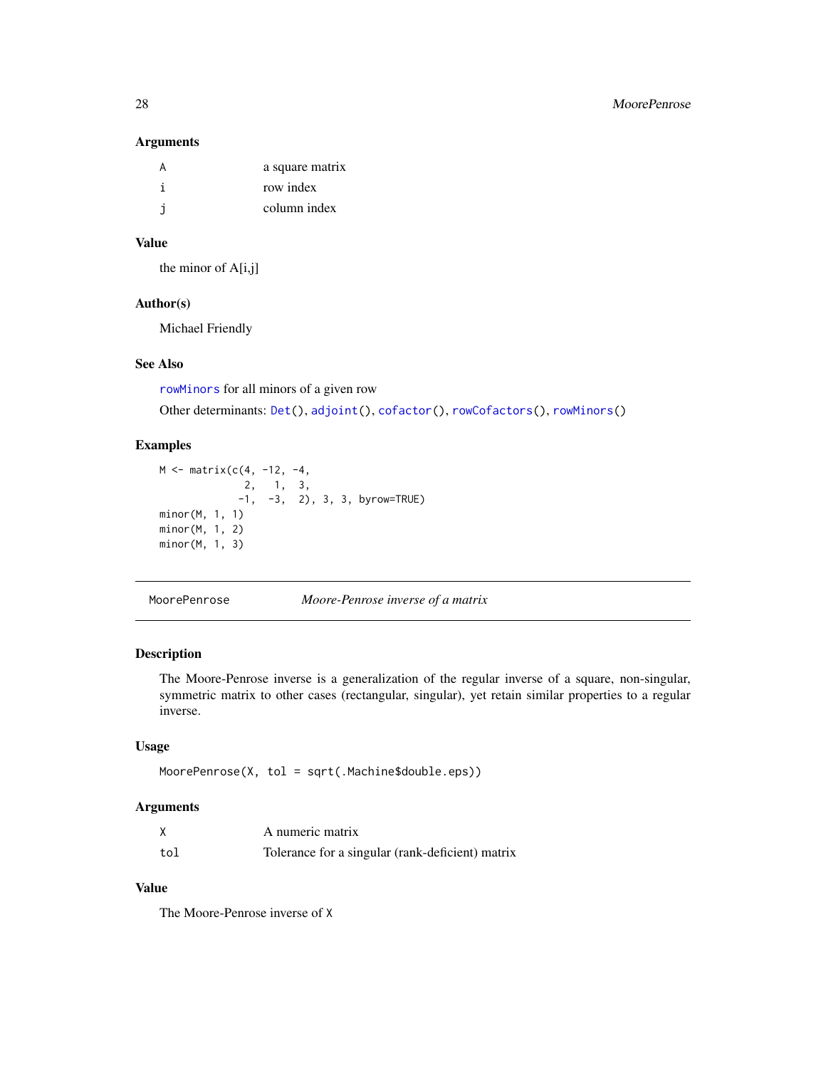### Arguments

| | |
|---|---|
| A | a square matrix |
| i | row index |
| j | column index |

### Value

the minor of A[i,j]

### Author(s)

Michael Friendly

### See Also

`rowMinors` for all minors of a given row

Other determinants: `Det()`, `adjoint()`, `cofactor()`, `rowCofactors()`, `rowMinors()`

### Examples

```
M <- matrix(c(4, -12, -4,
              2,   1,  3,
             -1,  -3,  2), 3, 3, byrow=TRUE)
minor(M, 1, 1)
minor(M, 1, 2)
minor(M, 1, 3)
```

---

## MoorePenrose — *Moore-Penrose inverse of a matrix*

---

### Description

The Moore-Penrose inverse is a generalization of the regular inverse of a square, non-singular, symmetric matrix to other cases (rectangular, singular), yet retain similar properties to a regular inverse.

### Usage

```
MoorePenrose(X, tol = sqrt(.Machine$double.eps))
```

### Arguments

| | |
|---|---|
| X | A numeric matrix |
| tol | Tolerance for a singular (rank-deficient) matrix |

### Value

The Moore-Penrose inverse of `X`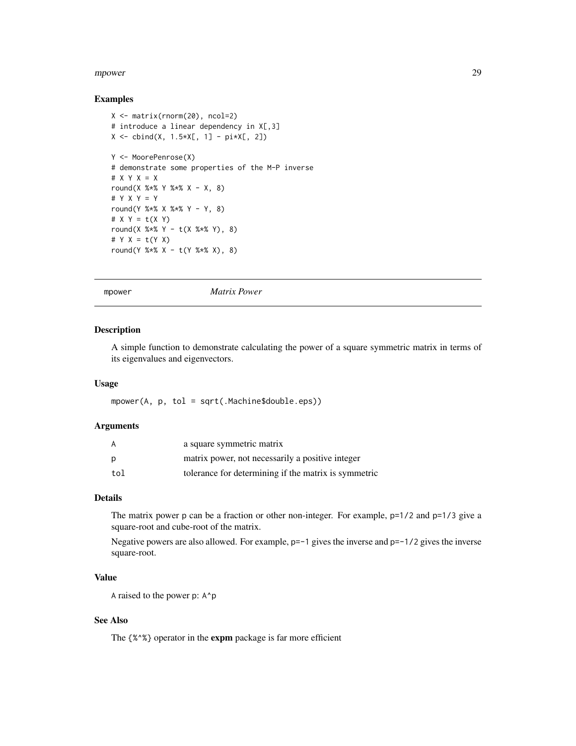## Examples

```
X <- matrix(rnorm(20), ncol=2)
# introduce a linear dependency in X[,3]
X <- cbind(X, 1.5*X[, 1] - pi*X[, 2])

Y <- MoorePenrose(X)
# demonstrate some properties of the M-P inverse
# X Y X = X
round(X %*% Y %*% X - X, 8)
# Y X Y = Y
round(Y %*% X %*% Y - Y, 8)
# X Y = t(X Y)
round(X %*% Y - t(X %*% Y), 8)
# Y X = t(Y X)
round(Y %*% X - t(Y %*% X), 8)
```

---

# mpower *Matrix Power*

---

## Description

A simple function to demonstrate calculating the power of a square symmetric matrix in terms of its eigenvalues and eigenvectors.

## Usage

```
mpower(A, p, tol = sqrt(.Machine$double.eps))
```

## Arguments

| | |
|---|---|
| A | a square symmetric matrix |
| p | matrix power, not necessarily a positive integer |
| tol | tolerance for determining if the matrix is symmetric |

## Details

The matrix power p can be a fraction or other non-integer. For example, `p=1/2` and `p=1/3` give a square-root and cube-root of the matrix.

Negative powers are also allowed. For example, `p=-1` gives the inverse and `p=-1/2` gives the inverse square-root.

## Value

A raised to the power p: `A^p`

## See Also

The `{%^%}` operator in the **expm** package is far more efficient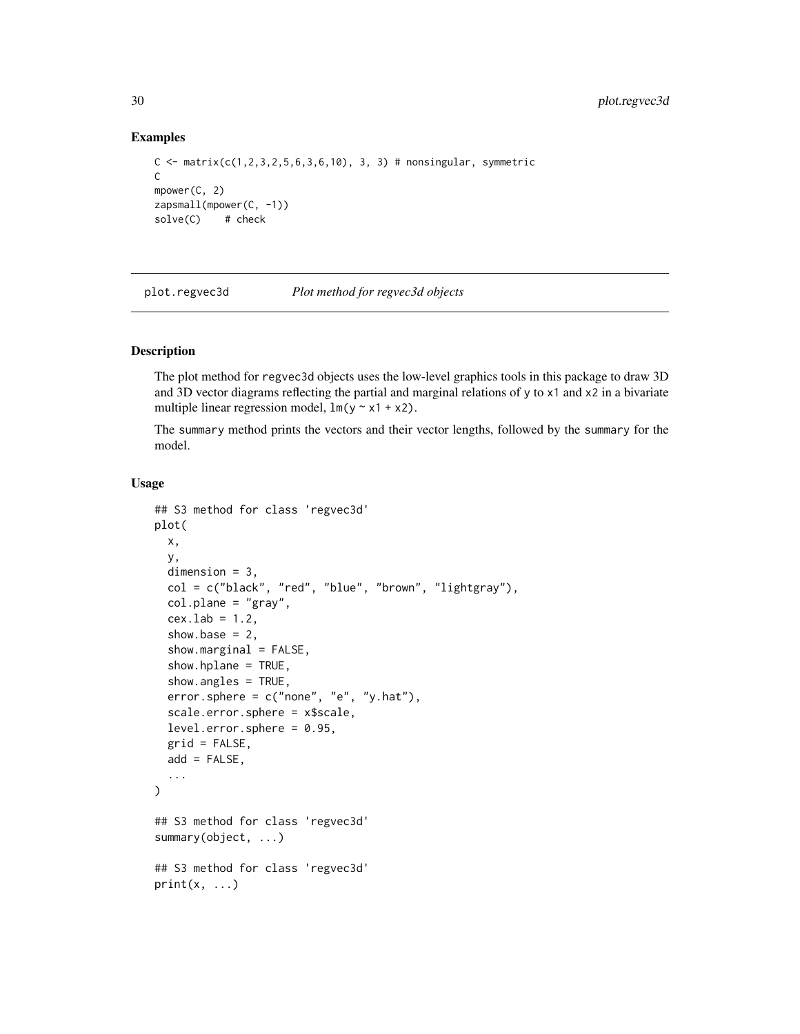### Examples

```
C <- matrix(c(1,2,3,2,5,6,3,6,10), 3, 3) # nonsingular, symmetric
C
mpower(C, 2)
zapsmall(mpower(C, -1))
solve(C)    # check
```

---

## plot.regvec3d    *Plot method for regvec3d objects*

---

### Description

The plot method for regvec3d objects uses the low-level graphics tools in this package to draw 3D and 3D vector diagrams reflecting the partial and marginal relations of y to x1 and x2 in a bivariate multiple linear regression model, `lm(y ~ x1 + x2)`.

The summary method prints the vectors and their vector lengths, followed by the summary for the model.

### Usage

```
## S3 method for class 'regvec3d'
plot(
  x,
  y,
  dimension = 3,
  col = c("black", "red", "blue", "brown", "lightgray"),
  col.plane = "gray",
  cex.lab = 1.2,
  show.base = 2,
  show.marginal = FALSE,
  show.hplane = TRUE,
  show.angles = TRUE,
  error.sphere = c("none", "e", "y.hat"),
  scale.error.sphere = x$scale,
  level.error.sphere = 0.95,
  grid = FALSE,
  add = FALSE,
  ...
)

## S3 method for class 'regvec3d'
summary(object, ...)

## S3 method for class 'regvec3d'
print(x, ...)
```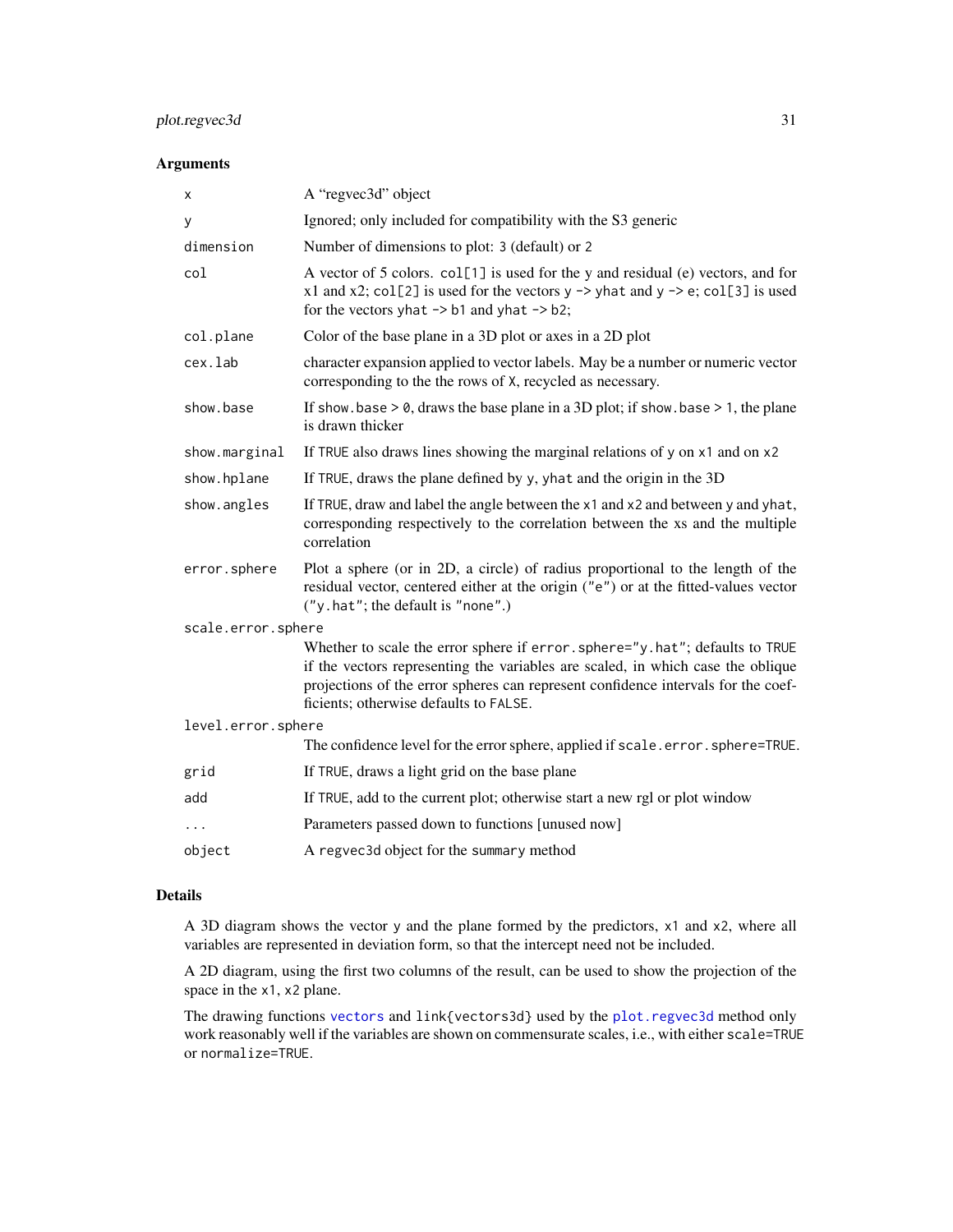## Arguments

| | |
|---|---|
| `x` | A "regvec3d" object |
| `y` | Ignored; only included for compatibility with the S3 generic |
| `dimension` | Number of dimensions to plot: `3` (default) or `2` |
| `col` | A vector of 5 colors. `col[1]` is used for the y and residual (e) vectors, and for x1 and x2; `col[2]` is used for the vectors `y -> yhat` and `y -> e`; `col[3]` is used for the vectors `yhat -> b1` and `yhat -> b2`; |
| `col.plane` | Color of the base plane in a 3D plot or axes in a 2D plot |
| `cex.lab` | character expansion applied to vector labels. May be a number or numeric vector corresponding to the the rows of `X`, recycled as necessary. |
| `show.base` | If `show.base > 0`, draws the base plane in a 3D plot; if `show.base > 1`, the plane is drawn thicker |
| `show.marginal` | If `TRUE` also draws lines showing the marginal relations of `y` on `x1` and on `x2` |
| `show.hplane` | If `TRUE`, draws the plane defined by `y`, `yhat` and the origin in the 3D |
| `show.angles` | If `TRUE`, draw and label the angle between the `x1` and `x2` and between `y` and `yhat`, corresponding respectively to the correlation between the xs and the multiple correlation |
| `error.sphere` | Plot a sphere (or in 2D, a circle) of radius proportional to the length of the residual vector, centered either at the origin (`"e"`) or at the fitted-values vector (`"y.hat"`; the default is `"none"`.) |
| `scale.error.sphere` | Whether to scale the error sphere if `error.sphere="y.hat"`; defaults to `TRUE` if the vectors representing the variables are scaled, in which case the oblique projections of the error spheres can represent confidence intervals for the coefficients; otherwise defaults to `FALSE`. |
| `level.error.sphere` | The confidence level for the error sphere, applied if `scale.error.sphere=TRUE`. |
| `grid` | If `TRUE`, draws a light grid on the base plane |
| `add` | If `TRUE`, add to the current plot; otherwise start a new rgl or plot window |
| `...` | Parameters passed down to functions [unused now] |
| `object` | A `regvec3d` object for the `summary` method |

## Details

A 3D diagram shows the vector `y` and the plane formed by the predictors, `x1` and `x2`, where all variables are represented in deviation form, so that the intercept need not be included.

A 2D diagram, using the first two columns of the result, can be used to show the projection of the space in the `x1`, `x2` plane.

The drawing functions `vectors` and `link{vectors3d}` used by the `plot.regvec3d` method only work reasonably well if the variables are shown on commensurate scales, i.e., with either `scale=TRUE` or `normalize=TRUE`.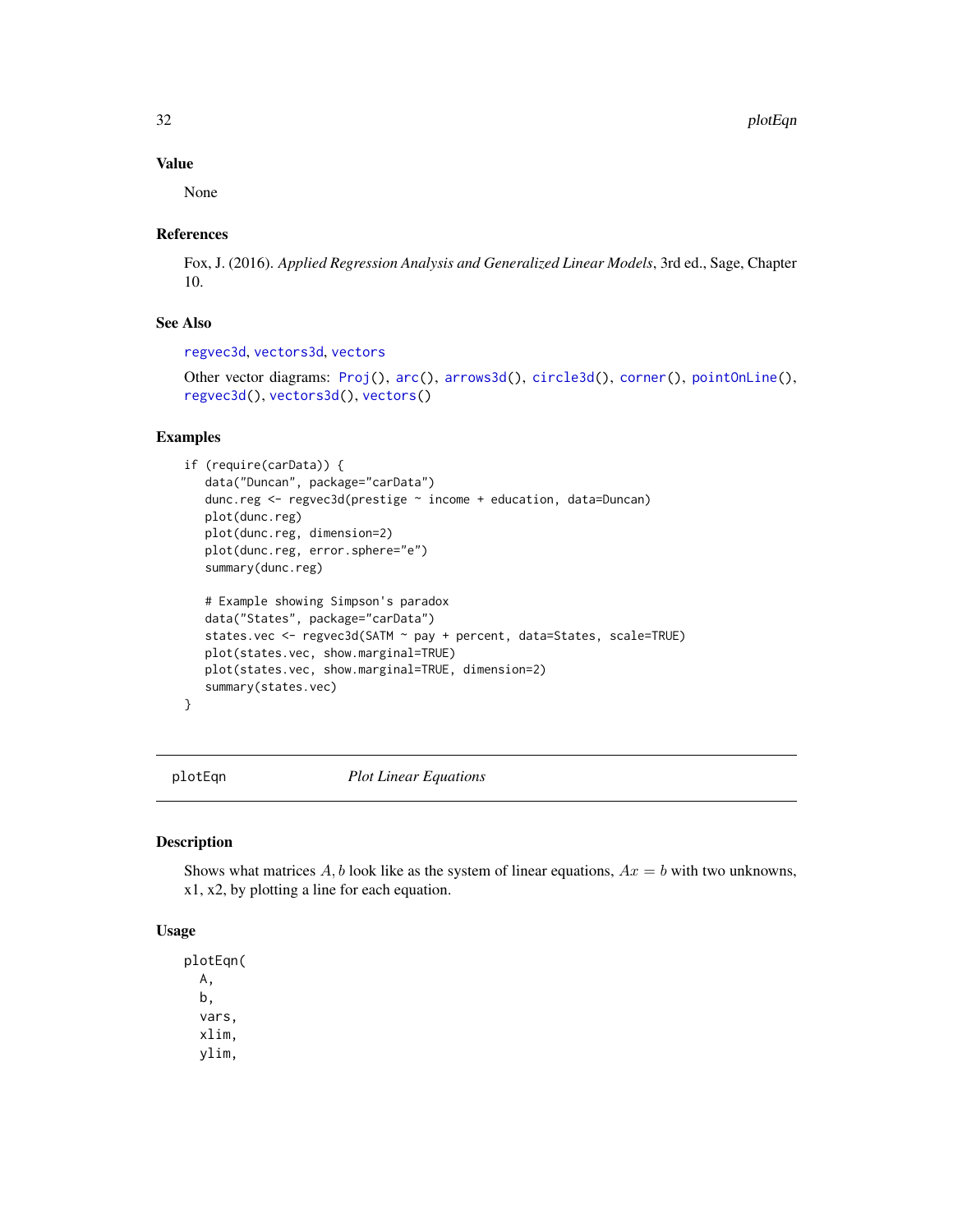## Value

None

## References

Fox, J. (2016). *Applied Regression Analysis and Generalized Linear Models*, 3rd ed., Sage, Chapter 10.

## See Also

regvec3d, vectors3d, vectors

Other vector diagrams: Proj(), arc(), arrows3d(), circle3d(), corner(), pointOnLine(), regvec3d(), vectors3d(), vectors()

## Examples

```
if (require(carData)) {
   data("Duncan", package="carData")
   dunc.reg <- regvec3d(prestige ~ income + education, data=Duncan)
   plot(dunc.reg)
   plot(dunc.reg, dimension=2)
   plot(dunc.reg, error.sphere="e")
   summary(dunc.reg)

   # Example showing Simpson's paradox
   data("States", package="carData")
   states.vec <- regvec3d(SATM ~ pay + percent, data=States, scale=TRUE)
   plot(states.vec, show.marginal=TRUE)
   plot(states.vec, show.marginal=TRUE, dimension=2)
   summary(states.vec)
}
```

---

# plotEqn *Plot Linear Equations*

## Description

Shows what matrices $A, b$ look like as the system of linear equations, $Ax = b$ with two unknowns, x1, x2, by plotting a line for each equation.

## Usage

```
plotEqn(
  A,
  b,
  vars,
  xlim,
  ylim,
```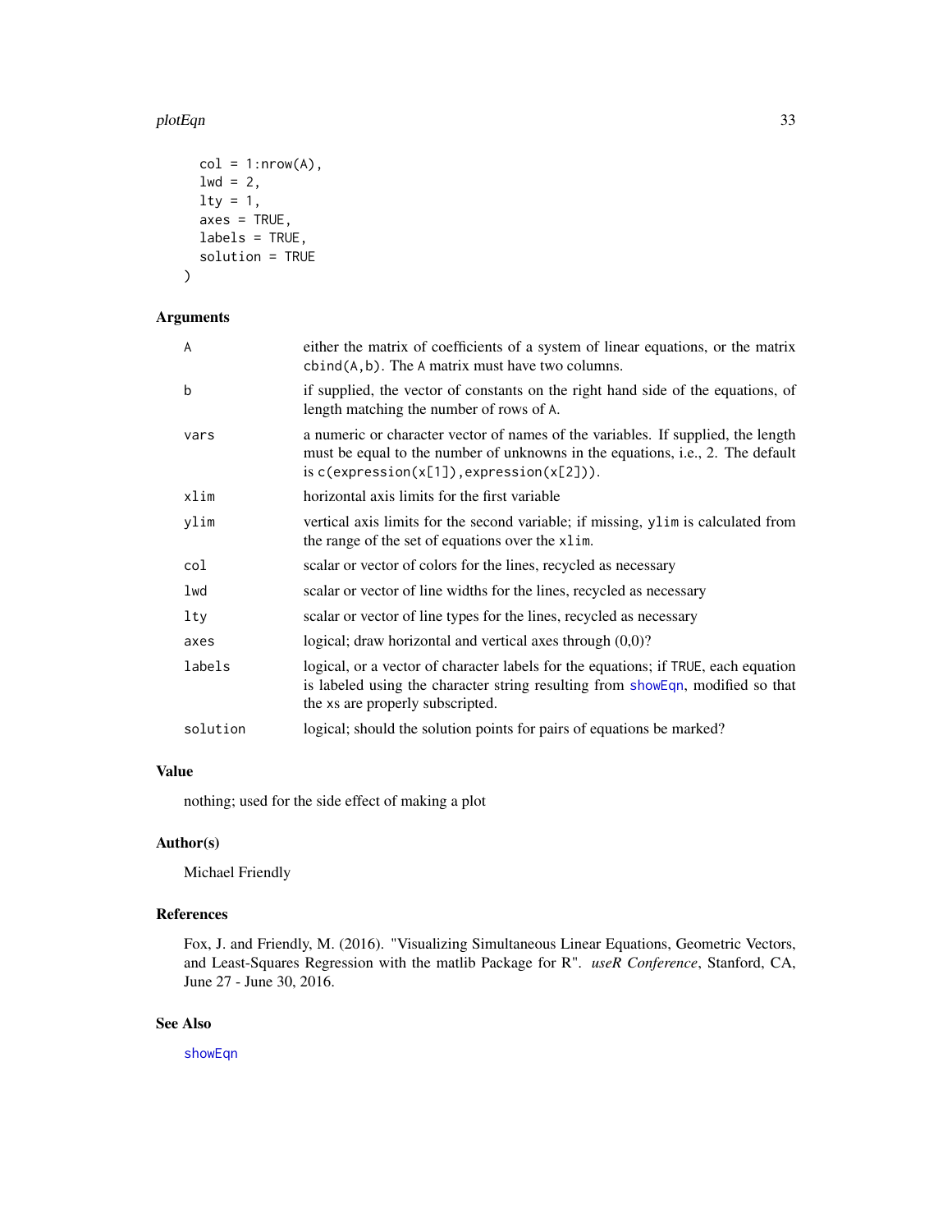```
  col = 1:nrow(A),
  lwd = 2,
  lty = 1,
  axes = TRUE,
  labels = TRUE,
  solution = TRUE
)
```

## Arguments

| | |
|---|---|
| A | either the matrix of coefficients of a system of linear equations, or the matrix `cbind(A,b)`. The A matrix must have two columns. |
| b | if supplied, the vector of constants on the right hand side of the equations, of length matching the number of rows of A. |
| vars | a numeric or character vector of names of the variables. If supplied, the length must be equal to the number of unknowns in the equations, i.e., 2. The default is `c(expression(x[1]),expression(x[2]))`. |
| xlim | horizontal axis limits for the first variable |
| ylim | vertical axis limits for the second variable; if missing, `ylim` is calculated from the range of the set of equations over the `xlim`. |
| col | scalar or vector of colors for the lines, recycled as necessary |
| lwd | scalar or vector of line widths for the lines, recycled as necessary |
| lty | scalar or vector of line types for the lines, recycled as necessary |
| axes | logical; draw horizontal and vertical axes through (0,0)? |
| labels | logical, or a vector of character labels for the equations; if TRUE, each equation is labeled using the character string resulting from `showEqn`, modified so that the xs are properly subscripted. |
| solution | logical; should the solution points for pairs of equations be marked? |

## Value

nothing; used for the side effect of making a plot

## Author(s)

Michael Friendly

## References

Fox, J. and Friendly, M. (2016). "Visualizing Simultaneous Linear Equations, Geometric Vectors, and Least-Squares Regression with the matlib Package for R". *useR Conference*, Stanford, CA, June 27 - June 30, 2016.

## See Also

`showEqn`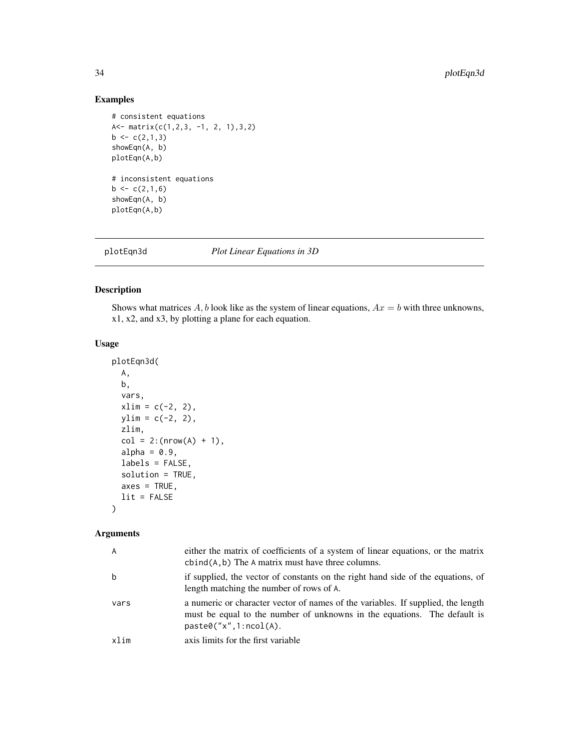## Examples

```
# consistent equations
A<- matrix(c(1,2,3, -1, 2, 1),3,2)
b <- c(2,1,3)
showEqn(A, b)
plotEqn(A,b)

# inconsistent equations
b <- c(2,1,6)
showEqn(A, b)
plotEqn(A,b)
```

---

# plotEqn3d *Plot Linear Equations in 3D*

---

## Description

Shows what matrices $A, b$ look like as the system of linear equations, $Ax = b$ with three unknowns, x1, x2, and x3, by plotting a plane for each equation.

## Usage

```
plotEqn3d(
  A,
  b,
  vars,
  xlim = c(-2, 2),
  ylim = c(-2, 2),
  zlim,
  col = 2:(nrow(A) + 1),
  alpha = 0.9,
  labels = FALSE,
  solution = TRUE,
  axes = TRUE,
  lit = FALSE
)
```

## Arguments

| | |
|---|---|
| `A` | either the matrix of coefficients of a system of linear equations, or the matrix `cbind(A,b)` The `A` matrix must have three columns. |
| `b` | if supplied, the vector of constants on the right hand side of the equations, of length matching the number of rows of `A`. |
| `vars` | a numeric or character vector of names of the variables. If supplied, the length must be equal to the number of unknowns in the equations. The default is `paste0("x",1:ncol(A))`. |
| `xlim` | axis limits for the first variable |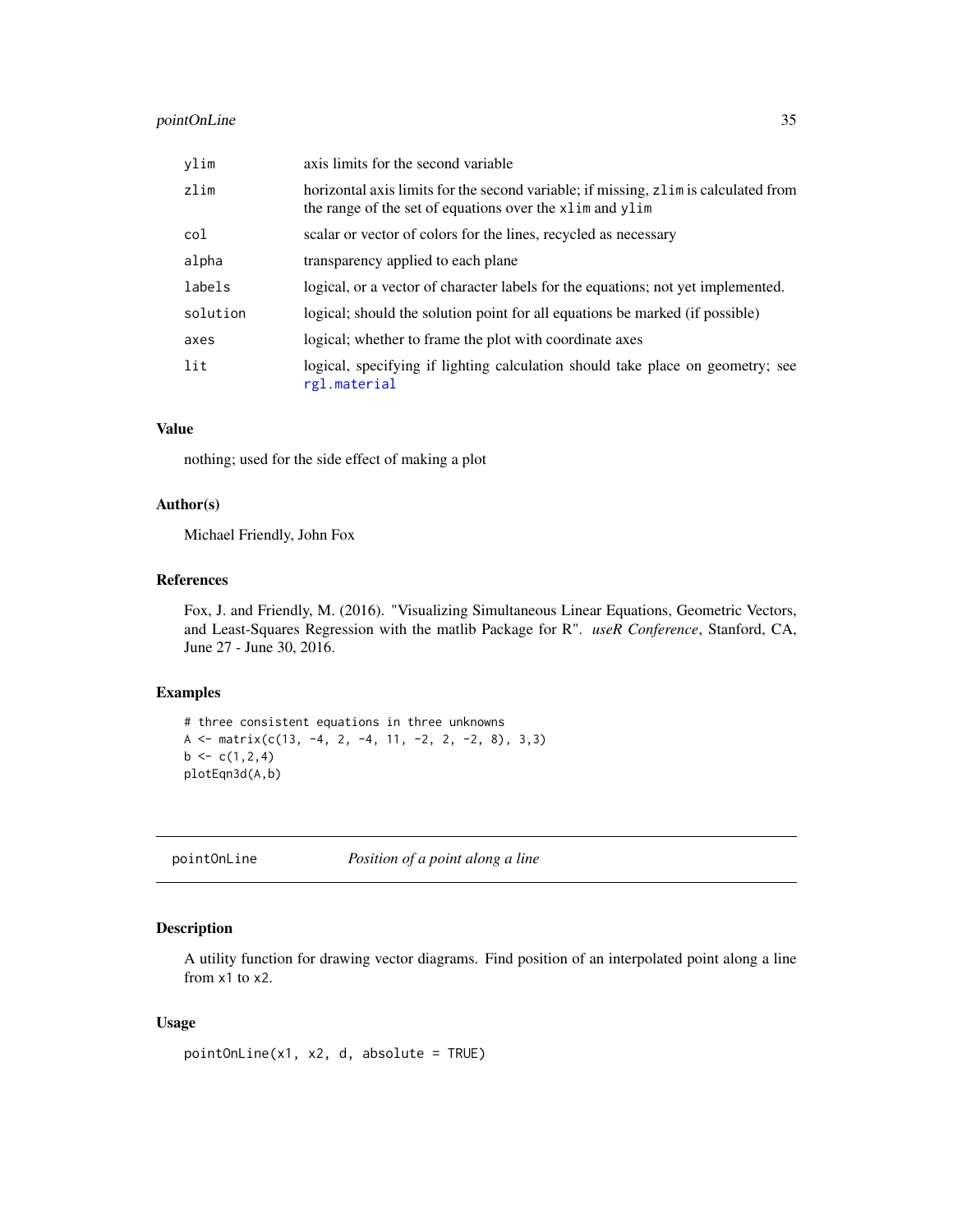| | |
|---|---|
| ylim | axis limits for the second variable |
| zlim | horizontal axis limits for the second variable; if missing, zlim is calculated from the range of the set of equations over the xlim and ylim |
| col | scalar or vector of colors for the lines, recycled as necessary |
| alpha | transparency applied to each plane |
| labels | logical, or a vector of character labels for the equations; not yet implemented. |
| solution | logical; should the solution point for all equations be marked (if possible) |
| axes | logical; whether to frame the plot with coordinate axes |
| lit | logical, specifying if lighting calculation should take place on geometry; see rgl.material |

### Value

nothing; used for the side effect of making a plot

### Author(s)

Michael Friendly, John Fox

### References

Fox, J. and Friendly, M. (2016). "Visualizing Simultaneous Linear Equations, Geometric Vectors, and Least-Squares Regression with the matlib Package for R". *useR Conference*, Stanford, CA, June 27 - June 30, 2016.

### Examples

```
# three consistent equations in three unknowns
A <- matrix(c(13, -4, 2, -4, 11, -2, 2, -2, 8), 3,3)
b <- c(1,2,4)
plotEqn3d(A,b)
```

---

## pointOnLine — *Position of a point along a line*

---

### Description

A utility function for drawing vector diagrams. Find position of an interpolated point along a line from x1 to x2.

### Usage

```
pointOnLine(x1, x2, d, absolute = TRUE)
```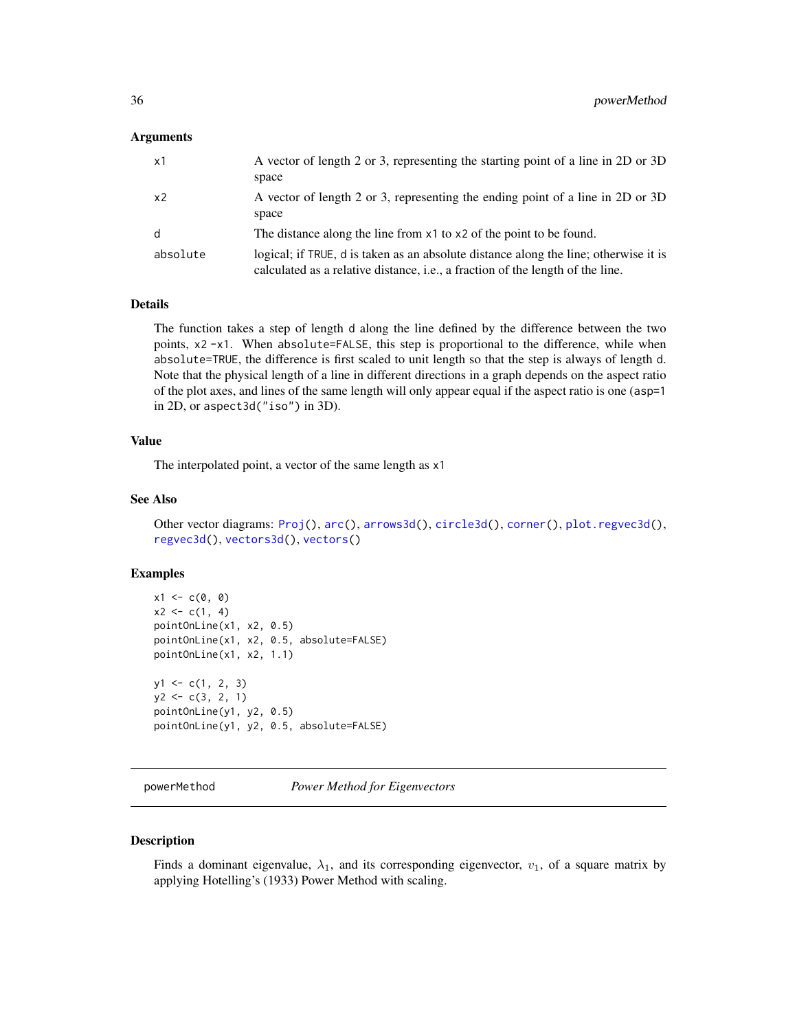### Arguments

| | |
|---|---|
| x1 | A vector of length 2 or 3, representing the starting point of a line in 2D or 3D space |
| x2 | A vector of length 2 or 3, representing the ending point of a line in 2D or 3D space |
| d | The distance along the line from x1 to x2 of the point to be found. |
| absolute | logical; if TRUE, d is taken as an absolute distance along the line; otherwise it is calculated as a relative distance, i.e., a fraction of the length of the line. |

### Details

The function takes a step of length d along the line defined by the difference between the two points, x2 -x1. When absolute=FALSE, this step is proportional to the difference, while when absolute=TRUE, the difference is first scaled to unit length so that the step is always of length d. Note that the physical length of a line in different directions in a graph depends on the aspect ratio of the plot axes, and lines of the same length will only appear equal if the aspect ratio is one (asp=1 in 2D, or aspect3d("iso") in 3D).

### Value

The interpolated point, a vector of the same length as x1

### See Also

Other vector diagrams: Proj(), arc(), arrows3d(), circle3d(), corner(), plot.regvec3d(), regvec3d(), vectors3d(), vectors()

### Examples

```
x1 <- c(0, 0)
x2 <- c(1, 4)
pointOnLine(x1, x2, 0.5)
pointOnLine(x1, x2, 0.5, absolute=FALSE)
pointOnLine(x1, x2, 1.1)

y1 <- c(1, 2, 3)
y2 <- c(3, 2, 1)
pointOnLine(y1, y2, 0.5)
pointOnLine(y1, y2, 0.5, absolute=FALSE)
```

---

## powerMethod    *Power Method for Eigenvectors*

---

### Description

Finds a dominant eigenvalue, $\lambda_1$, and its corresponding eigenvector, $v_1$, of a square matrix by applying Hotelling's (1933) Power Method with scaling.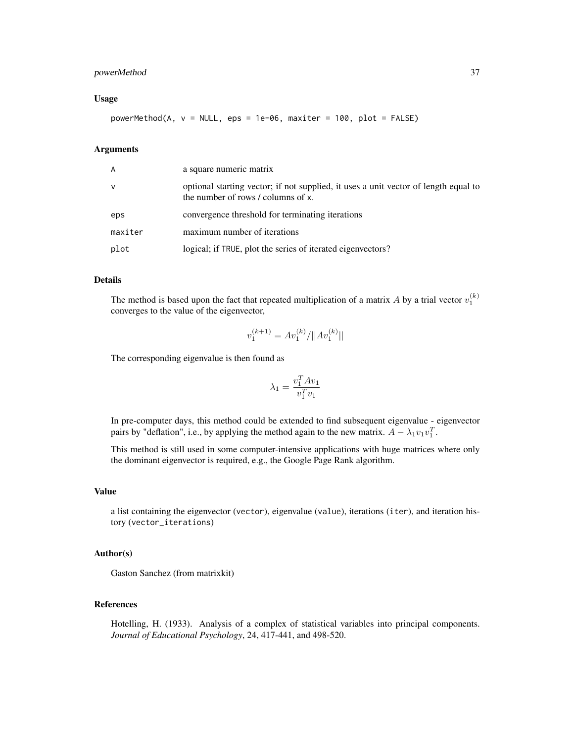### Usage

```
powerMethod(A, v = NULL, eps = 1e-06, maxiter = 100, plot = FALSE)
```

### Arguments

| | |
|---|---|
| A | a square numeric matrix |
| v | optional starting vector; if not supplied, it uses a unit vector of length equal to the number of rows / columns of x. |
| eps | convergence threshold for terminating iterations |
| maxiter | maximum number of iterations |
| plot | logical; if TRUE, plot the series of iterated eigenvectors? |

### Details

The method is based upon the fact that repeated multiplication of a matrix $A$ by a trial vector $v_1^{(k)}$ converges to the value of the eigenvector,

$$v_1^{(k+1)} = Av_1^{(k)} / ||Av_1^{(k)}||$$

The corresponding eigenvalue is then found as

$$\lambda_1 = \frac{v_1^T A v_1}{v_1^T v_1}$$

In pre-computer days, this method could be extended to find subsequent eigenvalue - eigenvector pairs by "deflation", i.e., by applying the method again to the new matrix. $A - \lambda_1 v_1 v_1^T$.

This method is still used in some computer-intensive applications with huge matrices where only the dominant eigenvector is required, e.g., the Google Page Rank algorithm.

### Value

a list containing the eigenvector (vector), eigenvalue (value), iterations (iter), and iteration history (vector_iterations)

### Author(s)

Gaston Sanchez (from matrixkit)

### References

Hotelling, H. (1933). Analysis of a complex of statistical variables into principal components. *Journal of Educational Psychology*, 24, 417-441, and 498-520.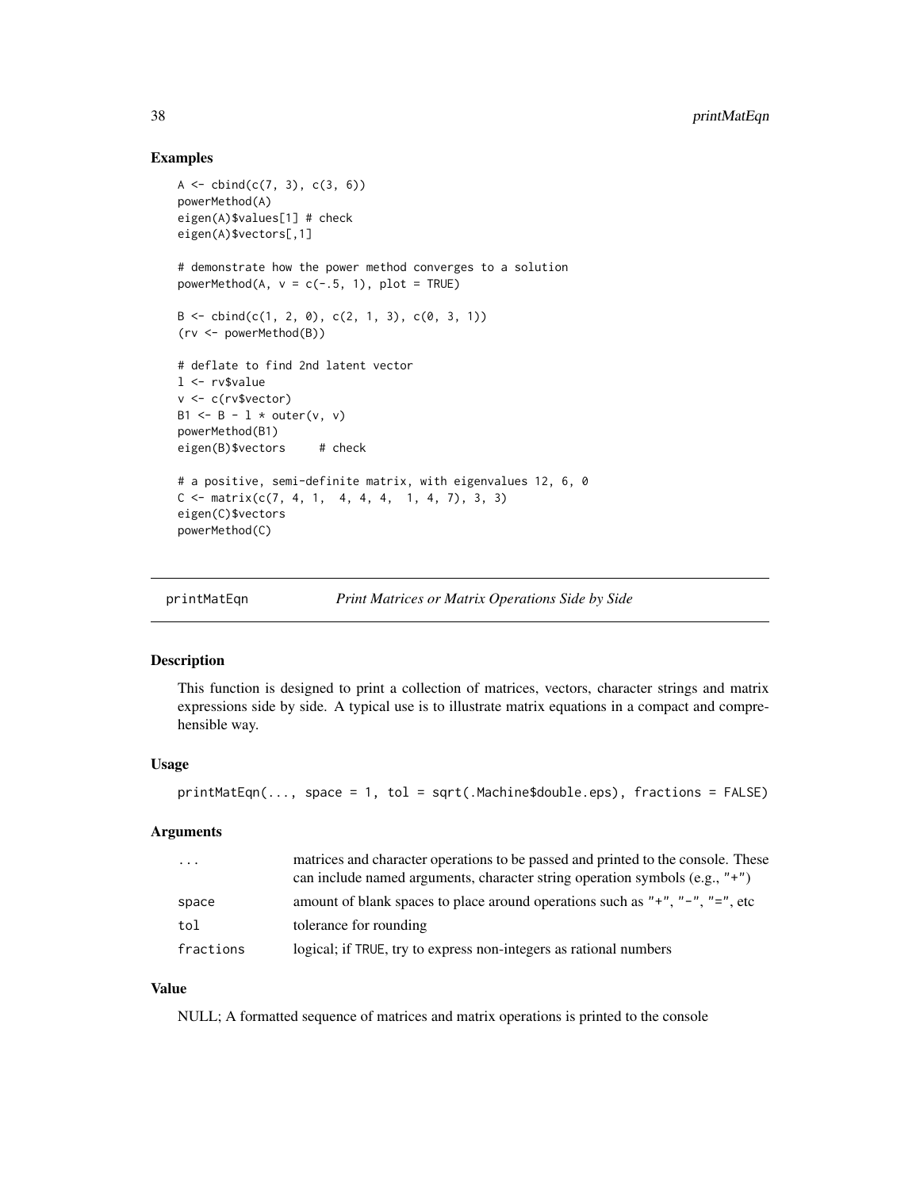### Examples

```
A <- cbind(c(7, 3), c(3, 6))
powerMethod(A)
eigen(A)$values[1] # check
eigen(A)$vectors[,1]

# demonstrate how the power method converges to a solution
powerMethod(A, v = c(-.5, 1), plot = TRUE)

B <- cbind(c(1, 2, 0), c(2, 1, 3), c(0, 3, 1))
(rv <- powerMethod(B))

# deflate to find 2nd latent vector
l <- rv$value
v <- c(rv$vector)
B1 <- B - l * outer(v, v)
powerMethod(B1)
eigen(B)$vectors     # check

# a positive, semi-definite matrix, with eigenvalues 12, 6, 0
C <- matrix(c(7, 4, 1,  4, 4, 4,  1, 4, 7), 3, 3)
eigen(C)$vectors
powerMethod(C)
```

---

## printMatEqn — *Print Matrices or Matrix Operations Side by Side*

---

### Description

This function is designed to print a collection of matrices, vectors, character strings and matrix expressions side by side. A typical use is to illustrate matrix equations in a compact and comprehensible way.

### Usage

```
printMatEqn(..., space = 1, tol = sqrt(.Machine$double.eps), fractions = FALSE)
```

### Arguments

| | |
|---|---|
| `...` | matrices and character operations to be passed and printed to the console. These can include named arguments, character string operation symbols (e.g., `"+"`) |
| `space` | amount of blank spaces to place around operations such as `"+"`, `"-"`, `"="`, etc |
| `tol` | tolerance for rounding |
| `fractions` | logical; if `TRUE`, try to express non-integers as rational numbers |

### Value

NULL; A formatted sequence of matrices and matrix operations is printed to the console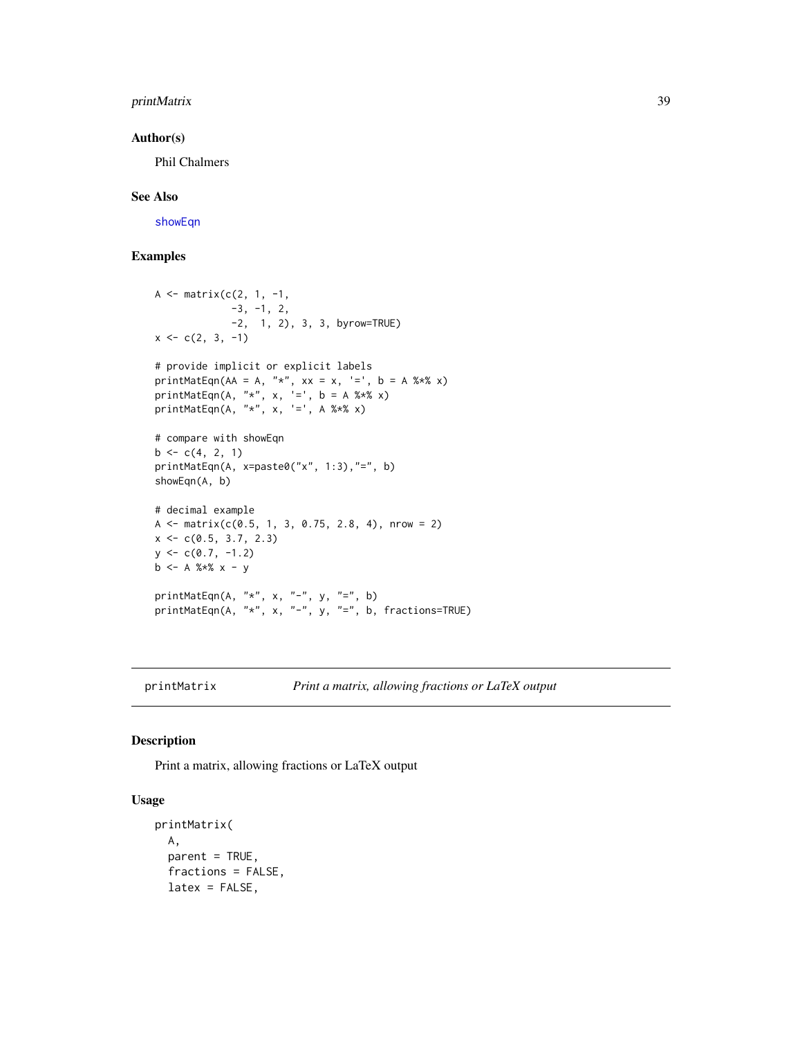### Author(s)

Phil Chalmers

### See Also

showEqn

### Examples

```
A <- matrix(c(2, 1, -1,
             -3, -1, 2,
             -2,  1, 2), 3, 3, byrow=TRUE)
x <- c(2, 3, -1)

# provide implicit or explicit labels
printMatEqn(AA = A, "*", xx = x, '=', b = A %*% x)
printMatEqn(A, "*", x, '=', b = A %*% x)
printMatEqn(A, "*", x, '=', A %*% x)

# compare with showEqn
b <- c(4, 2, 1)
printMatEqn(A, x=paste0("x", 1:3),"=", b)
showEqn(A, b)

# decimal example
A <- matrix(c(0.5, 1, 3, 0.75, 2.8, 4), nrow = 2)
x <- c(0.5, 3.7, 2.3)
y <- c(0.7, -1.2)
b <- A %*% x - y

printMatEqn(A, "*", x, "-", y, "=", b)
printMatEqn(A, "*", x, "-", y, "=", b, fractions=TRUE)
```

---

## printMatrix *Print a matrix, allowing fractions or LaTeX output*

### Description

Print a matrix, allowing fractions or LaTeX output

### Usage

```
printMatrix(
  A,
  parent = TRUE,
  fractions = FALSE,
  latex = FALSE,
```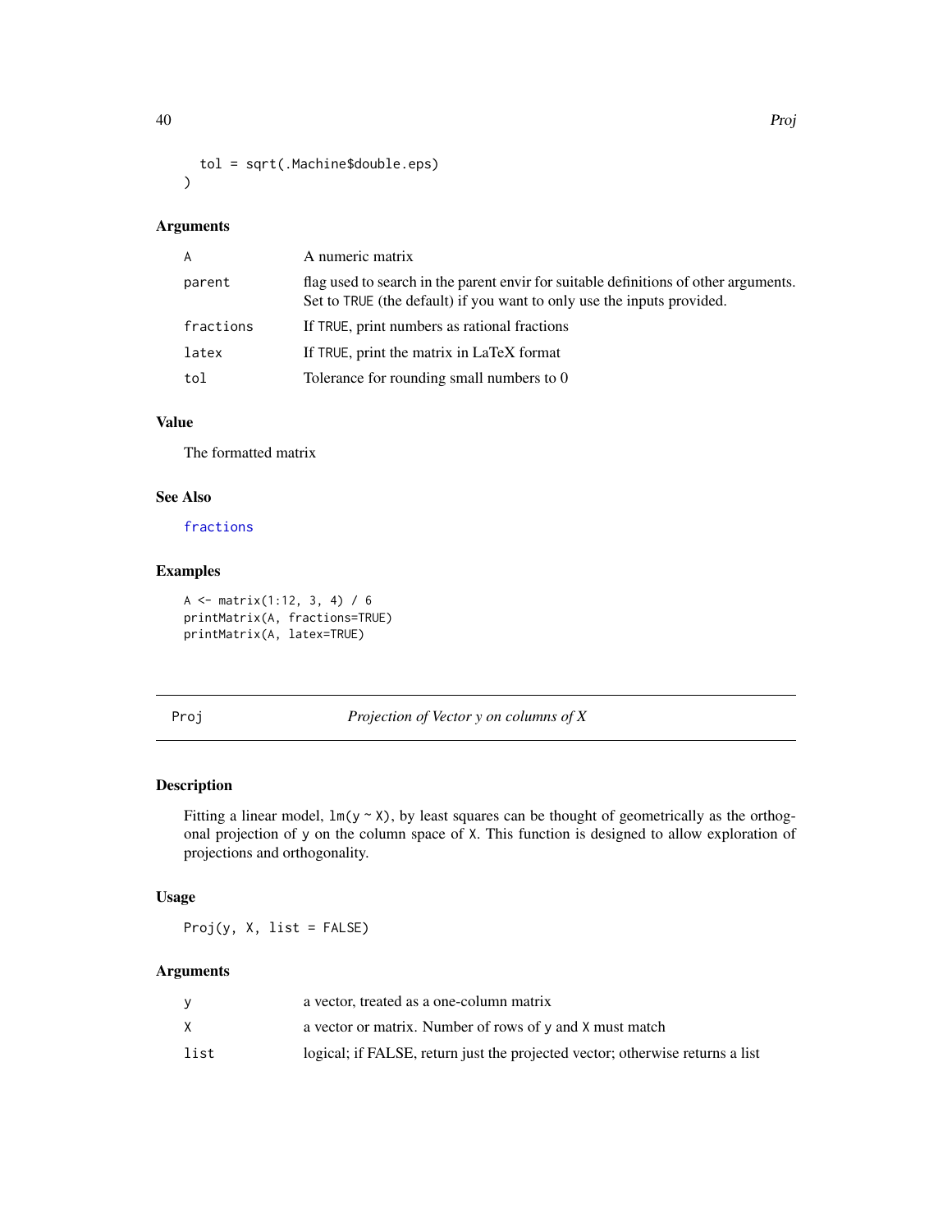```
  tol = sqrt(.Machine$double.eps)
)
```

### Arguments

| | |
|---|---|
| A | A numeric matrix |
| parent | flag used to search in the parent envir for suitable definitions of other arguments. Set to TRUE (the default) if you want to only use the inputs provided. |
| fractions | If TRUE, print numbers as rational fractions |
| latex | If TRUE, print the matrix in LaTeX format |
| tol | Tolerance for rounding small numbers to 0 |

### Value

The formatted matrix

### See Also

fractions

### Examples

```
A <- matrix(1:12, 3, 4) / 6
printMatrix(A, fractions=TRUE)
printMatrix(A, latex=TRUE)
```

---

## Proj — *Projection of Vector y on columns of X*

---

### Description

Fitting a linear model, `lm(y ~ X)`, by least squares can be thought of geometrically as the orthogonal projection of `y` on the column space of `X`. This function is designed to allow exploration of projections and orthogonality.

### Usage

```
Proj(y, X, list = FALSE)
```

### Arguments

| | |
|---|---|
| y | a vector, treated as a one-column matrix |
| X | a vector or matrix. Number of rows of y and X must match |
| list | logical; if FALSE, return just the projected vector; otherwise returns a list |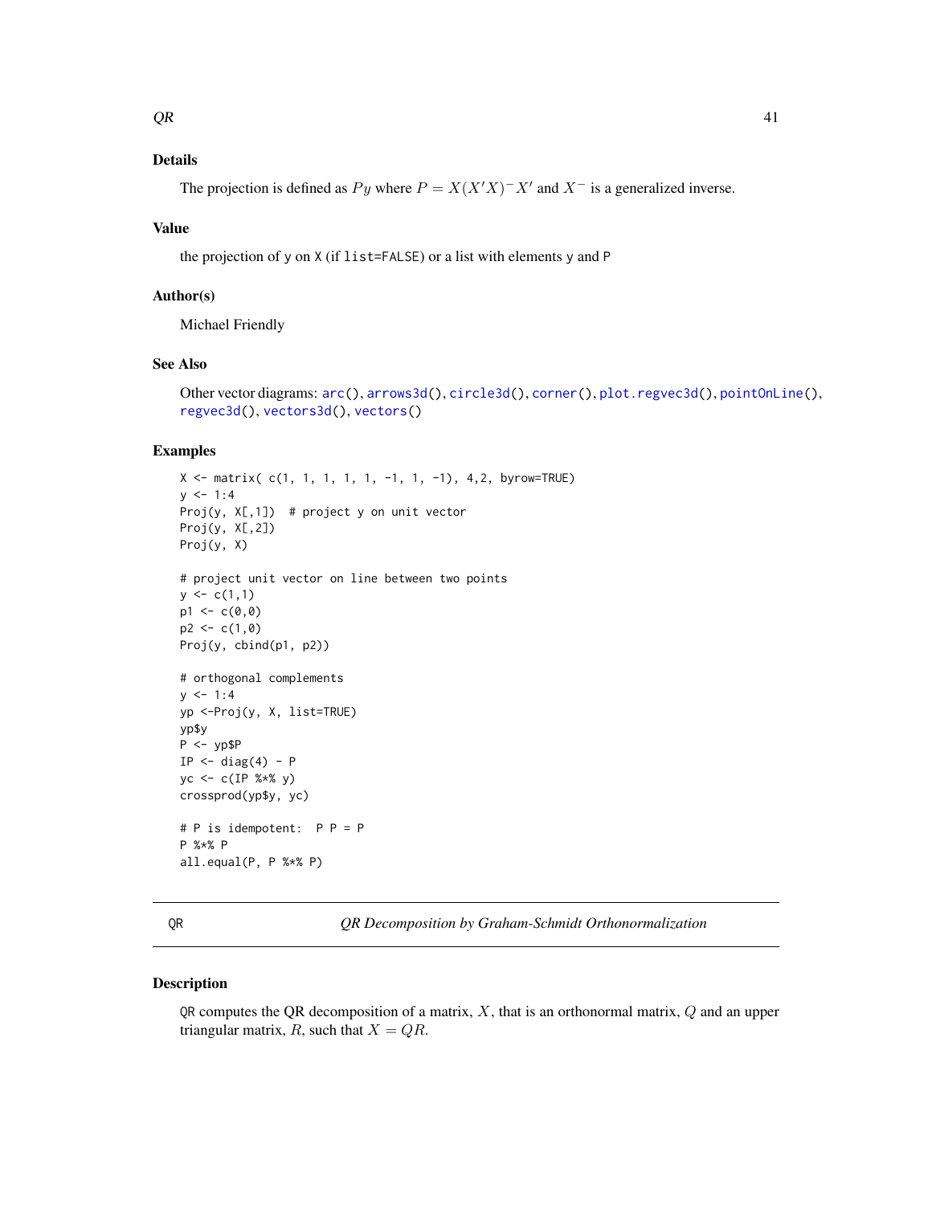## Details

The projection is defined as $Py$ where $P = X(X'X)^{-}X'$ and $X^{-}$ is a generalized inverse.

## Value

the projection of y on X (if list=FALSE) or a list with elements y and P

## Author(s)

Michael Friendly

## See Also

Other vector diagrams: arc(), arrows3d(), circle3d(), corner(), plot.regvec3d(), pointOnLine(), regvec3d(), vectors3d(), vectors()

## Examples

```
X <- matrix( c(1, 1, 1, 1, 1, -1, 1, -1), 4,2, byrow=TRUE)
y <- 1:4
Proj(y, X[,1])  # project y on unit vector
Proj(y, X[,2])
Proj(y, X)

# project unit vector on line between two points
y <- c(1,1)
p1 <- c(0,0)
p2 <- c(1,0)
Proj(y, cbind(p1, p2))

# orthogonal complements
y <- 1:4
yp <-Proj(y, X, list=TRUE)
yp$y
P <- yp$P
IP <- diag(4) - P
yc <- c(IP %*% y)
crossprod(yp$y, yc)

# P is idempotent:  P P = P
P %*% P
all.equal(P, P %*% P)
```

---

QR *QR Decomposition by Graham-Schmidt Orthonormalization*

---

## Description

QR computes the QR decomposition of a matrix, $X$, that is an orthonormal matrix, $Q$ and an upper triangular matrix, $R$, such that $X = QR$.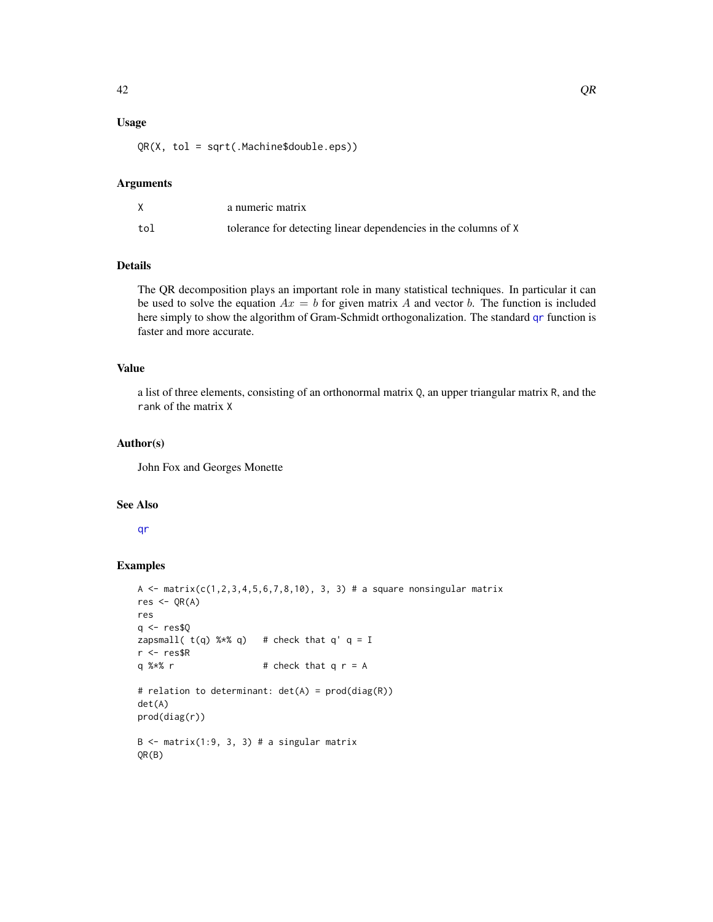## Usage

```
QR(X, tol = sqrt(.Machine$double.eps))
```

## Arguments

| | |
|---|---|
| X | a numeric matrix |
| tol | tolerance for detecting linear dependencies in the columns of X |

## Details

The QR decomposition plays an important role in many statistical techniques. In particular it can be used to solve the equation $Ax = b$ for given matrix $A$ and vector $b$. The function is included here simply to show the algorithm of Gram-Schmidt orthogonalization. The standard qr function is faster and more accurate.

## Value

a list of three elements, consisting of an orthonormal matrix Q, an upper triangular matrix R, and the rank of the matrix X

## Author(s)

John Fox and Georges Monette

## See Also

qr

## Examples

```
A <- matrix(c(1,2,3,4,5,6,7,8,10), 3, 3) # a square nonsingular matrix
res <- QR(A)
res
q <- res$Q
zapsmall( t(q) %*% q)   # check that q' q = I
r <- res$R
q %*% r                 # check that q r = A

# relation to determinant: det(A) = prod(diag(R))
det(A)
prod(diag(r))

B <- matrix(1:9, 3, 3) # a singular matrix
QR(B)
```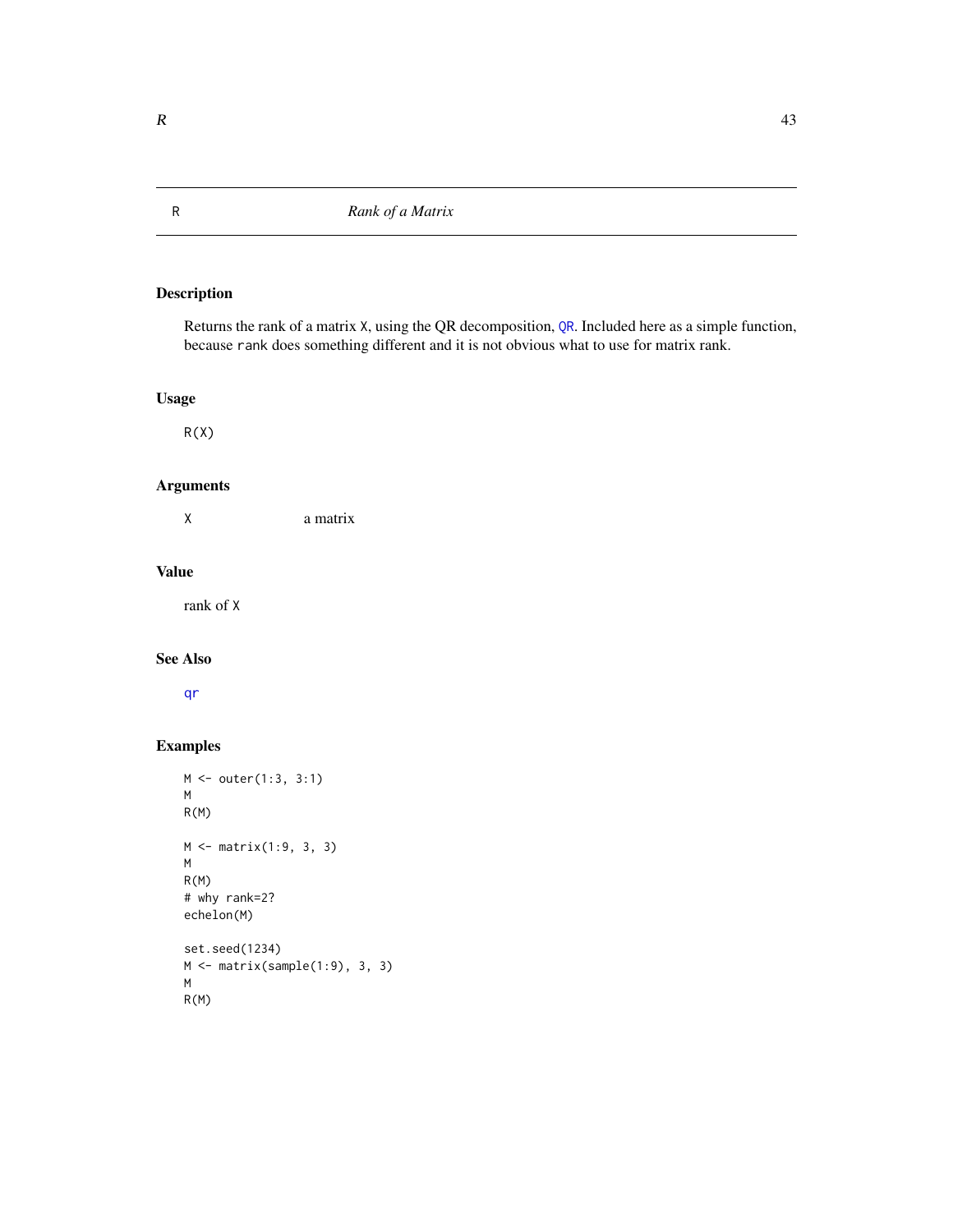R *Rank of a Matrix*

## Description

Returns the rank of a matrix X, using the QR decomposition, QR. Included here as a simple function, because rank does something different and it is not obvious what to use for matrix rank.

## Usage

```
R(X)
```

## Arguments

| | |
|---|---|
| X | a matrix |

## Value

rank of X

## See Also

qr

## Examples

```
M <- outer(1:3, 3:1)
M
R(M)

M <- matrix(1:9, 3, 3)
M
R(M)
# why rank=2?
echelon(M)

set.seed(1234)
M <- matrix(sample(1:9), 3, 3)
M
R(M)
```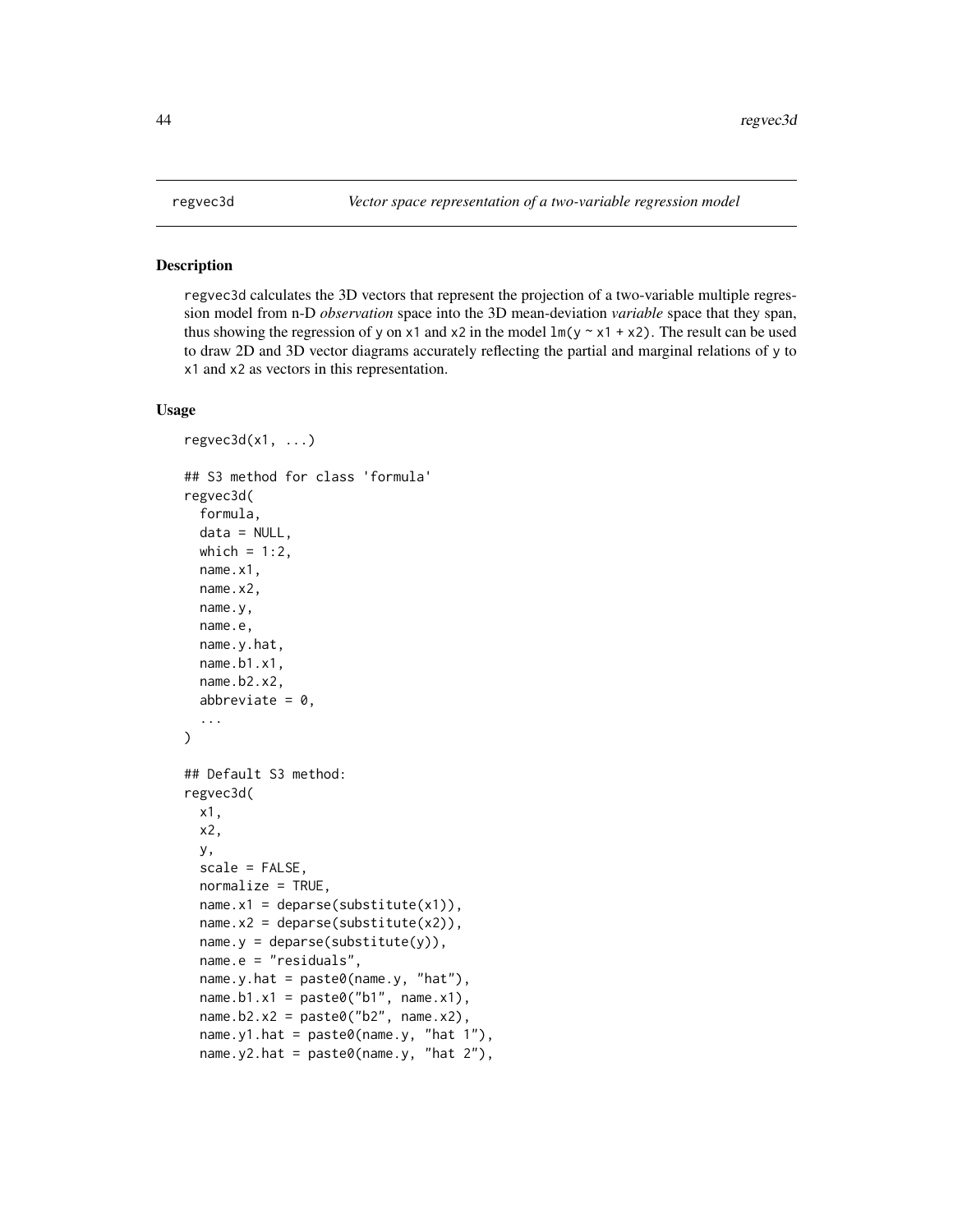regvec3d — *Vector space representation of a two-variable regression model*

## Description

regvec3d calculates the 3D vectors that represent the projection of a two-variable multiple regression model from n-D *observation* space into the 3D mean-deviation *variable* space that they span, thus showing the regression of y on x1 and x2 in the model lm(y ~ x1 + x2). The result can be used to draw 2D and 3D vector diagrams accurately reflecting the partial and marginal relations of y to x1 and x2 as vectors in this representation.

## Usage

```
regvec3d(x1, ...)

## S3 method for class 'formula'
regvec3d(
  formula,
  data = NULL,
  which = 1:2,
  name.x1,
  name.x2,
  name.y,
  name.e,
  name.y.hat,
  name.b1.x1,
  name.b2.x2,
  abbreviate = 0,
  ...
)

## Default S3 method:
regvec3d(
  x1,
  x2,
  y,
  scale = FALSE,
  normalize = TRUE,
  name.x1 = deparse(substitute(x1)),
  name.x2 = deparse(substitute(x2)),
  name.y = deparse(substitute(y)),
  name.e = "residuals",
  name.y.hat = paste0(name.y, "hat"),
  name.b1.x1 = paste0("b1", name.x1),
  name.b2.x2 = paste0("b2", name.x2),
  name.y1.hat = paste0(name.y, "hat 1"),
  name.y2.hat = paste0(name.y, "hat 2"),
```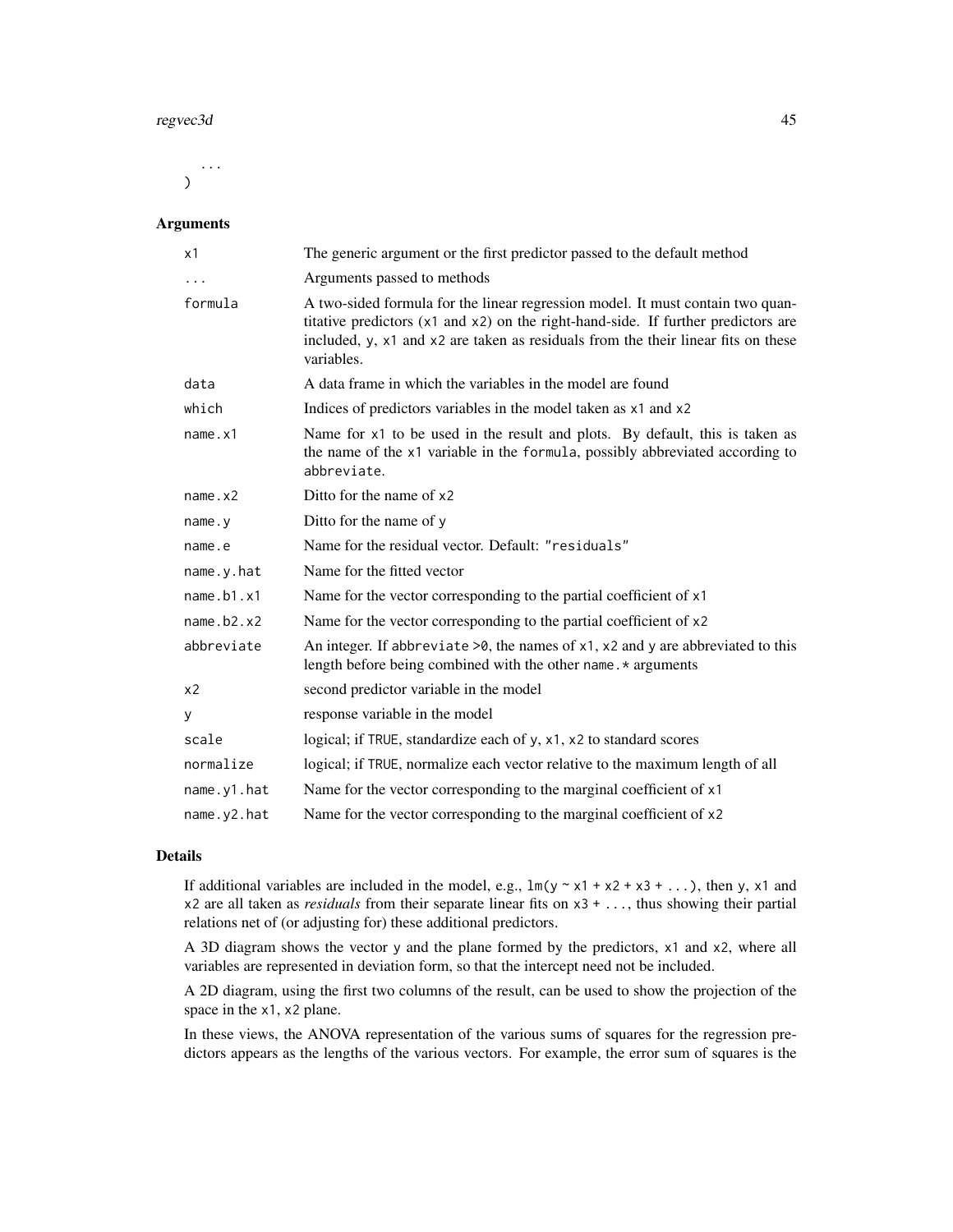```
  ...
)
```

### Arguments

| | |
|---|---|
| `x1` | The generic argument or the first predictor passed to the default method |
| `...` | Arguments passed to methods |
| `formula` | A two-sided formula for the linear regression model. It must contain two quantitative predictors (`x1` and `x2`) on the right-hand-side. If further predictors are included, `y`, `x1` and `x2` are taken as residuals from the their linear fits on these variables. |
| `data` | A data frame in which the variables in the model are found |
| `which` | Indices of predictors variables in the model taken as `x1` and `x2` |
| `name.x1` | Name for `x1` to be used in the result and plots. By default, this is taken as the name of the `x1` variable in the `formula`, possibly abbreviated according to `abbreviate`. |
| `name.x2` | Ditto for the name of `x2` |
| `name.y` | Ditto for the name of `y` |
| `name.e` | Name for the residual vector. Default: `"residuals"` |
| `name.y.hat` | Name for the fitted vector |
| `name.b1.x1` | Name for the vector corresponding to the partial coefficient of `x1` |
| `name.b2.x2` | Name for the vector corresponding to the partial coefficient of `x2` |
| `abbreviate` | An integer. If `abbreviate >0`, the names of `x1`, `x2` and `y` are abbreviated to this length before being combined with the other `name.*` arguments |
| `x2` | second predictor variable in the model |
| `y` | response variable in the model |
| `scale` | logical; if `TRUE`, standardize each of `y`, `x1`, `x2` to standard scores |
| `normalize` | logical; if `TRUE`, normalize each vector relative to the maximum length of all |
| `name.y1.hat` | Name for the vector corresponding to the marginal coefficient of `x1` |
| `name.y2.hat` | Name for the vector corresponding to the marginal coefficient of `x2` |

### Details

If additional variables are included in the model, e.g., `lm(y ~ x1 + x2 + x3 + ...)`, then `y`, `x1` and `x2` are all taken as *residuals* from their separate linear fits on `x3 + ...`, thus showing their partial relations net of (or adjusting for) these additional predictors.

A 3D diagram shows the vector `y` and the plane formed by the predictors, `x1` and `x2`, where all variables are represented in deviation form, so that the intercept need not be included.

A 2D diagram, using the first two columns of the result, can be used to show the projection of the space in the `x1`, `x2` plane.

In these views, the ANOVA representation of the various sums of squares for the regression predictors appears as the lengths of the various vectors. For example, the error sum of squares is the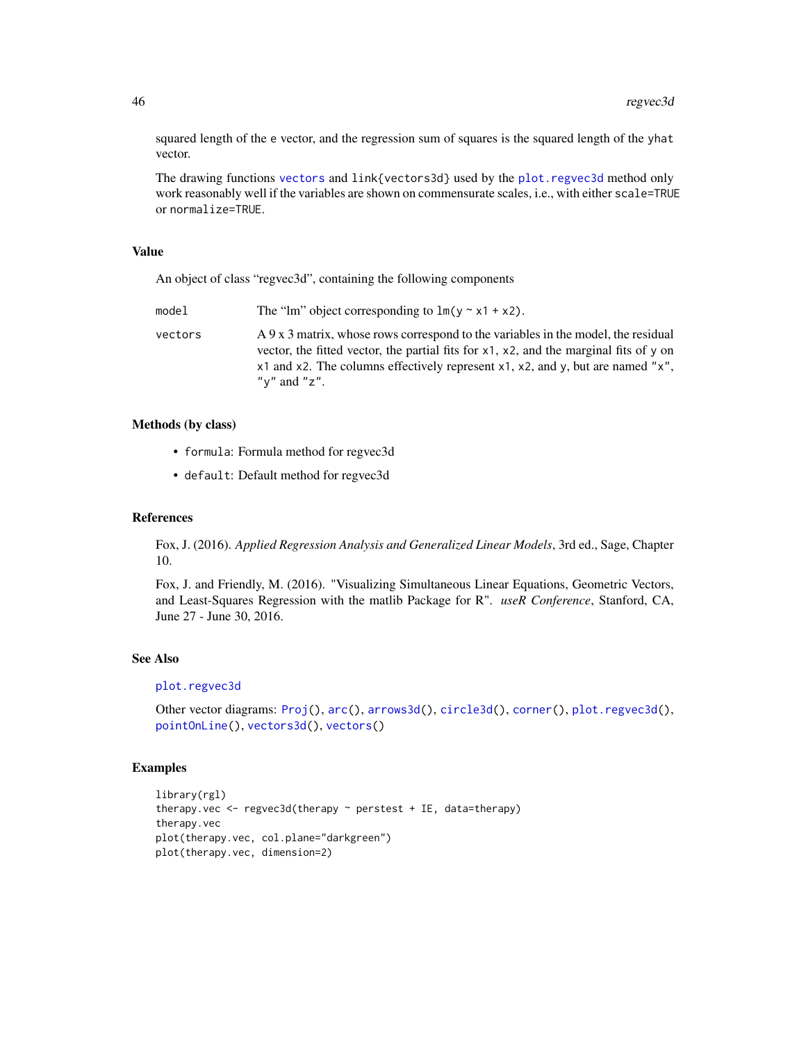squared length of the `e` vector, and the regression sum of squares is the squared length of the `yhat` vector.

The drawing functions `vectors` and `link{vectors3d}` used by the `plot.regvec3d` method only work reasonably well if the variables are shown on commensurate scales, i.e., with either `scale=TRUE` or `normalize=TRUE`.

## Value

An object of class "regvec3d", containing the following components

| | |
|---|---|
| `model` | The "lm" object corresponding to `lm(y ~ x1 + x2)`. |
| `vectors` | A 9 x 3 matrix, whose rows correspond to the variables in the model, the residual vector, the fitted vector, the partial fits for `x1`, `x2`, and the marginal fits of `y` on `x1` and `x2`. The columns effectively represent `x1`, `x2`, and `y`, but are named `"x"`, `"y"` and `"z"`. |

## Methods (by class)

- `formula`: Formula method for regvec3d
- `default`: Default method for regvec3d

## References

Fox, J. (2016). *Applied Regression Analysis and Generalized Linear Models*, 3rd ed., Sage, Chapter 10.

Fox, J. and Friendly, M. (2016). "Visualizing Simultaneous Linear Equations, Geometric Vectors, and Least-Squares Regression with the matlib Package for R". *useR Conference*, Stanford, CA, June 27 - June 30, 2016.

## See Also

`plot.regvec3d`

Other vector diagrams: `Proj()`, `arc()`, `arrows3d()`, `circle3d()`, `corner()`, `plot.regvec3d()`, `pointOnLine()`, `vectors3d()`, `vectors()`

## Examples

```
library(rgl)
therapy.vec <- regvec3d(therapy ~ perstest + IE, data=therapy)
therapy.vec
plot(therapy.vec, col.plane="darkgreen")
plot(therapy.vec, dimension=2)
```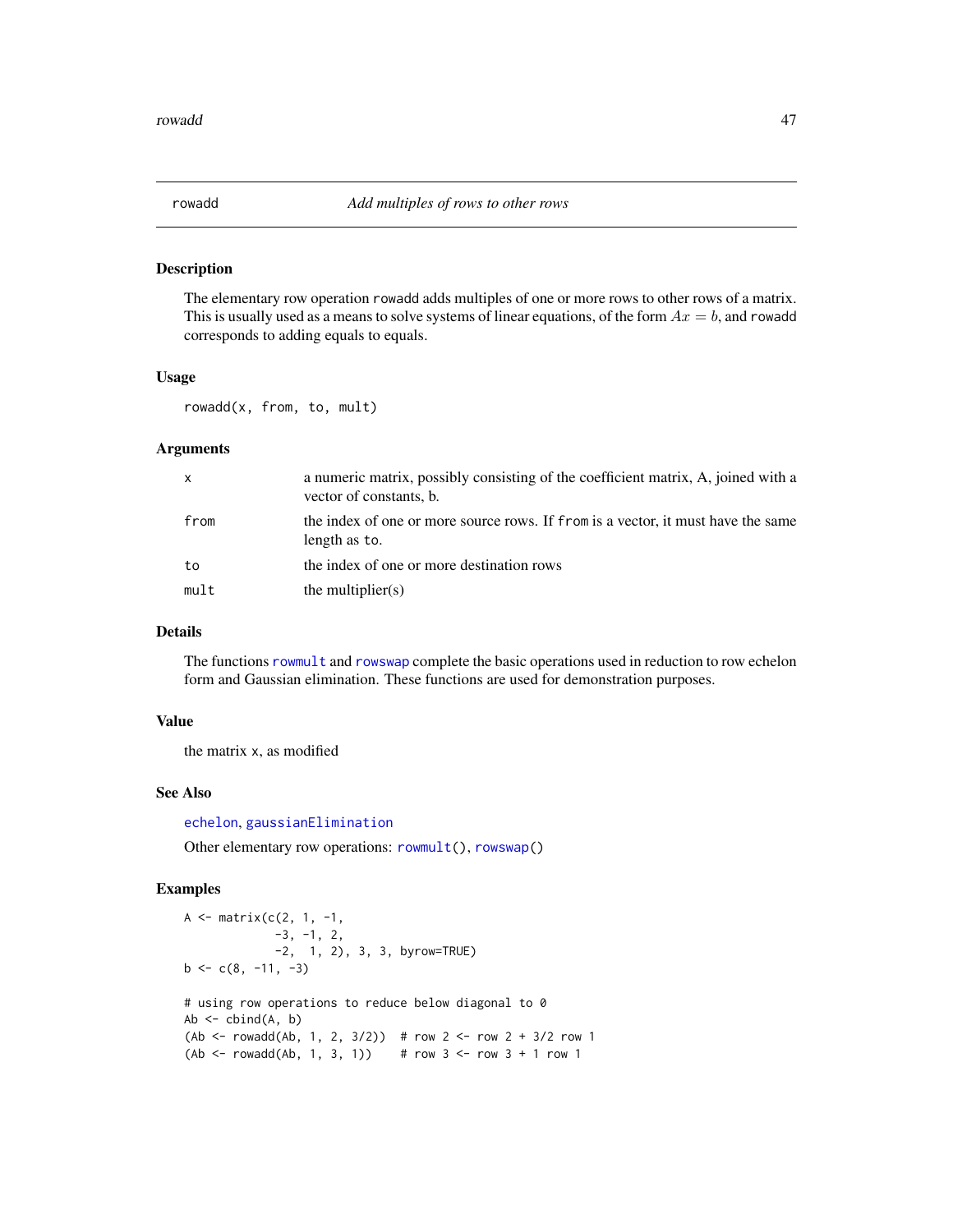# rowadd — *Add multiples of rows to other rows*

## Description

The elementary row operation `rowadd` adds multiples of one or more rows to other rows of a matrix. This is usually used as a means to solve systems of linear equations, of the form $Ax = b$, and `rowadd` corresponds to adding equals to equals.

## Usage

```
rowadd(x, from, to, mult)
```

## Arguments

| | |
|---|---|
| `x` | a numeric matrix, possibly consisting of the coefficient matrix, A, joined with a vector of constants, b. |
| `from` | the index of one or more source rows. If `from` is a vector, it must have the same length as `to`. |
| `to` | the index of one or more destination rows |
| `mult` | the multiplier(s) |

## Details

The functions `rowmult` and `rowswap` complete the basic operations used in reduction to row echelon form and Gaussian elimination. These functions are used for demonstration purposes.

## Value

the matrix `x`, as modified

## See Also

`echelon`, `gaussianElimination`

Other elementary row operations: `rowmult()`, `rowswap()`

## Examples

```
A <- matrix(c(2, 1, -1,
             -3, -1, 2,
             -2,  1, 2), 3, 3, byrow=TRUE)
b <- c(8, -11, -3)

# using row operations to reduce below diagonal to 0
Ab <- cbind(A, b)
(Ab <- rowadd(Ab, 1, 2, 3/2))  # row 2 <- row 2 + 3/2 row 1
(Ab <- rowadd(Ab, 1, 3, 1))    # row 3 <- row 3 + 1 row 1
```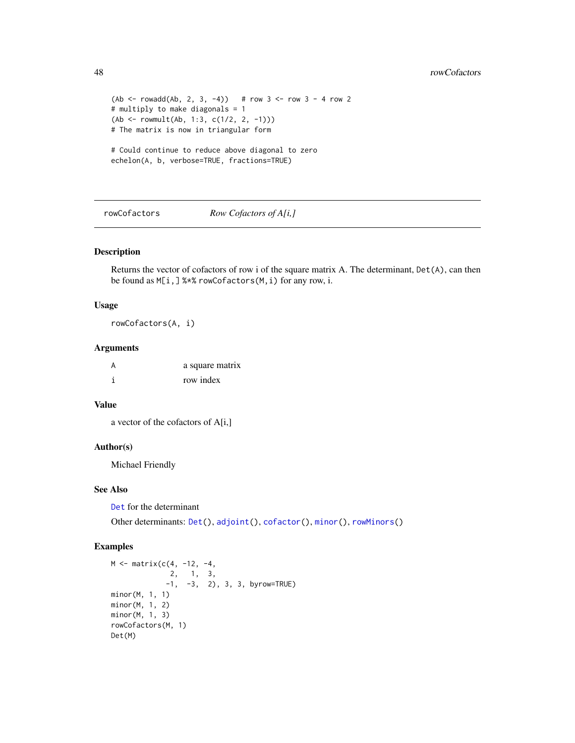```
(Ab <- rowadd(Ab, 2, 3, -4))   # row 3 <- row 3 - 4 row 2
# multiply to make diagonals = 1
(Ab <- rowmult(Ab, 1:3, c(1/2, 2, -1)))
# The matrix is now in triangular form

# Could continue to reduce above diagonal to zero
echelon(A, b, verbose=TRUE, fractions=TRUE)
```

---

## rowCofactors — *Row Cofactors of A[i,]*

---

### Description

Returns the vector of cofactors of row i of the square matrix A. The determinant, `Det(A)`, can then be found as `M[i,] %*% rowCofactors(M,i)` for any row, i.

### Usage

```
rowCofactors(A, i)
```

### Arguments

| | |
|---|---|
| A | a square matrix |
| i | row index |

### Value

a vector of the cofactors of A[i,]

### Author(s)

Michael Friendly

### See Also

`Det` for the determinant

Other determinants: `Det()`, `adjoint()`, `cofactor()`, `minor()`, `rowMinors()`

### Examples

```
M <- matrix(c(4, -12, -4,
              2,   1,  3,
             -1,  -3,  2), 3, 3, byrow=TRUE)
minor(M, 1, 1)
minor(M, 1, 2)
minor(M, 1, 3)
rowCofactors(M, 1)
Det(M)
```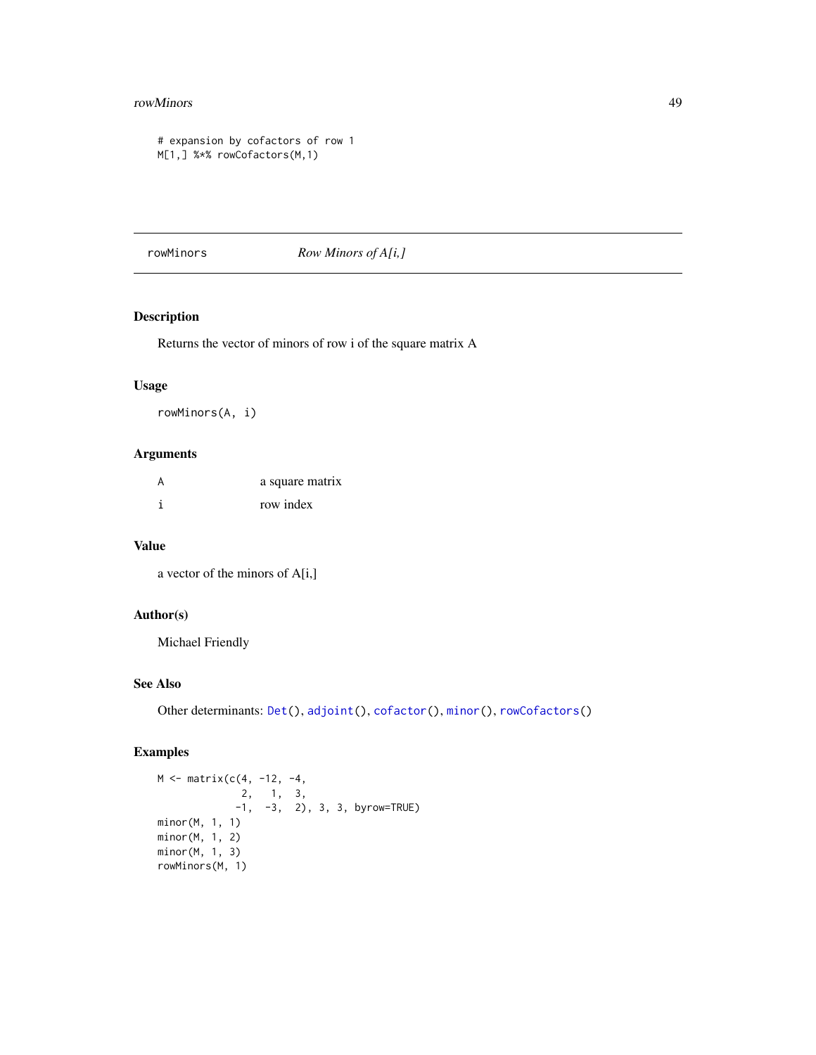```
# expansion by cofactors of row 1
M[1,] %*% rowCofactors(M,1)
```

---

## rowMinors *Row Minors of A[i,]*

### Description

Returns the vector of minors of row i of the square matrix A

### Usage

```
rowMinors(A, i)
```

### Arguments

| | |
|---|---|
| A | a square matrix |
| i | row index |

### Value

a vector of the minors of A[i,]

### Author(s)

Michael Friendly

### See Also

Other determinants: `Det()`, `adjoint()`, `cofactor()`, `minor()`, `rowCofactors()`

### Examples

```
M <- matrix(c(4, -12, -4,
              2,   1,  3,
             -1,  -3,  2), 3, 3, byrow=TRUE)
minor(M, 1, 1)
minor(M, 1, 2)
minor(M, 1, 3)
rowMinors(M, 1)
```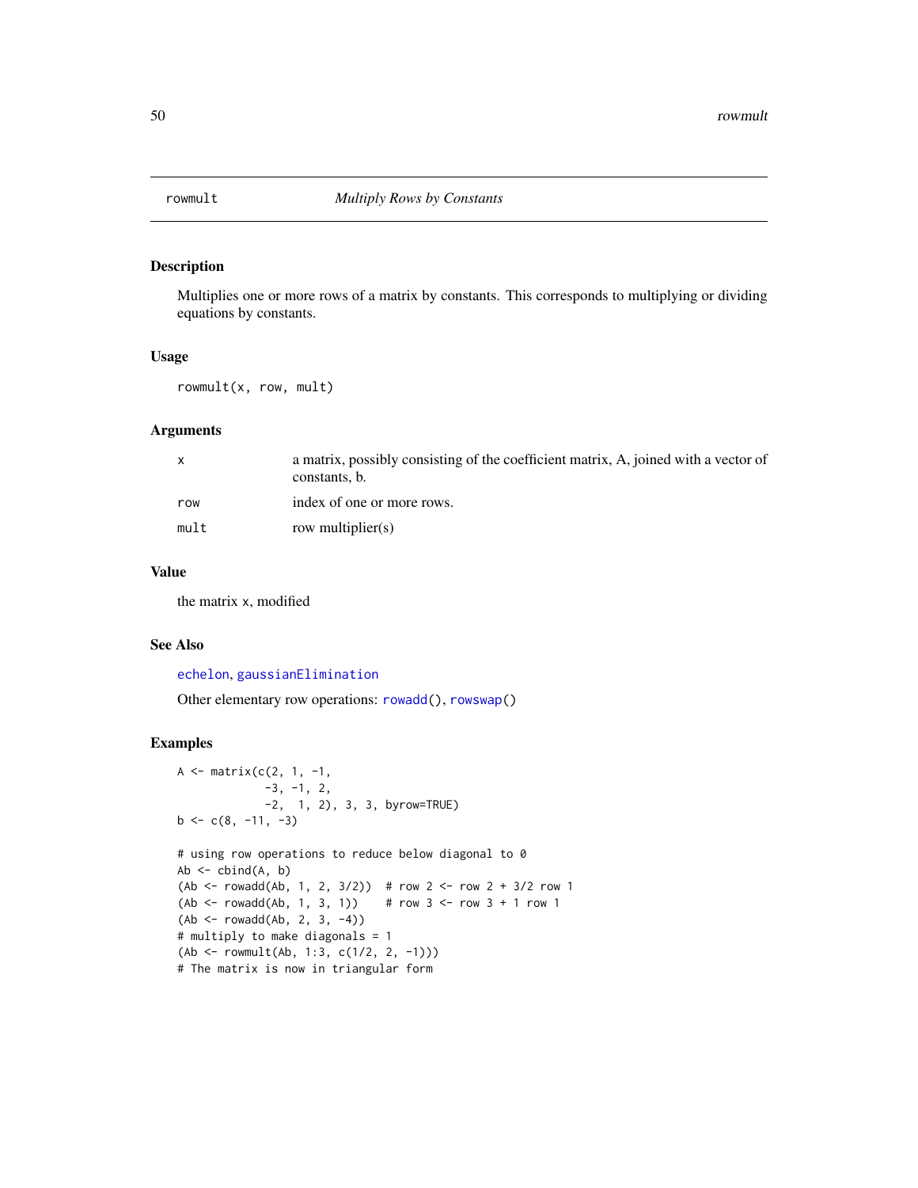# rowmult — *Multiply Rows by Constants*

## Description

Multiplies one or more rows of a matrix by constants. This corresponds to multiplying or dividing equations by constants.

## Usage

```
rowmult(x, row, mult)
```

## Arguments

| | |
|---|---|
| `x` | a matrix, possibly consisting of the coefficient matrix, A, joined with a vector of constants, b. |
| `row` | index of one or more rows. |
| `mult` | row multiplier(s) |

## Value

the matrix `x`, modified

## See Also

`echelon`, `gaussianElimination`

Other elementary row operations: `rowadd()`, `rowswap()`

## Examples

```
A <- matrix(c(2, 1, -1,
             -3, -1, 2,
             -2,  1, 2), 3, 3, byrow=TRUE)
b <- c(8, -11, -3)

# using row operations to reduce below diagonal to 0
Ab <- cbind(A, b)
(Ab <- rowadd(Ab, 1, 2, 3/2))  # row 2 <- row 2 + 3/2 row 1
(Ab <- rowadd(Ab, 1, 3, 1))    # row 3 <- row 3 + 1 row 1
(Ab <- rowadd(Ab, 2, 3, -4))
# multiply to make diagonals = 1
(Ab <- rowmult(Ab, 1:3, c(1/2, 2, -1)))
# The matrix is now in triangular form
```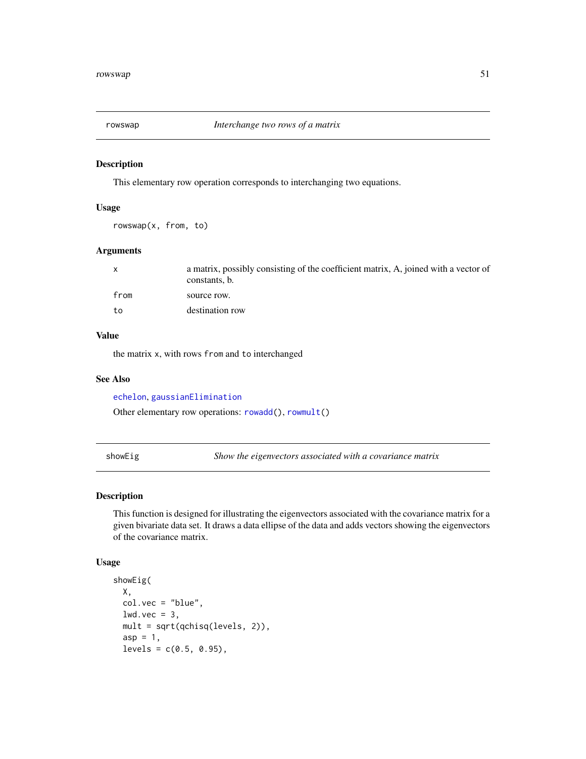## rowswap — *Interchange two rows of a matrix*

### Description

This elementary row operation corresponds to interchanging two equations.

### Usage

```
rowswap(x, from, to)
```

### Arguments

| | |
|---|---|
| x | a matrix, possibly consisting of the coefficient matrix, A, joined with a vector of constants, b. |
| from | source row. |
| to | destination row |

### Value

the matrix `x`, with rows `from` and `to` interchanged

### See Also

`echelon`, `gaussianElimination`

Other elementary row operations: `rowadd()`, `rowmult()`

## showEig — *Show the eigenvectors associated with a covariance matrix*

### Description

This function is designed for illustrating the eigenvectors associated with the covariance matrix for a given bivariate data set. It draws a data ellipse of the data and adds vectors showing the eigenvectors of the covariance matrix.

### Usage

```
showEig(
  X,
  col.vec = "blue",
  lwd.vec = 3,
  mult = sqrt(qchisq(levels, 2)),
  asp = 1,
  levels = c(0.5, 0.95),
```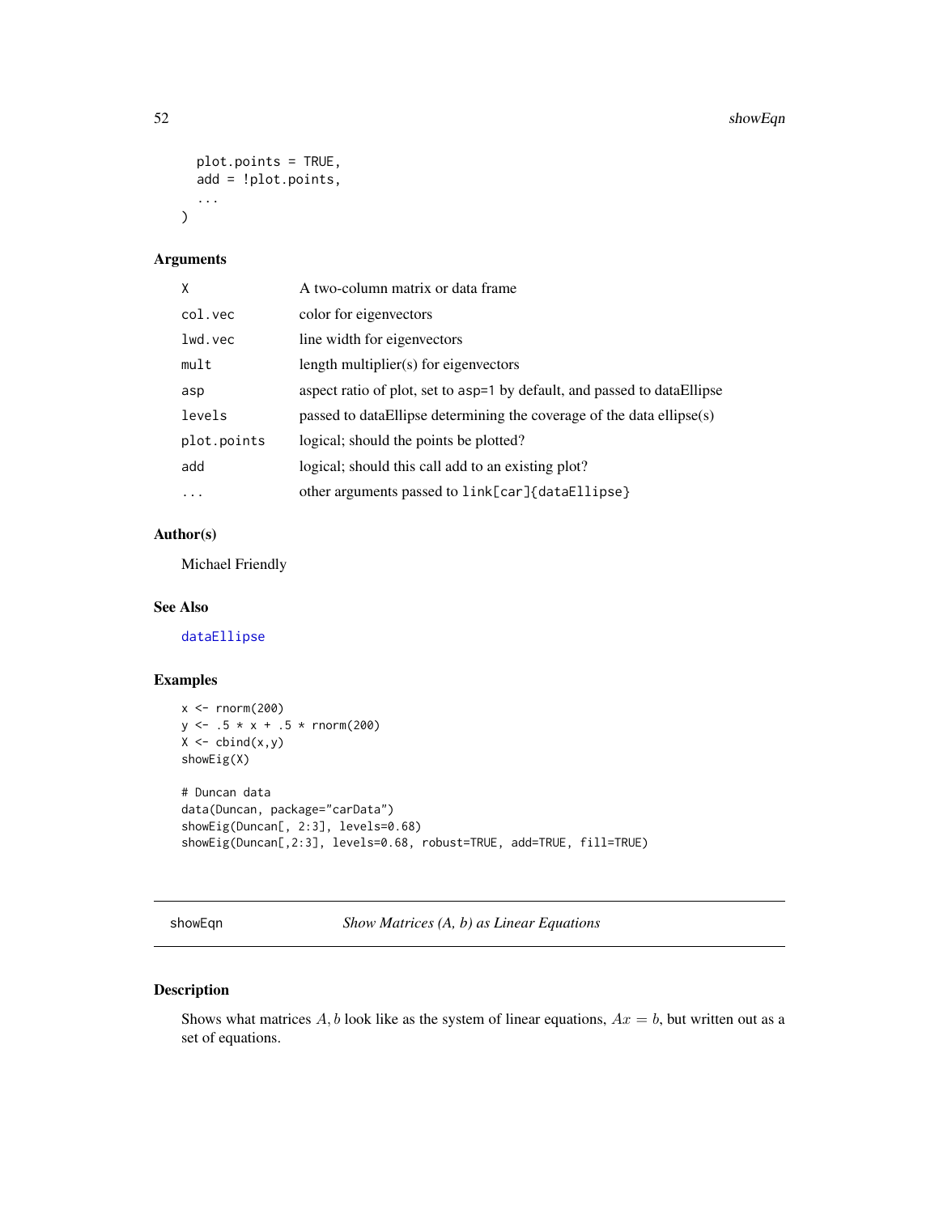```
  plot.points = TRUE,
  add = !plot.points,
  ...
)
```

### Arguments

| | |
|---|---|
| X | A two-column matrix or data frame |
| col.vec | color for eigenvectors |
| lwd.vec | line width for eigenvectors |
| mult | length multiplier(s) for eigenvectors |
| asp | aspect ratio of plot, set to asp=1 by default, and passed to dataEllipse |
| levels | passed to dataEllipse determining the coverage of the data ellipse(s) |
| plot.points | logical; should the points be plotted? |
| add | logical; should this call add to an existing plot? |
| ... | other arguments passed to link[car]{dataEllipse} |

### Author(s)

Michael Friendly

### See Also

dataEllipse

### Examples

```
x <- rnorm(200)
y <- .5 * x + .5 * rnorm(200)
X <- cbind(x,y)
showEig(X)

# Duncan data
data(Duncan, package="carData")
showEig(Duncan[, 2:3], levels=0.68)
showEig(Duncan[,2:3], levels=0.68, robust=TRUE, add=TRUE, fill=TRUE)
```

---

## showEqn — *Show Matrices (A, b) as Linear Equations*

### Description

Shows what matrices $A, b$ look like as the system of linear equations, $Ax = b$, but written out as a set of equations.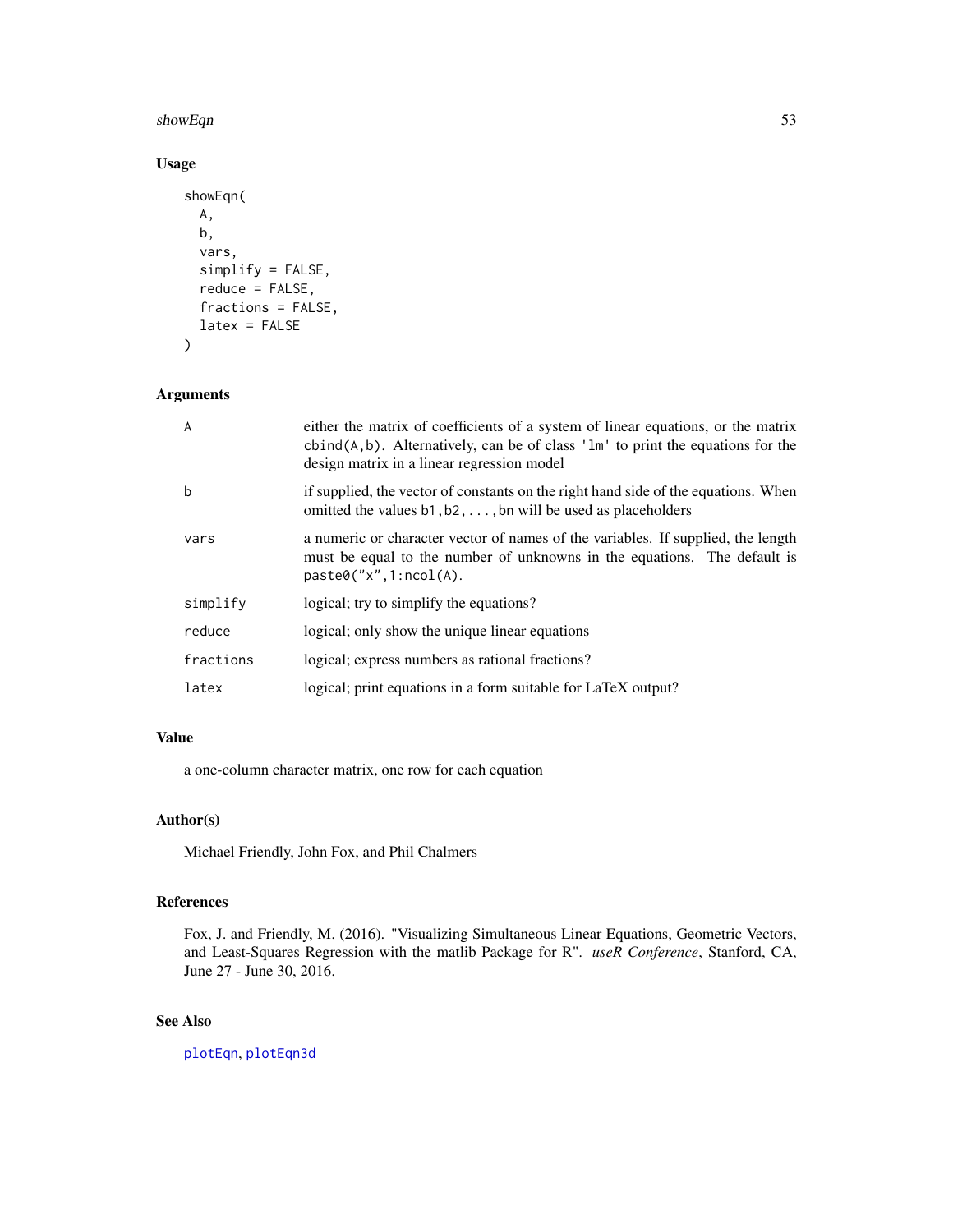## Usage

```
showEqn(
  A,
  b,
  vars,
  simplify = FALSE,
  reduce = FALSE,
  fractions = FALSE,
  latex = FALSE
)
```

## Arguments

| | |
|---|---|
| `A` | either the matrix of coefficients of a system of linear equations, or the matrix `cbind(A,b)`. Alternatively, can be of class `'lm'` to print the equations for the design matrix in a linear regression model |
| `b` | if supplied, the vector of constants on the right hand side of the equations. When omitted the values `b1,b2,...,bn` will be used as placeholders |
| `vars` | a numeric or character vector of names of the variables. If supplied, the length must be equal to the number of unknowns in the equations. The default is `paste0("x",1:ncol(A))`. |
| `simplify` | logical; try to simplify the equations? |
| `reduce` | logical; only show the unique linear equations |
| `fractions` | logical; express numbers as rational fractions? |
| `latex` | logical; print equations in a form suitable for LaTeX output? |

## Value

a one-column character matrix, one row for each equation

## Author(s)

Michael Friendly, John Fox, and Phil Chalmers

## References

Fox, J. and Friendly, M. (2016). "Visualizing Simultaneous Linear Equations, Geometric Vectors, and Least-Squares Regression with the matlib Package for R". *useR Conference*, Stanford, CA, June 27 - June 30, 2016.

## See Also

`plotEqn`, `plotEqn3d`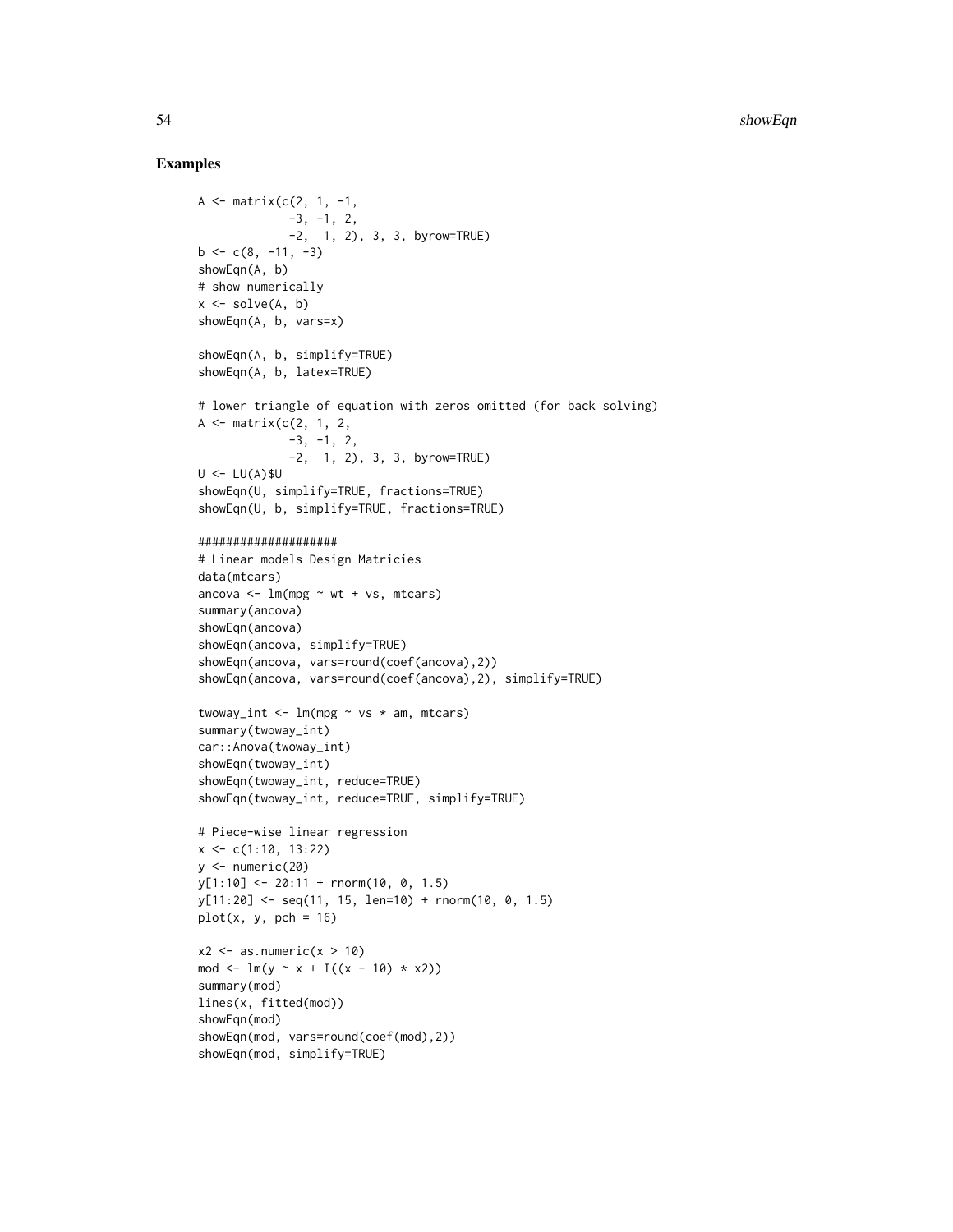## Examples

```
A <- matrix(c(2, 1, -1,
             -3, -1, 2,
             -2,  1, 2), 3, 3, byrow=TRUE)
b <- c(8, -11, -3)
showEqn(A, b)
# show numerically
x <- solve(A, b)
showEqn(A, b, vars=x)

showEqn(A, b, simplify=TRUE)
showEqn(A, b, latex=TRUE)

# lower triangle of equation with zeros omitted (for back solving)
A <- matrix(c(2, 1, 2,
             -3, -1, 2,
             -2,  1, 2), 3, 3, byrow=TRUE)
U <- LU(A)$U
showEqn(U, simplify=TRUE, fractions=TRUE)
showEqn(U, b, simplify=TRUE, fractions=TRUE)

####################
# Linear models Design Matricies
data(mtcars)
ancova <- lm(mpg ~ wt + vs, mtcars)
summary(ancova)
showEqn(ancova)
showEqn(ancova, simplify=TRUE)
showEqn(ancova, vars=round(coef(ancova),2))
showEqn(ancova, vars=round(coef(ancova),2), simplify=TRUE)

twoway_int <- lm(mpg ~ vs * am, mtcars)
summary(twoway_int)
car::Anova(twoway_int)
showEqn(twoway_int)
showEqn(twoway_int, reduce=TRUE)
showEqn(twoway_int, reduce=TRUE, simplify=TRUE)

# Piece-wise linear regression
x <- c(1:10, 13:22)
y <- numeric(20)
y[1:10] <- 20:11 + rnorm(10, 0, 1.5)
y[11:20] <- seq(11, 15, len=10) + rnorm(10, 0, 1.5)
plot(x, y, pch = 16)

x2 <- as.numeric(x > 10)
mod <- lm(y ~ x + I((x - 10) * x2))
summary(mod)
lines(x, fitted(mod))
showEqn(mod)
showEqn(mod, vars=round(coef(mod),2))
showEqn(mod, simplify=TRUE)
```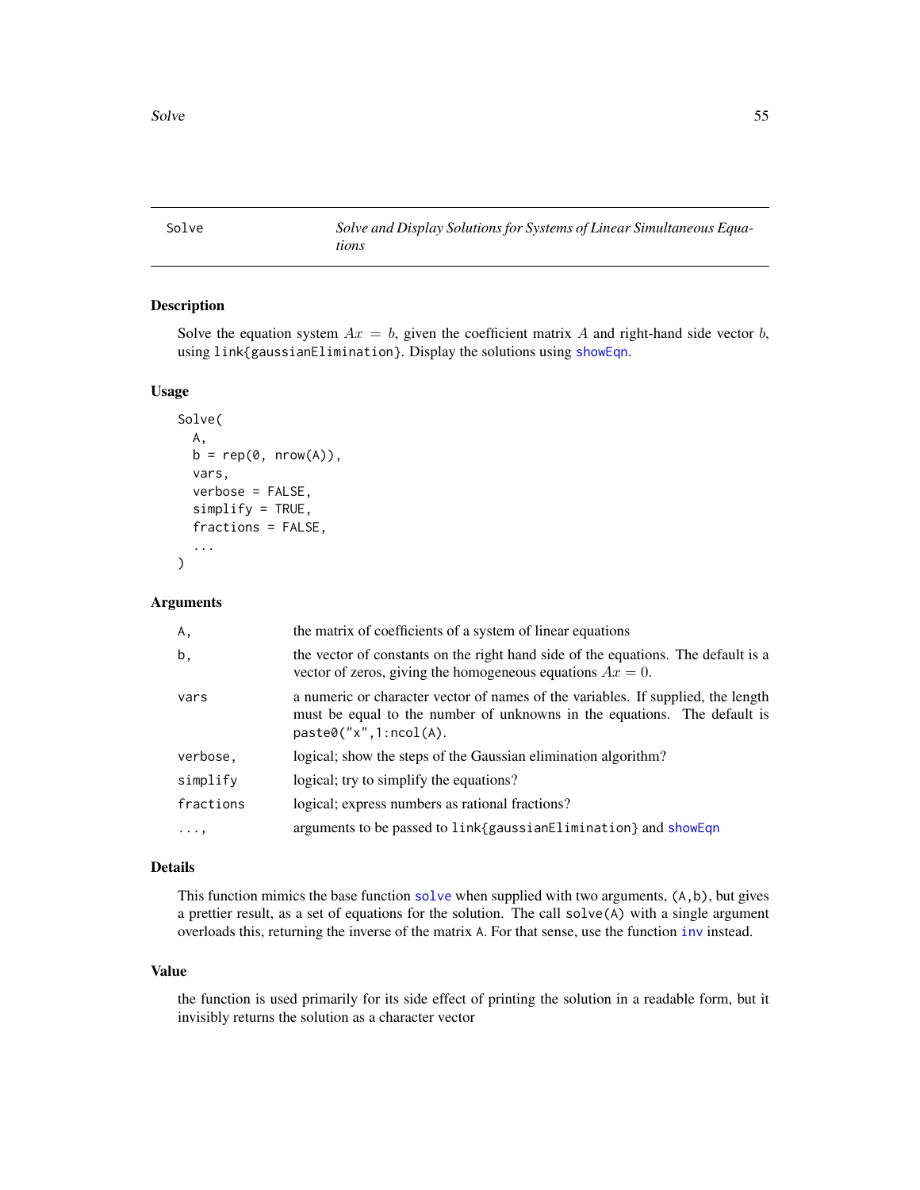# Solve — *Solve and Display Solutions for Systems of Linear Simultaneous Equations*

## Description

Solve the equation system $Ax = b$, given the coefficient matrix $A$ and right-hand side vector $b$, using link{gaussianElimination}. Display the solutions using showEqn.

## Usage

```
Solve(
  A,
  b = rep(0, nrow(A)),
  vars,
  verbose = FALSE,
  simplify = TRUE,
  fractions = FALSE,
  ...
)
```

## Arguments

| | |
|---|---|
| `A,` | the matrix of coefficients of a system of linear equations |
| `b,` | the vector of constants on the right hand side of the equations. The default is a vector of zeros, giving the homogeneous equations $Ax = 0$. |
| `vars` | a numeric or character vector of names of the variables. If supplied, the length must be equal to the number of unknowns in the equations. The default is `paste0("x",1:ncol(A))`. |
| `verbose,` | logical; show the steps of the Gaussian elimination algorithm? |
| `simplify` | logical; try to simplify the equations? |
| `fractions` | logical; express numbers as rational fractions? |
| `...,` | arguments to be passed to link{gaussianElimination} and showEqn |

## Details

This function mimics the base function solve when supplied with two arguments, (A,b), but gives a prettier result, as a set of equations for the solution. The call solve(A) with a single argument overloads this, returning the inverse of the matrix A. For that sense, use the function inv instead.

## Value

the function is used primarily for its side effect of printing the solution in a readable form, but it invisibly returns the solution as a character vector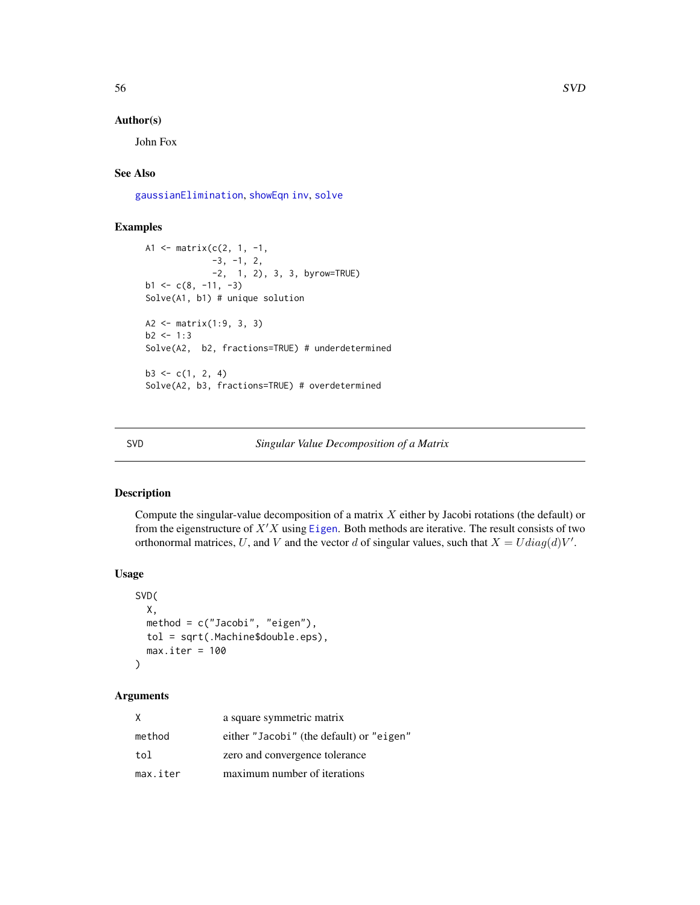## Author(s)

John Fox

## See Also

gaussianElimination, showEqn inv, solve

## Examples

```
A1 <- matrix(c(2, 1, -1,
               -3, -1, 2,
               -2,  1, 2), 3, 3, byrow=TRUE)
b1 <- c(8, -11, -3)
Solve(A1, b1) # unique solution

A2 <- matrix(1:9, 3, 3)
b2 <- 1:3
Solve(A2,  b2, fractions=TRUE) # underdetermined

b3 <- c(1, 2, 4)
Solve(A2, b3, fractions=TRUE) # overdetermined
```

---

# SVD — *Singular Value Decomposition of a Matrix*

## Description

Compute the singular-value decomposition of a matrix $X$ either by Jacobi rotations (the default) or from the eigenstructure of $X'X$ using Eigen. Both methods are iterative. The result consists of two orthonormal matrices, $U$, and $V$ and the vector $d$ of singular values, such that $X = Udiag(d)V'$.

## Usage

```
SVD(
  X,
  method = c("Jacobi", "eigen"),
  tol = sqrt(.Machine$double.eps),
  max.iter = 100
)
```

## Arguments

| | |
|---|---|
| X | a square symmetric matrix |
| method | either "Jacobi" (the default) or "eigen" |
| tol | zero and convergence tolerance |
| max.iter | maximum number of iterations |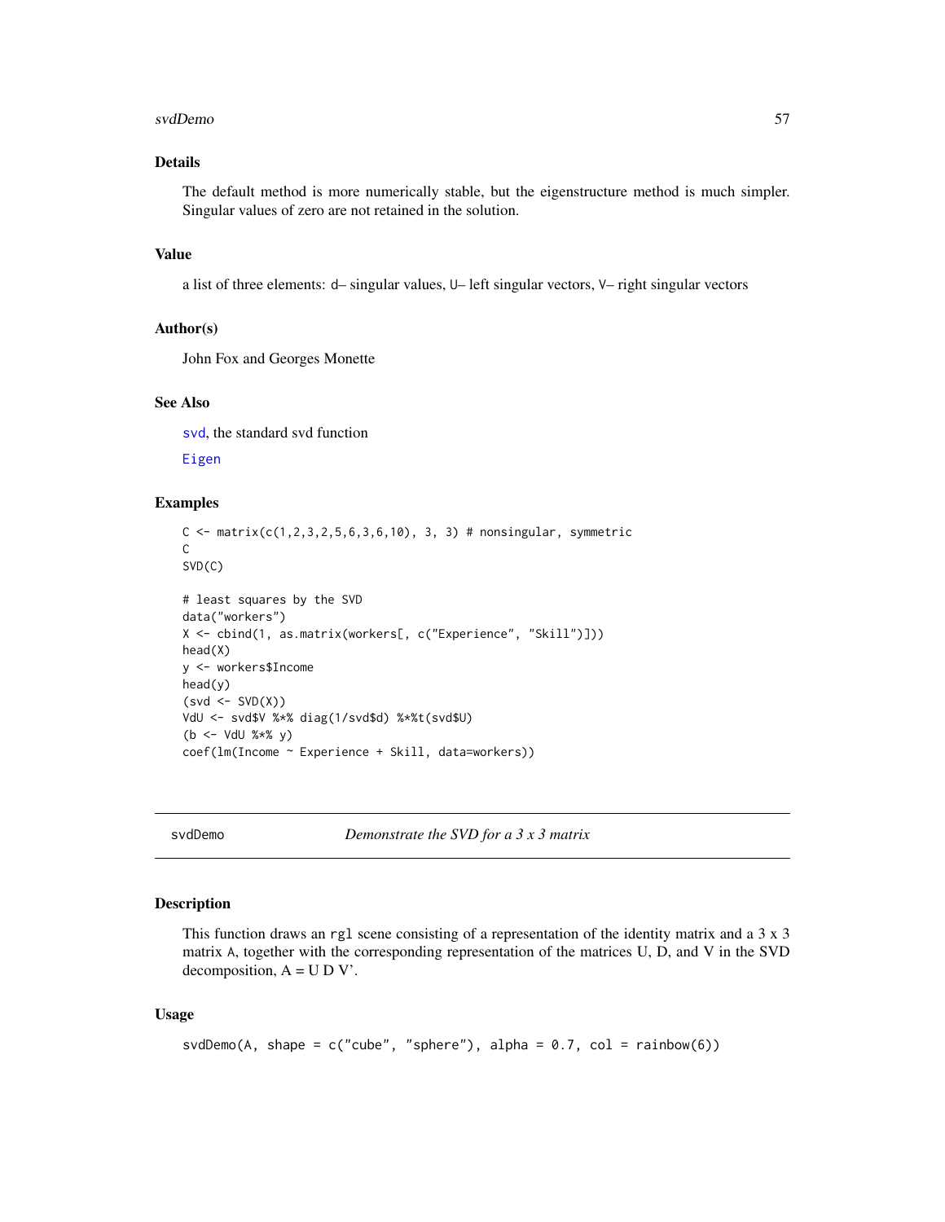### Details

The default method is more numerically stable, but the eigenstructure method is much simpler. Singular values of zero are not retained in the solution.

### Value

a list of three elements: `d`– singular values, `U`– left singular vectors, `V`– right singular vectors

### Author(s)

John Fox and Georges Monette

### See Also

`svd`, the standard svd function

`Eigen`

### Examples

```
C <- matrix(c(1,2,3,2,5,6,3,6,10), 3, 3) # nonsingular, symmetric
C
SVD(C)

# least squares by the SVD
data("workers")
X <- cbind(1, as.matrix(workers[, c("Experience", "Skill")]))
head(X)
y <- workers$Income
head(y)
(svd <- SVD(X))
VdU <- svd$V %*% diag(1/svd$d) %*%t(svd$U)
(b <- VdU %*% y)
coef(lm(Income ~ Experience + Skill, data=workers))
```

---

## svdDemo — *Demonstrate the SVD for a 3 x 3 matrix*

### Description

This function draws an `rgl` scene consisting of a representation of the identity matrix and a 3 x 3 matrix `A`, together with the corresponding representation of the matrices U, D, and V in the SVD decomposition, A = U D V'.

### Usage

```
svdDemo(A, shape = c("cube", "sphere"), alpha = 0.7, col = rainbow(6))
```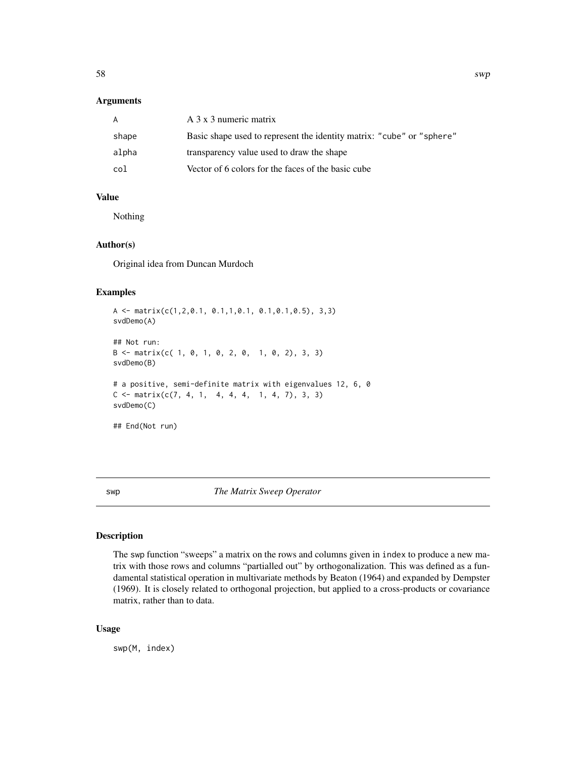### Arguments

| | |
|---|---|
| A | A 3 x 3 numeric matrix |
| shape | Basic shape used to represent the identity matrix: "cube" or "sphere" |
| alpha | transparency value used to draw the shape |
| col | Vector of 6 colors for the faces of the basic cube |

### Value

Nothing

### Author(s)

Original idea from Duncan Murdoch

### Examples

```
A <- matrix(c(1,2,0.1, 0.1,1,0.1, 0.1,0.1,0.5), 3,3)
svdDemo(A)

## Not run:
B <- matrix(c( 1, 0, 1, 0, 2, 0,  1, 0, 2), 3, 3)
svdDemo(B)

# a positive, semi-definite matrix with eigenvalues 12, 6, 0
C <- matrix(c(7, 4, 1,  4, 4, 4,  1, 4, 7), 3, 3)
svdDemo(C)

## End(Not run)
```

---

## swp *The Matrix Sweep Operator*

### Description

The swp function "sweeps" a matrix on the rows and columns given in index to produce a new matrix with those rows and columns "partialled out" by orthogonalization. This was defined as a fundamental statistical operation in multivariate methods by Beaton (1964) and expanded by Dempster (1969). It is closely related to orthogonal projection, but applied to a cross-products or covariance matrix, rather than to data.

### Usage

```
swp(M, index)
```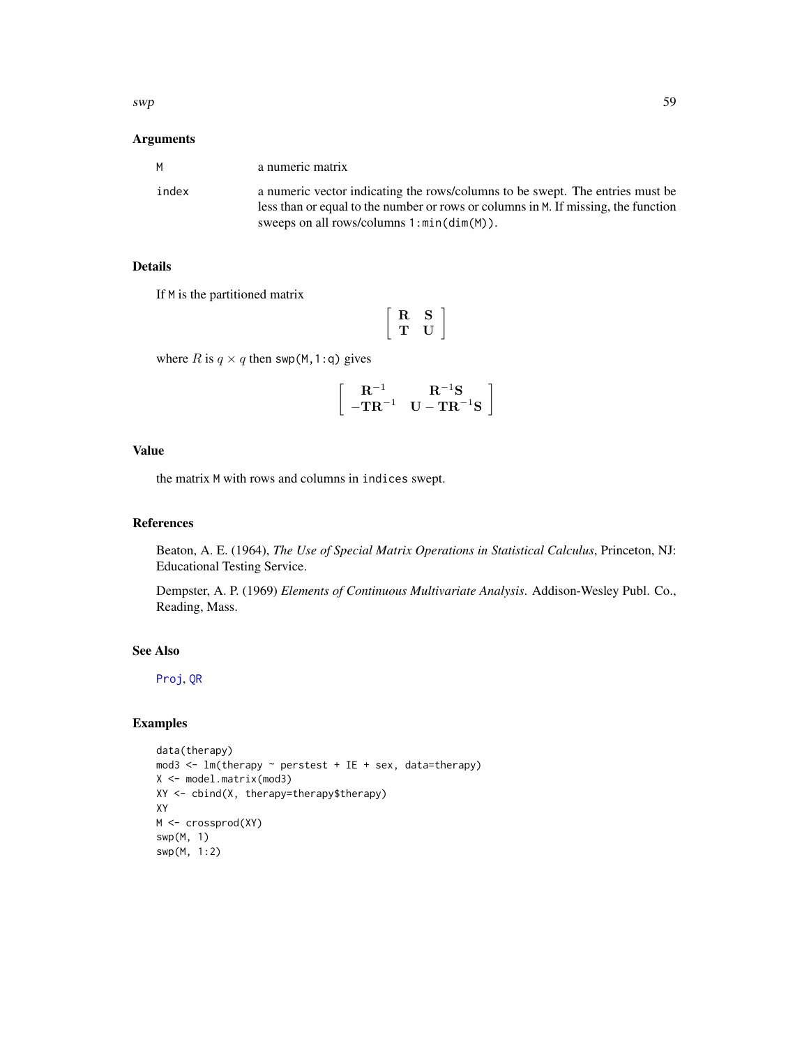## Arguments

| | |
|---|---|
| M | a numeric matrix |
| index | a numeric vector indicating the rows/columns to be swept. The entries must be less than or equal to the number or rows or columns in M. If missing, the function sweeps on all rows/columns `1:min(dim(M))`. |

## Details

If M is the partitioned matrix

$$\begin{bmatrix} \mathbf{R} & \mathbf{S} \\ \mathbf{T} & \mathbf{U} \end{bmatrix}$$

where $R$ is $q \times q$ then `swp(M,1:q)` gives

$$\begin{bmatrix} \mathbf{R}^{-1} & \mathbf{R}^{-1}\mathbf{S} \\ -\mathbf{T}\mathbf{R}^{-1} & \mathbf{U} - \mathbf{T}\mathbf{R}^{-1}\mathbf{S} \end{bmatrix}$$

## Value

the matrix M with rows and columns in `indices` swept.

## References

Beaton, A. E. (1964), *The Use of Special Matrix Operations in Statistical Calculus*, Princeton, NJ: Educational Testing Service.

Dempster, A. P. (1969) *Elements of Continuous Multivariate Analysis*. Addison-Wesley Publ. Co., Reading, Mass.

## See Also

Proj, QR

## Examples

```
data(therapy)
mod3 <- lm(therapy ~ perstest + IE + sex, data=therapy)
X <- model.matrix(mod3)
XY <- cbind(X, therapy=therapy$therapy)
XY
M <- crossprod(XY)
swp(M, 1)
swp(M, 1:2)
```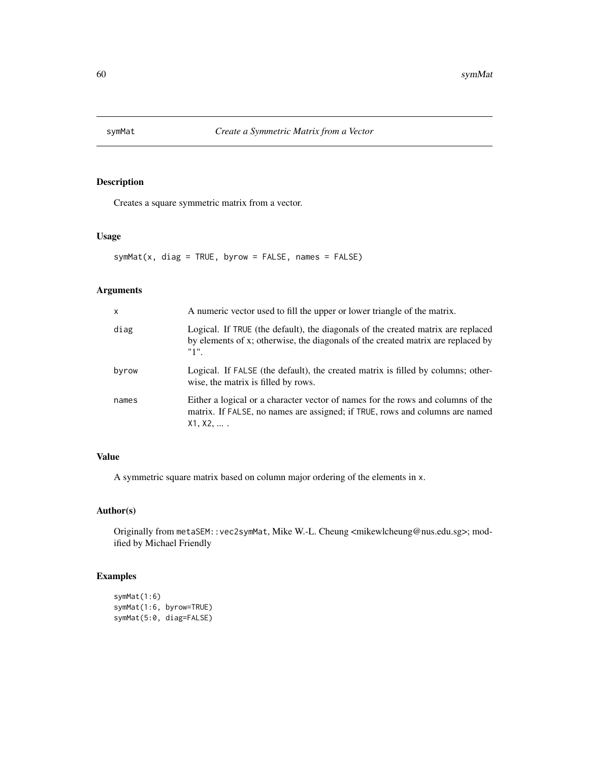# symMat — *Create a Symmetric Matrix from a Vector*

## Description

Creates a square symmetric matrix from a vector.

## Usage

```
symMat(x, diag = TRUE, byrow = FALSE, names = FALSE)
```

## Arguments

| | |
|---|---|
| x | A numeric vector used to fill the upper or lower triangle of the matrix. |
| diag | Logical. If TRUE (the default), the diagonals of the created matrix are replaced by elements of x; otherwise, the diagonals of the created matrix are replaced by "1". |
| byrow | Logical. If FALSE (the default), the created matrix is filled by columns; otherwise, the matrix is filled by rows. |
| names | Either a logical or a character vector of names for the rows and columns of the matrix. If FALSE, no names are assigned; if TRUE, rows and columns are named X1, X2, ... . |

## Value

A symmetric square matrix based on column major ordering of the elements in x.

## Author(s)

Originally from metaSEM::vec2symMat, Mike W.-L. Cheung <mikewlcheung@nus.edu.sg>; modified by Michael Friendly

## Examples

```
symMat(1:6)
symMat(1:6, byrow=TRUE)
symMat(5:0, diag=FALSE)
```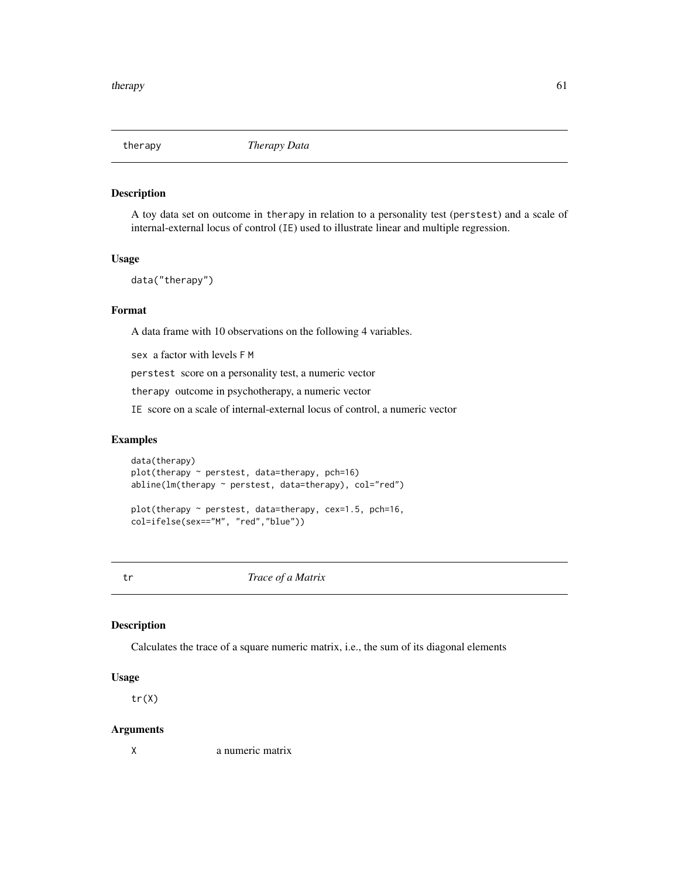## therapy *Therapy Data*

### Description

A toy data set on outcome in `therapy` in relation to a personality test (`perstest`) and a scale of internal-external locus of control (`IE`) used to illustrate linear and multiple regression.

### Usage

```
data("therapy")
```

### Format

A data frame with 10 observations on the following 4 variables.

- `sex` a factor with levels `F` `M`
- `perstest` score on a personality test, a numeric vector
- `therapy` outcome in psychotherapy, a numeric vector
- `IE` score on a scale of internal-external locus of control, a numeric vector

### Examples

```
data(therapy)
plot(therapy ~ perstest, data=therapy, pch=16)
abline(lm(therapy ~ perstest, data=therapy), col="red")

plot(therapy ~ perstest, data=therapy, cex=1.5, pch=16,
col=ifelse(sex=="M", "red","blue"))
```

## tr *Trace of a Matrix*

### Description

Calculates the trace of a square numeric matrix, i.e., the sum of its diagonal elements

### Usage

```
tr(X)
```

### Arguments

| | |
|---|---|
| `X` | a numeric matrix |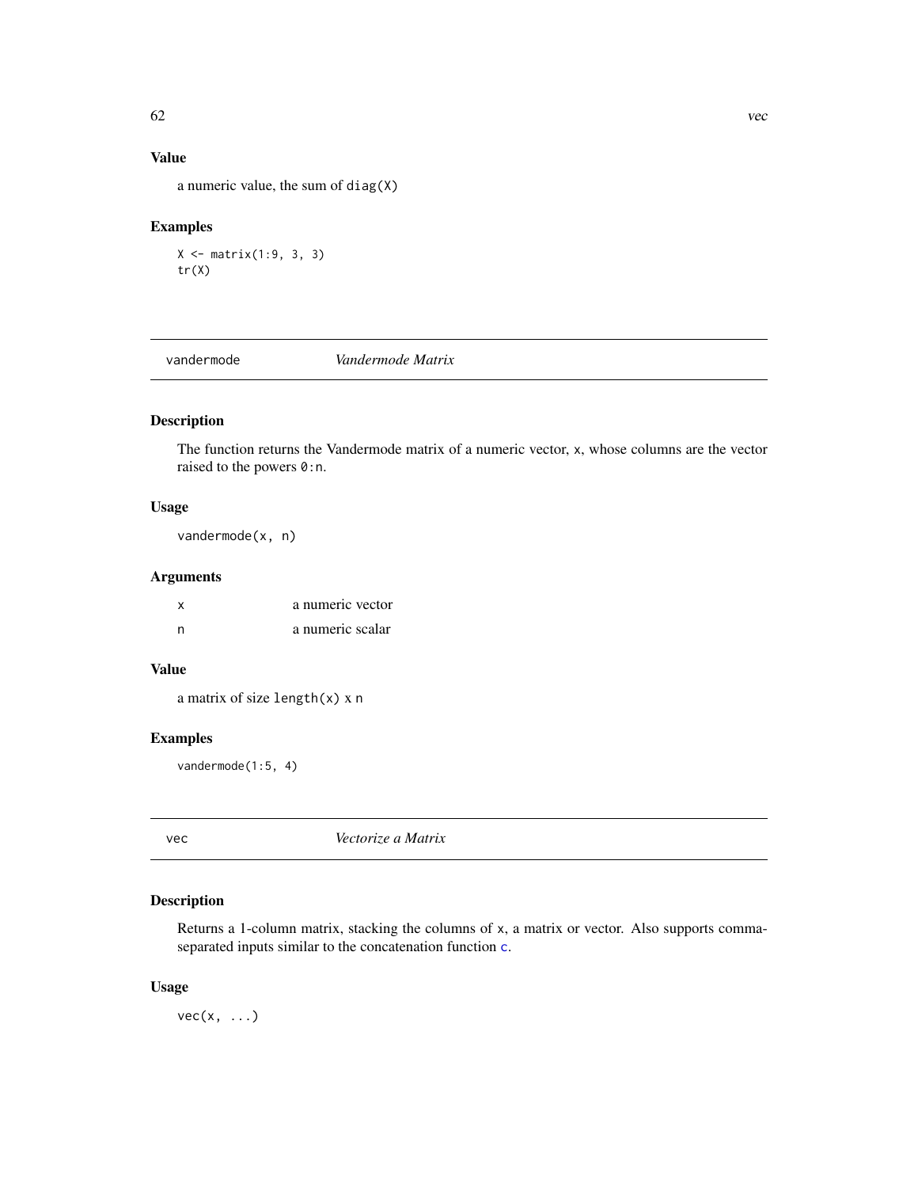### Value

a numeric value, the sum of `diag(X)`

### Examples

```
X <- matrix(1:9, 3, 3)
tr(X)
```

---

## vandermode *Vandermode Matrix*

### Description

The function returns the Vandermode matrix of a numeric vector, `x`, whose columns are the vector raised to the powers `0:n`.

### Usage

```
vandermode(x, n)
```

### Arguments

| | |
|---|---|
| x | a numeric vector |
| n | a numeric scalar |

### Value

a matrix of size `length(x)` x `n`

### Examples

```
vandermode(1:5, 4)
```

---

## vec *Vectorize a Matrix*

### Description

Returns a 1-column matrix, stacking the columns of `x`, a matrix or vector. Also supports comma-separated inputs similar to the concatenation function `c`.

### Usage

```
vec(x, ...)
```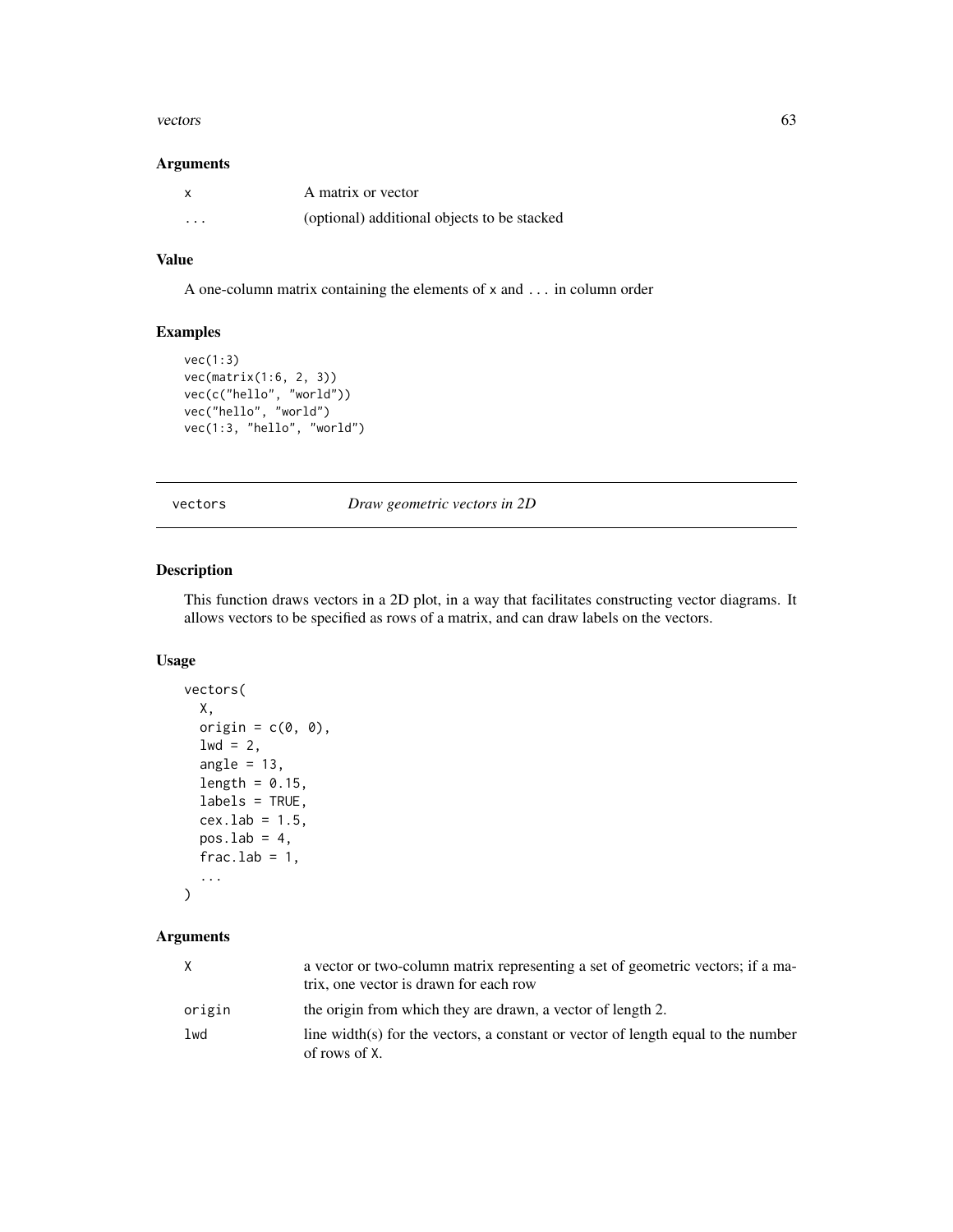### Arguments

| | |
|---|---|
| x | A matrix or vector |
| ... | (optional) additional objects to be stacked |

### Value

A one-column matrix containing the elements of x and ... in column order

### Examples

```
vec(1:3)
vec(matrix(1:6, 2, 3))
vec(c("hello", "world"))
vec("hello", "world")
vec(1:3, "hello", "world")
```

---

## vectors *Draw geometric vectors in 2D*

---

### Description

This function draws vectors in a 2D plot, in a way that facilitates constructing vector diagrams. It allows vectors to be specified as rows of a matrix, and can draw labels on the vectors.

### Usage

```
vectors(
  X,
  origin = c(0, 0),
  lwd = 2,
  angle = 13,
  length = 0.15,
  labels = TRUE,
  cex.lab = 1.5,
  pos.lab = 4,
  frac.lab = 1,
  ...
)
```

### Arguments

| | |
|---|---|
| X | a vector or two-column matrix representing a set of geometric vectors; if a matrix, one vector is drawn for each row |
| origin | the origin from which they are drawn, a vector of length 2. |
| lwd | line width(s) for the vectors, a constant or vector of length equal to the number of rows of X. |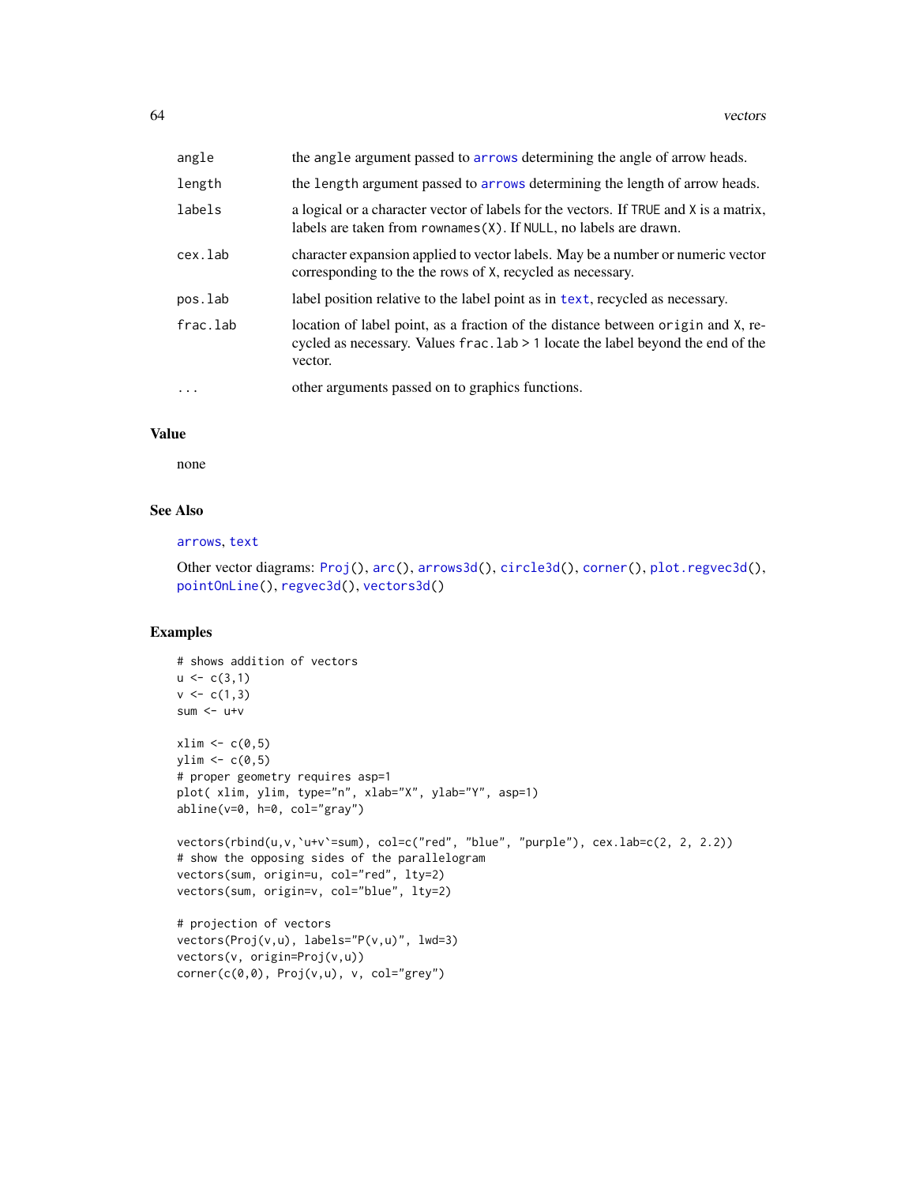| | |
|---|---|
| angle | the angle argument passed to arrows determining the angle of arrow heads. |
| length | the length argument passed to arrows determining the length of arrow heads. |
| labels | a logical or a character vector of labels for the vectors. If TRUE and X is a matrix, labels are taken from rownames(X). If NULL, no labels are drawn. |
| cex.lab | character expansion applied to vector labels. May be a number or numeric vector corresponding to the the rows of X, recycled as necessary. |
| pos.lab | label position relative to the label point as in text, recycled as necessary. |
| frac.lab | location of label point, as a fraction of the distance between origin and X, recycled as necessary. Values frac.lab > 1 locate the label beyond the end of the vector. |
| ... | other arguments passed on to graphics functions. |

## Value

none

## See Also

arrows, text

Other vector diagrams: Proj(), arc(), arrows3d(), circle3d(), corner(), plot.regvec3d(), pointOnLine(), regvec3d(), vectors3d()

## Examples

```
# shows addition of vectors
u <- c(3,1)
v <- c(1,3)
sum <- u+v

xlim <- c(0,5)
ylim <- c(0,5)
# proper geometry requires asp=1
plot( xlim, ylim, type="n", xlab="X", ylab="Y", asp=1)
abline(v=0, h=0, col="gray")

vectors(rbind(u,v,`u+v`=sum), col=c("red", "blue", "purple"), cex.lab=c(2, 2, 2.2))
# show the opposing sides of the parallelogram
vectors(sum, origin=u, col="red", lty=2)
vectors(sum, origin=v, col="blue", lty=2)

# projection of vectors
vectors(Proj(v,u), labels="P(v,u)", lwd=3)
vectors(v, origin=Proj(v,u))
corner(c(0,0), Proj(v,u), v, col="grey")
```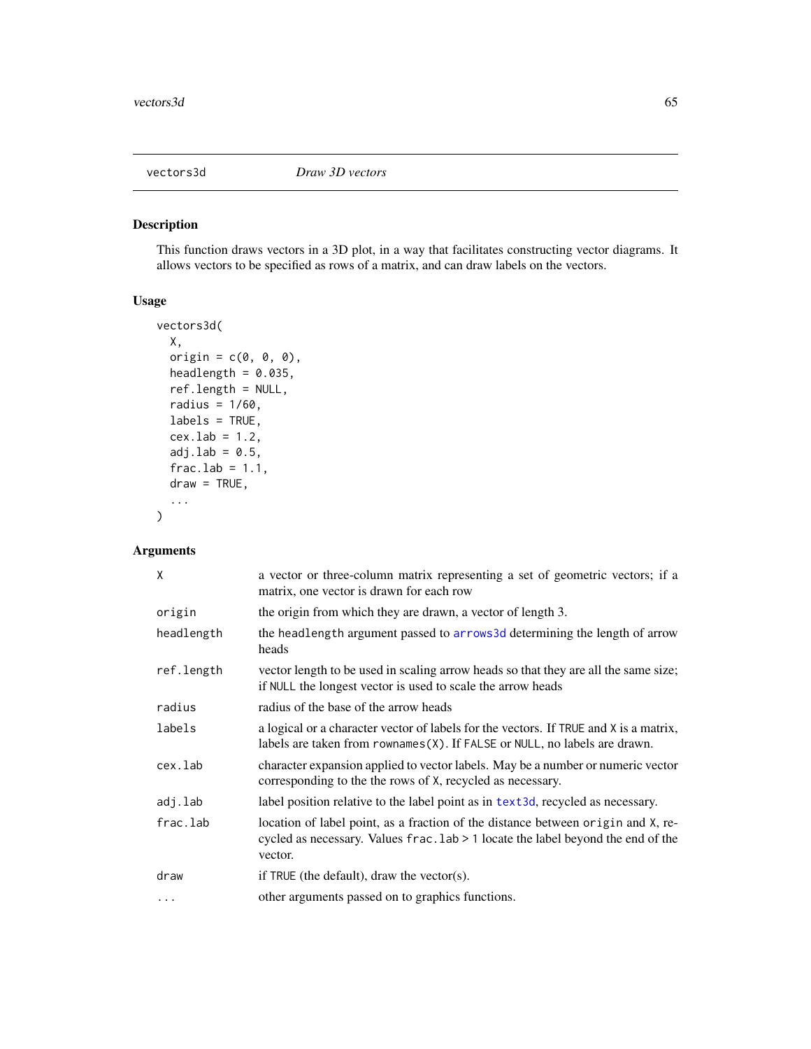# vectors3d — *Draw 3D vectors*

## Description

This function draws vectors in a 3D plot, in a way that facilitates constructing vector diagrams. It allows vectors to be specified as rows of a matrix, and can draw labels on the vectors.

## Usage

```
vectors3d(
  X,
  origin = c(0, 0, 0),
  headlength = 0.035,
  ref.length = NULL,
  radius = 1/60,
  labels = TRUE,
  cex.lab = 1.2,
  adj.lab = 0.5,
  frac.lab = 1.1,
  draw = TRUE,
  ...
)
```

## Arguments

| | |
|---|---|
| `X` | a vector or three-column matrix representing a set of geometric vectors; if a matrix, one vector is drawn for each row |
| `origin` | the origin from which they are drawn, a vector of length 3. |
| `headlength` | the `headlength` argument passed to `arrows3d` determining the length of arrow heads |
| `ref.length` | vector length to be used in scaling arrow heads so that they are all the same size; if `NULL` the longest vector is used to scale the arrow heads |
| `radius` | radius of the base of the arrow heads |
| `labels` | a logical or a character vector of labels for the vectors. If `TRUE` and `X` is a matrix, labels are taken from `rownames(X)`. If `FALSE` or `NULL`, no labels are drawn. |
| `cex.lab` | character expansion applied to vector labels. May be a number or numeric vector corresponding to the the rows of `X`, recycled as necessary. |
| `adj.lab` | label position relative to the label point as in `text3d`, recycled as necessary. |
| `frac.lab` | location of label point, as a fraction of the distance between `origin` and `X`, recycled as necessary. Values `frac.lab > 1` locate the label beyond the end of the vector. |
| `draw` | if `TRUE` (the default), draw the vector(s). |
| `...` | other arguments passed on to graphics functions. |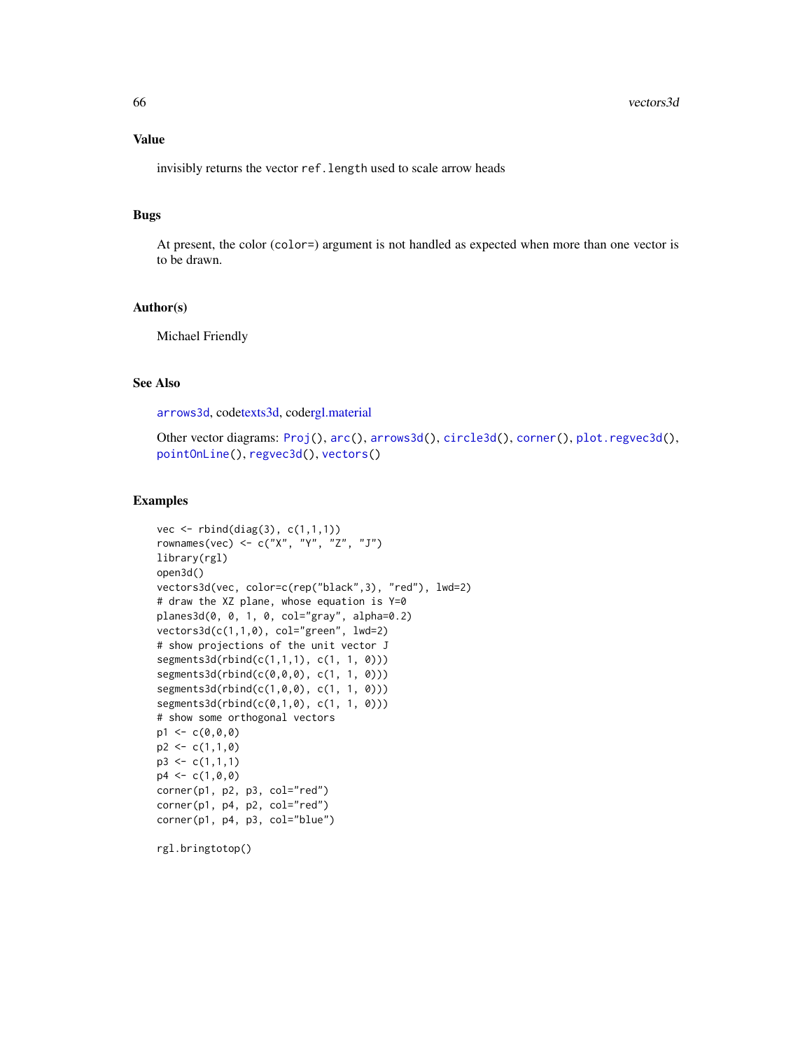## Value

invisibly returns the vector `ref.length` used to scale arrow heads

## Bugs

At present, the color (`color=`) argument is not handled as expected when more than one vector is to be drawn.

## Author(s)

Michael Friendly

## See Also

`arrows3d`, codetexts3d, codergl.material

Other vector diagrams: `Proj()`, `arc()`, `arrows3d()`, `circle3d()`, `corner()`, `plot.regvec3d()`, `pointOnLine()`, `regvec3d()`, `vectors()`

## Examples

```
vec <- rbind(diag(3), c(1,1,1))
rownames(vec) <- c("X", "Y", "Z", "J")
library(rgl)
open3d()
vectors3d(vec, color=c(rep("black",3), "red"), lwd=2)
# draw the XZ plane, whose equation is Y=0
planes3d(0, 0, 1, 0, col="gray", alpha=0.2)
vectors3d(c(1,1,0), col="green", lwd=2)
# show projections of the unit vector J
segments3d(rbind(c(1,1,1), c(1, 1, 0)))
segments3d(rbind(c(0,0,0), c(1, 1, 0)))
segments3d(rbind(c(1,0,0), c(1, 1, 0)))
segments3d(rbind(c(0,1,0), c(1, 1, 0)))
# show some orthogonal vectors
p1 <- c(0,0,0)
p2 <- c(1,1,0)
p3 <- c(1,1,1)
p4 <- c(1,0,0)
corner(p1, p2, p3, col="red")
corner(p1, p4, p2, col="red")
corner(p1, p4, p3, col="blue")

rgl.bringtotop()
```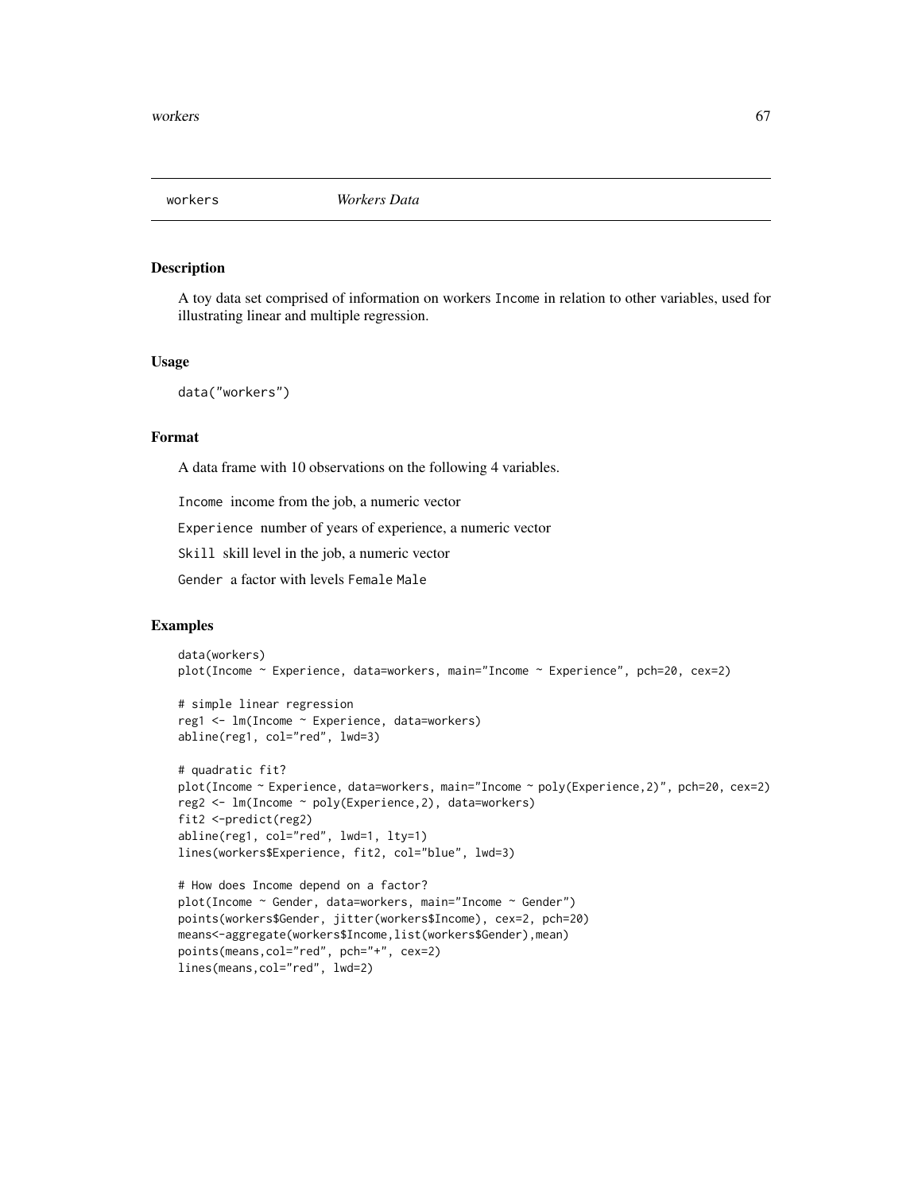## workers — *Workers Data*

### Description

A toy data set comprised of information on workers `Income` in relation to other variables, used for illustrating linear and multiple regression.

### Usage

```
data("workers")
```

### Format

A data frame with 10 observations on the following 4 variables.

`Income` income from the job, a numeric vector

`Experience` number of years of experience, a numeric vector

`Skill` skill level in the job, a numeric vector

`Gender` a factor with levels `Female` `Male`

### Examples

```
data(workers)
plot(Income ~ Experience, data=workers, main="Income ~ Experience", pch=20, cex=2)

# simple linear regression
reg1 <- lm(Income ~ Experience, data=workers)
abline(reg1, col="red", lwd=3)

# quadratic fit?
plot(Income ~ Experience, data=workers, main="Income ~ poly(Experience,2)", pch=20, cex=2)
reg2 <- lm(Income ~ poly(Experience,2), data=workers)
fit2 <-predict(reg2)
abline(reg1, col="red", lwd=1, lty=1)
lines(workers$Experience, fit2, col="blue", lwd=3)

# How does Income depend on a factor?
plot(Income ~ Gender, data=workers, main="Income ~ Gender")
points(workers$Gender, jitter(workers$Income), cex=2, pch=20)
means<-aggregate(workers$Income,list(workers$Gender),mean)
points(means,col="red", pch="+", cex=2)
lines(means,col="red", lwd=2)
```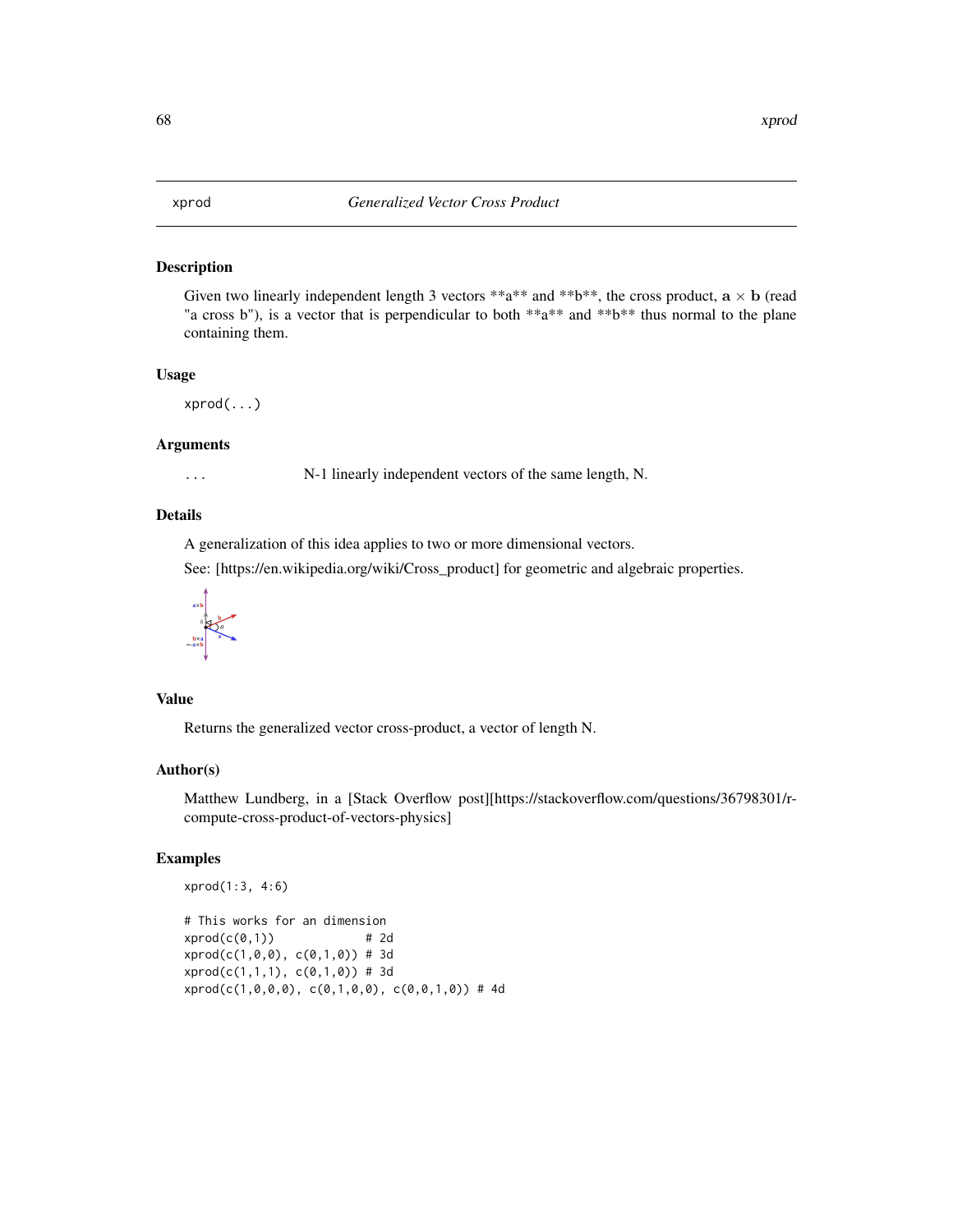## xprod — *Generalized Vector Cross Product*

### Description

Given two linearly independent length 3 vectors **a** and **b**, the cross product, $\mathbf{a} \times \mathbf{b}$ (read "a cross b"), is a vector that is perpendicular to both **a** and **b** thus normal to the plane containing them.

### Usage

```
xprod(...)
```

### Arguments

| | |
|---|---|
| `...` | N-1 linearly independent vectors of the same length, N. |

### Details

A generalization of this idea applies to two or more dimensional vectors.

See: [https://en.wikipedia.org/wiki/Cross_product] for geometric and algebraic properties.

### Value

Returns the generalized vector cross-product, a vector of length N.

### Author(s)

Matthew Lundberg, in a [Stack Overflow post][https://stackoverflow.com/questions/36798301/r-compute-cross-product-of-vectors-physics]

### Examples

```
xprod(1:3, 4:6)

# This works for an dimension
xprod(c(0,1))            # 2d
xprod(c(1,0,0), c(0,1,0)) # 3d
xprod(c(1,1,1), c(0,1,0)) # 3d
xprod(c(1,0,0,0), c(0,1,0,0), c(0,0,1,0)) # 4d
```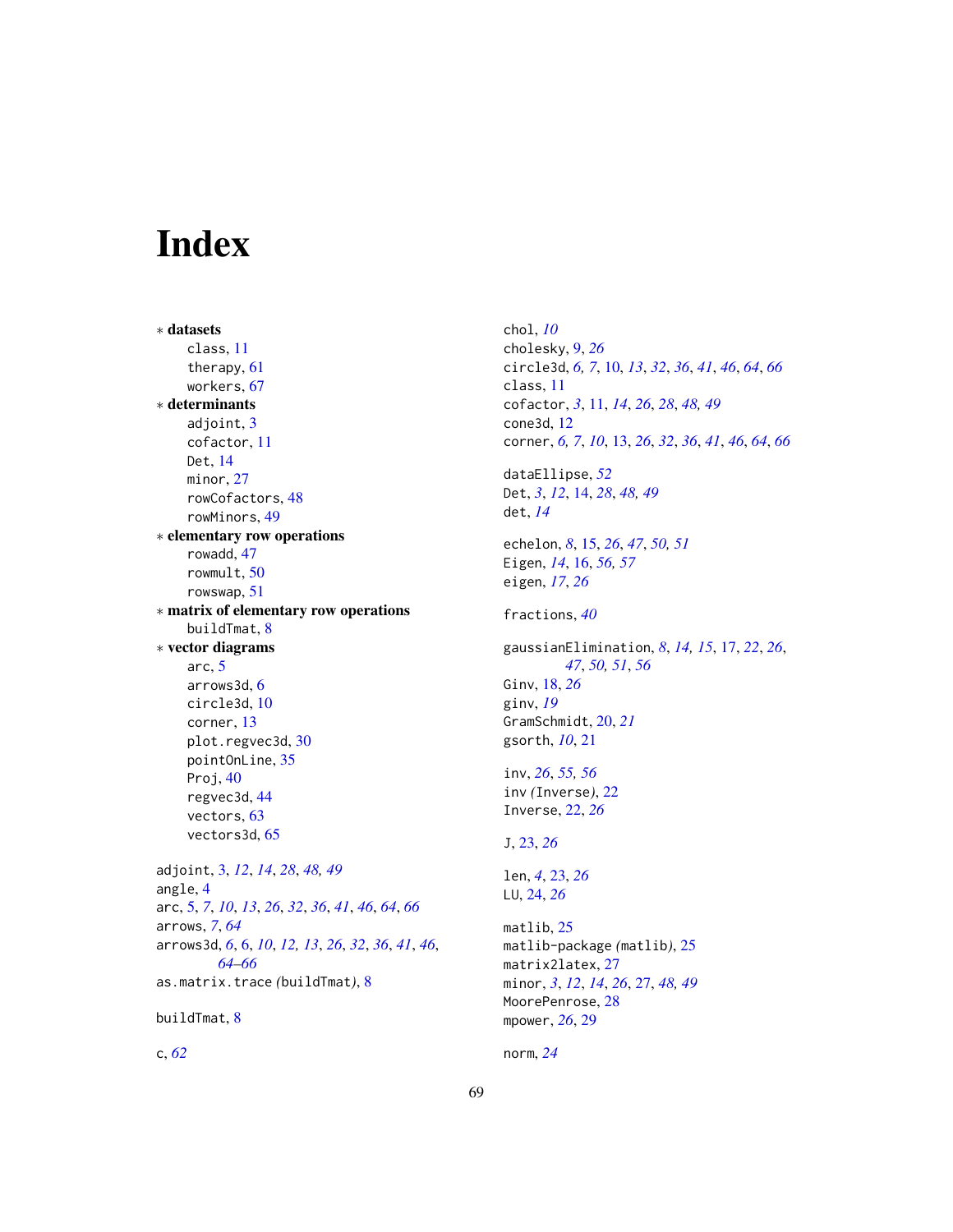# Index

∗ **datasets**
  - class, 11
  - therapy, 61
  - workers, 67

∗ **determinants**
  - adjoint, 3
  - cofactor, 11
  - Det, 14
  - minor, 27
  - rowCofactors, 48
  - rowMinors, 49

∗ **elementary row operations**
  - rowadd, 47
  - rowmult, 50
  - rowswap, 51

∗ **matrix of elementary row operations**
  - buildTmat, 8

∗ **vector diagrams**
  - arc, 5
  - arrows3d, 6
  - circle3d, 10
  - corner, 13
  - plot.regvec3d, 30
  - pointOnLine, 35
  - Proj, 40
  - regvec3d, 44
  - vectors, 63
  - vectors3d, 65

adjoint, 3, *12*, *14*, *28*, *48, 49*
angle, 4
arc, 5, *7*, *10*, *13*, *26*, *32*, *36*, *41*, *46*, *64*, *66*
arrows, *7*, *64*
arrows3d, *6*, 6, *10*, *12, 13*, *26*, *32*, *36*, *41*, *46*, *64–66*
as.matrix.trace (buildTmat), 8

buildTmat, 8

c, *62*

chol, *10*
cholesky, 9, *26*
circle3d, *6, 7*, 10, *13*, *32*, *36*, *41*, *46*, *64*, *66*
class, 11
cofactor, *3*, 11, *14*, *26*, *28*, *48, 49*
cone3d, 12
corner, *6, 7*, *10*, 13, *26*, *32*, *36*, *41*, *46*, *64*, *66*

dataEllipse, *52*
Det, *3*, *12*, 14, *28*, *48, 49*
det, *14*

echelon, *8*, 15, *26*, *47*, *50, 51*
Eigen, *14*, 16, *56, 57*
eigen, *17*, *26*

fractions, *40*

gaussianElimination, *8*, *14, 15*, 17, *22*, *26*, *47*, *50, 51*, *56*
Ginv, 18, *26*
ginv, *19*
GramSchmidt, 20, *21*
gsorth, *10*, 21

inv, *26*, *55, 56*
inv (Inverse), 22
Inverse, 22, *26*

J, 23, *26*

len, *4*, 23, *26*
LU, 24, *26*

matlib, 25
matlib-package (matlib), 25
matrix2latex, 27
minor, *3*, *12*, *14*, *26*, 27, *48, 49*
MoorePenrose, 28
mpower, *26*, 29

norm, *24*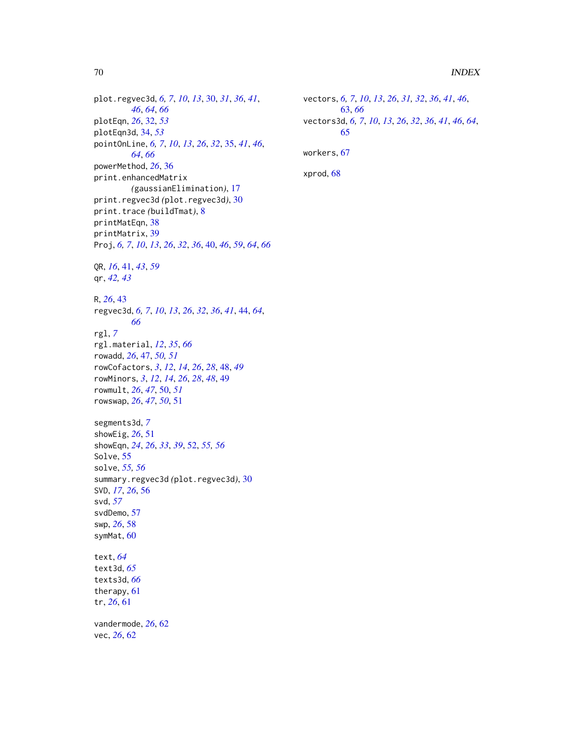plot.regvec3d, *6, 7*, *10*, *13*, 30, *31*, *36*, *41*, *46*, *64*, *66*
plotEqn, *26*, 32, *53*
plotEqn3d, 34, *53*
pointOnLine, *6, 7*, *10*, *13*, *26*, *32*, 35, *41*, *46*, *64*, *66*
powerMethod, *26*, 36
print.enhancedMatrix (gaussianElimination), 17
print.regvec3d (plot.regvec3d), 30
print.trace (buildTmat), 8
printMatEqn, 38
printMatrix, 39
Proj, *6, 7*, *10*, *13*, *26*, *32*, *36*, 40, *46*, *59*, *64*, *66*

QR, *16*, 41, *43*, *59*
qr, *42, 43*

R, *26*, 43
regvec3d, *6, 7*, *10*, *13*, *26*, *32*, *36*, *41*, 44, *64*, *66*
rgl, *7*
rgl.material, *12*, *35*, *66*
rowadd, *26*, 47, *50, 51*
rowCofactors, *3*, *12*, *14*, *26*, *28*, 48, *49*
rowMinors, *3*, *12*, *14*, *26*, *28*, *48*, 49
rowmult, *26*, *47*, 50, *51*
rowswap, *26*, *47*, *50*, 51

segments3d, *7*
showEig, *26*, 51
showEqn, *24*, *26*, *33*, *39*, 52, *55, 56*
Solve, 55
solve, *55, 56*
summary.regvec3d (plot.regvec3d), 30
SVD, *17*, *26*, 56
svd, *57*
svdDemo, 57
swp, *26*, 58
symMat, 60

text, *64*
text3d, *65*
texts3d, *66*
therapy, 61
tr, *26*, 61

vandermode, *26*, 62
vec, *26*, 62
vectors, *6, 7*, *10*, *13*, *26*, *31, 32*, *36*, *41*, *46*, 63, *66*
vectors3d, *6, 7*, *10*, *13*, *26*, *32*, *36*, *41*, *46*, *64*, 65

workers, 67

xprod, 68